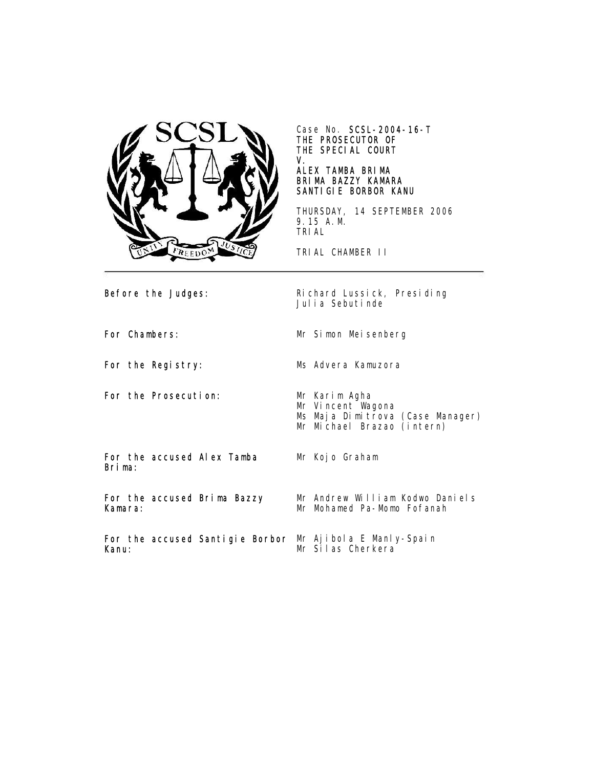Case No. **SCSL-2004-16-T**
**THE PROSECUTOR OF**
**THE SPECIAL COURT**
**V.**
**ALEX TAMBA BRIMA**
**BRIMA BAZZY KAMARA**
**SANTIGIE BORBOR KANU**

THURSDAY, 14 SEPTEMBER 2006
9.15 A.M.
TRIAL

TRIAL CHAMBER II

---

| | |
|---|---|
| **Before the Judges:** | Richard Lussick, Presiding<br>Julia Sebutinde |
| **For Chambers:** | Mr Simon Meisenberg |
| **For the Registry:** | Ms Advera Kamuzora |
| **For the Prosecution:** | Mr Karim Agha<br>Mr Vincent Wagona<br>Ms Maja Dimitrova (Case Manager)<br>Mr Michael Brazao (intern) |
| **For the accused Alex Tamba Brima:** | Mr Kojo Graham |
| **For the accused Brima Bazzy Kamara:** | Mr Andrew William Kodwo Daniels<br>Mr Mohamed Pa-Momo Fofanah |
| **For the accused Santigie Borbor Kanu:** | Mr Ajibola E Manly-Spain<br>Mr Silas Cherkera |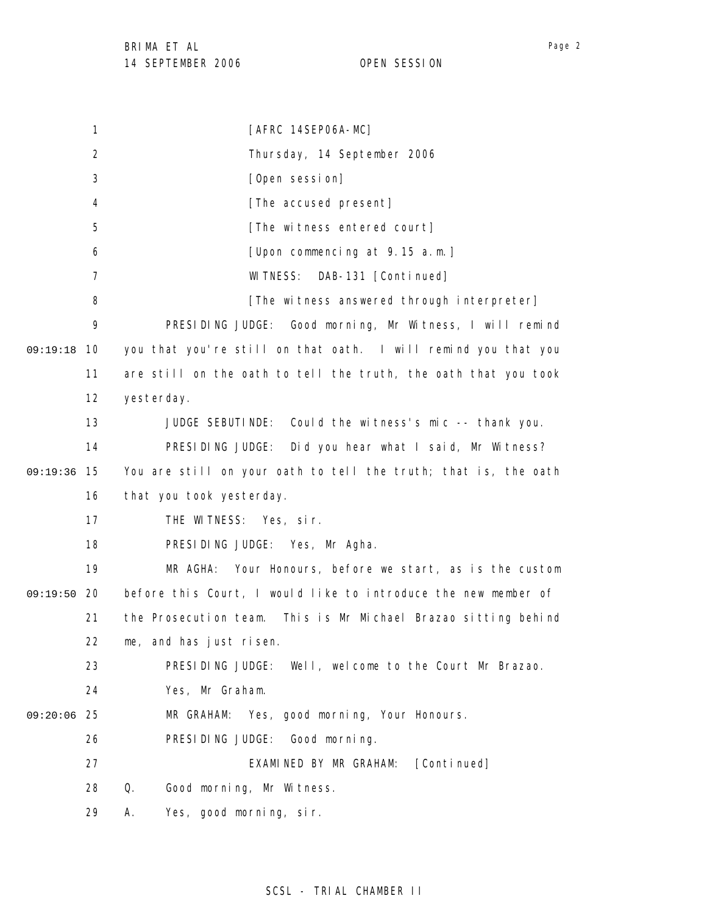[AFRC 14SEP06A-MC]

Thursday, 14 September 2006

[Open session]

[The accused present]

[The witness entered court]

[Upon commencing at 9.15 a.m.]

WITNESS: DAB-131 [Continued]

[The witness answered through interpreter]

PRESIDING JUDGE: Good morning, Mr Witness, I will remind you that you're still on that oath. I will remind you that you are still on the oath to tell the truth, the oath that you took yesterday.

JUDGE SEBUTINDE: Could the witness's mic -- thank you.

PRESIDING JUDGE: Did you hear what I said, Mr Witness? You are still on your oath to tell the truth; that is, the oath that you took yesterday.

THE WITNESS: Yes, sir.

PRESIDING JUDGE: Yes, Mr Agha.

MR AGHA: Your Honours, before we start, as is the custom before this Court, I would like to introduce the new member of the Prosecution team. This is Mr Michael Brazao sitting behind me, and has just risen.

PRESIDING JUDGE: Well, welcome to the Court Mr Brazao.

Yes, Mr Graham.

MR GRAHAM: Yes, good morning, Your Honours.

PRESIDING JUDGE: Good morning.

EXAMINED BY MR GRAHAM: [Continued]

Q. Good morning, Mr Witness.

A. Yes, good morning, sir.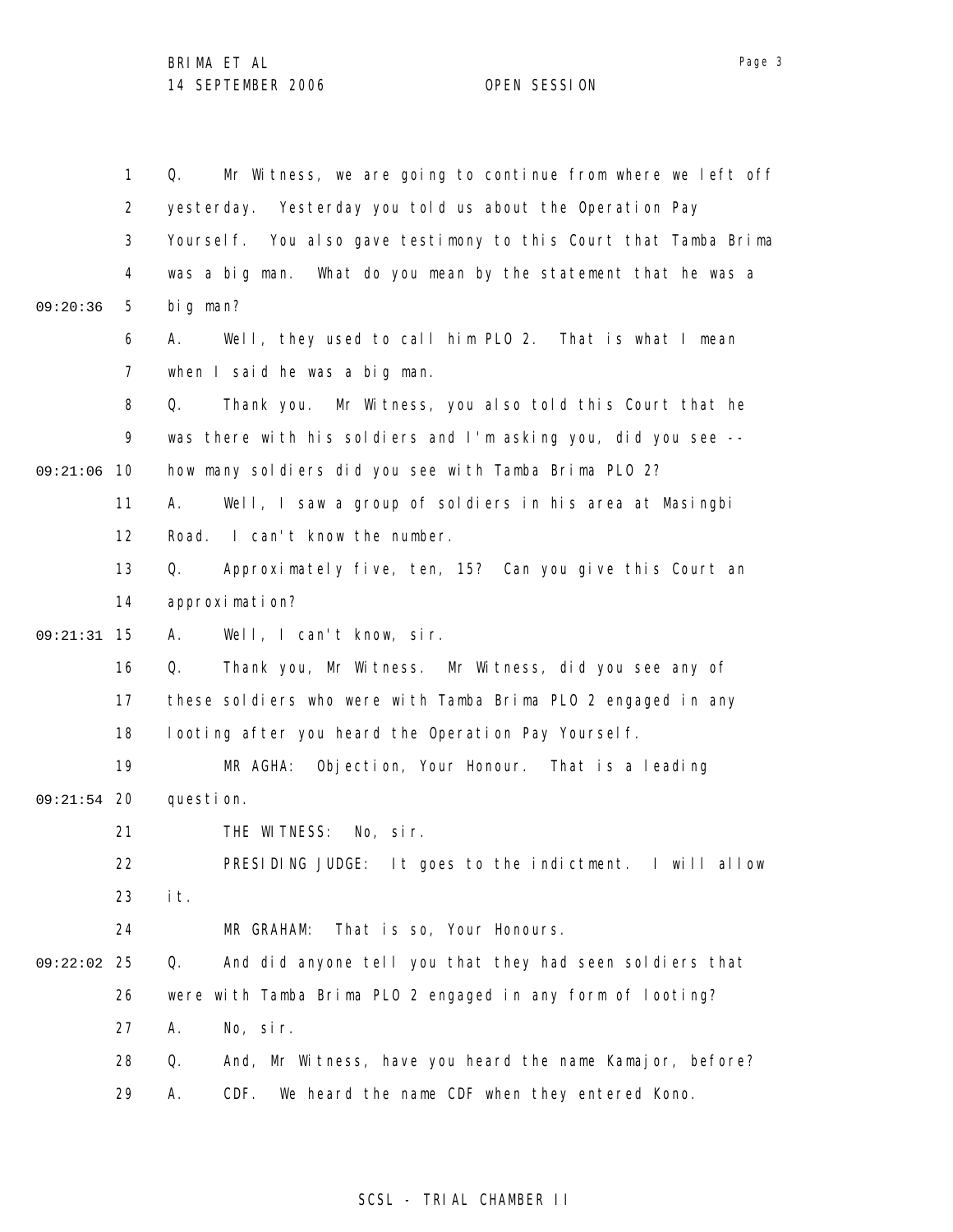Q. Mr Witness, we are going to continue from where we left off yesterday. Yesterday you told us about the Operation Pay Yourself. You also gave testimony to this Court that Tamba Brima was a big man. What do you mean by the statement that he was a big man?

A. Well, they used to call him PLO 2. That is what I mean when I said he was a big man.

Q. Thank you. Mr Witness, you also told this Court that he was there with his soldiers and I'm asking you, did you see -- how many soldiers did you see with Tamba Brima PLO 2?

A. Well, I saw a group of soldiers in his area at Masingbi Road. I can't know the number.

Q. Approximately five, ten, 15? Can you give this Court an approximation?

A. Well, I can't know, sir.

Q. Thank you, Mr Witness. Mr Witness, did you see any of these soldiers who were with Tamba Brima PLO 2 engaged in any looting after you heard the Operation Pay Yourself.

MR AGHA: Objection, Your Honour. That is a leading question.

THE WITNESS: No, sir.

PRESIDING JUDGE: It goes to the indictment. I will allow it.

MR GRAHAM: That is so, Your Honours.

Q. And did anyone tell you that they had seen soldiers that were with Tamba Brima PLO 2 engaged in any form of looting?

A. No, sir.

Q. And, Mr Witness, have you heard the name Kamajor, before?

A. CDF. We heard the name CDF when they entered Kono.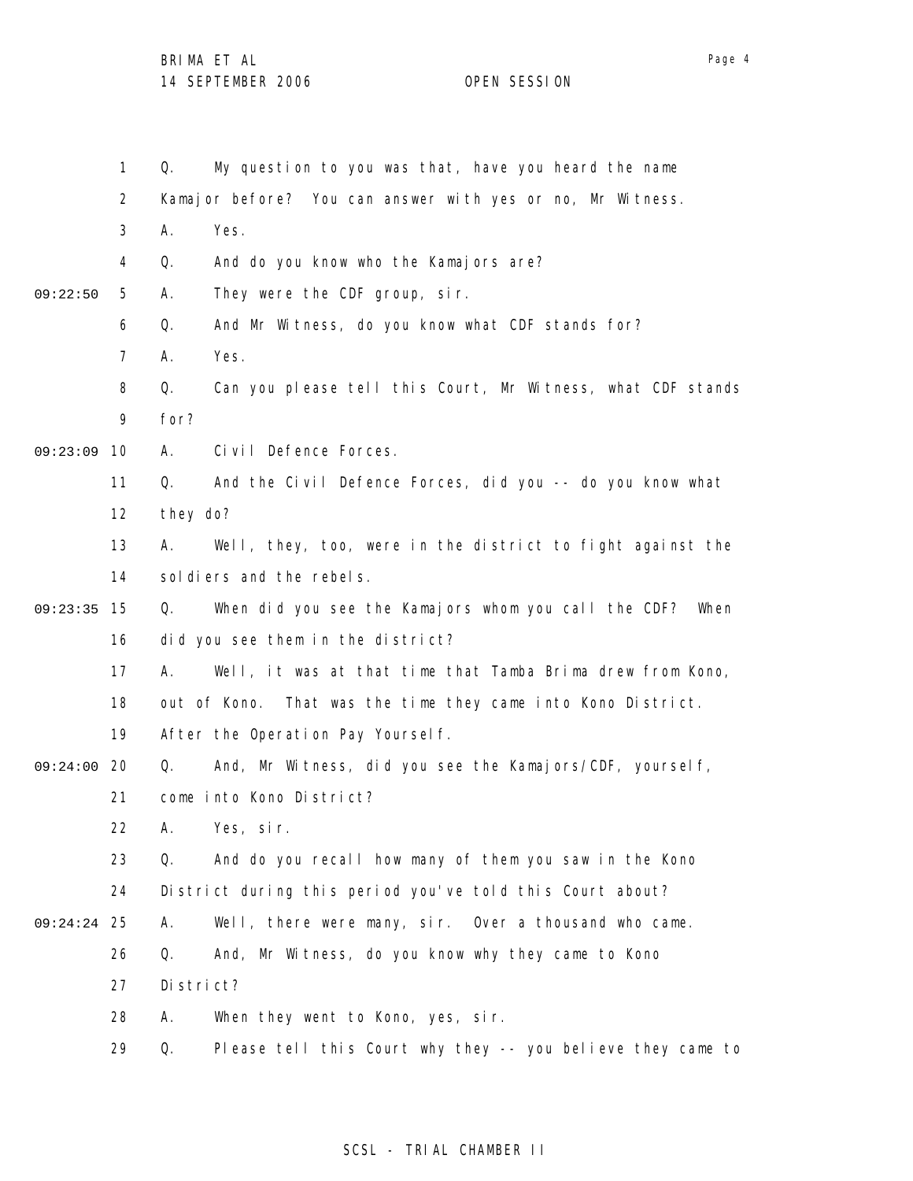Q. My question to you was that, have you heard the name Kamajor before? You can answer with yes or no, Mr Witness.

A. Yes.

Q. And do you know who the Kamajors are?

A. They were the CDF group, sir.

Q. And Mr Witness, do you know what CDF stands for?

A. Yes.

Q. Can you please tell this Court, Mr Witness, what CDF stands for?

A. Civil Defence Forces.

Q. And the Civil Defence Forces, did you -- do you know what they do?

A. Well, they, too, were in the district to fight against the soldiers and the rebels.

Q. When did you see the Kamajors whom you call the CDF? When did you see them in the district?

A. Well, it was at that time that Tamba Brima drew from Kono, out of Kono. That was the time they came into Kono District. After the Operation Pay Yourself.

Q. And, Mr Witness, did you see the Kamajors/CDF, yourself, come into Kono District?

A. Yes, sir.

Q. And do you recall how many of them you saw in the Kono District during this period you've told this Court about?

A. Well, there were many, sir. Over a thousand who came.

Q. And, Mr Witness, do you know why they came to Kono District?

A. When they went to Kono, yes, sir.

Q. Please tell this Court why they -- you believe they came to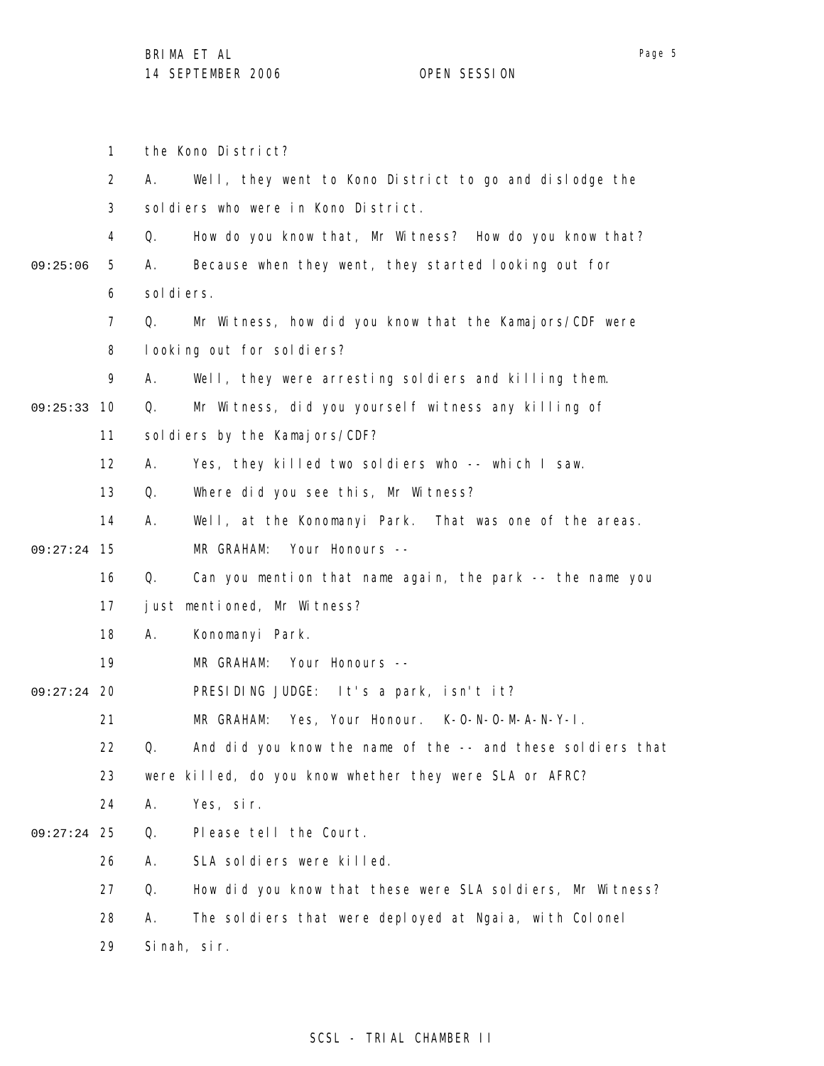the Kono District?

A. Well, they went to Kono District to go and dislodge the soldiers who were in Kono District.

Q. How do you know that, Mr Witness? How do you know that?

A. Because when they went, they started looking out for soldiers.

Q. Mr Witness, how did you know that the Kamajors/CDF were looking out for soldiers?

A. Well, they were arresting soldiers and killing them.

Q. Mr Witness, did you yourself witness any killing of soldiers by the Kamajors/CDF?

A. Yes, they killed two soldiers who -- which I saw.

Q. Where did you see this, Mr Witness?

A. Well, at the Konomanyi Park. That was one of the areas.

MR GRAHAM: Your Honours --

Q. Can you mention that name again, the park -- the name you just mentioned, Mr Witness?

A. Konomanyi Park.

MR GRAHAM: Your Honours --

PRESIDING JUDGE: It's a park, isn't it?

MR GRAHAM: Yes, Your Honour. K-O-N-O-M-A-N-Y-I.

Q. And did you know the name of the -- and these soldiers that were killed, do you know whether they were SLA or AFRC?

A. Yes, sir.

Q. Please tell the Court.

A. SLA soldiers were killed.

Q. How did you know that these were SLA soldiers, Mr Witness?

A. The soldiers that were deployed at Ngaia, with Colonel Sinah, sir.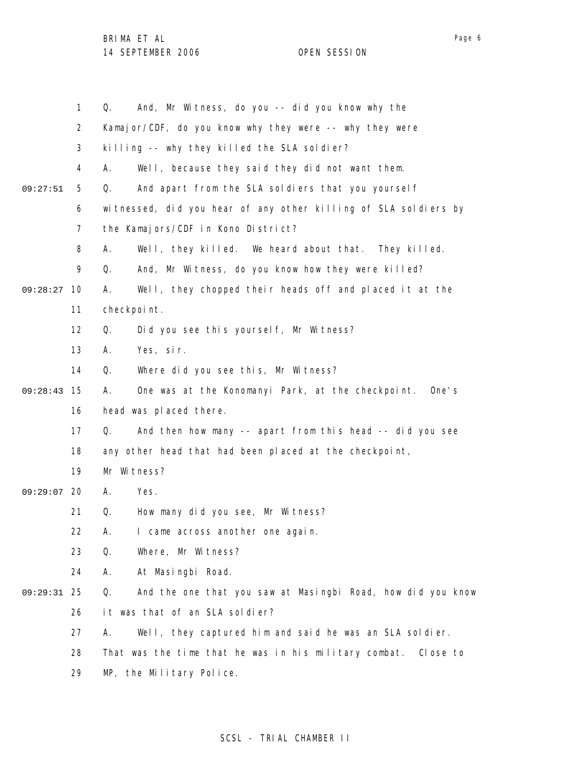Q. And, Mr Witness, do you -- did you know why the Kamajor/CDF, do you know why they were -- why they were killing -- why they killed the SLA soldier?

A. Well, because they said they did not want them.

Q. And apart from the SLA soldiers that you yourself witnessed, did you hear of any other killing of SLA soldiers by the Kamajors/CDF in Kono District?

A. Well, they killed. We heard about that. They killed.

Q. And, Mr Witness, do you know how they were killed?

A. Well, they chopped their heads off and placed it at the checkpoint.

Q. Did you see this yourself, Mr Witness?

A. Yes, sir.

Q. Where did you see this, Mr Witness?

A. One was at the Konomanyi Park, at the checkpoint. One's head was placed there.

Q. And then how many -- apart from this head -- did you see any other head that had been placed at the checkpoint, Mr Witness?

A. Yes.

Q. How many did you see, Mr Witness?

A. I came across another one again.

Q. Where, Mr Witness?

A. At Masingbi Road.

Q. And the one that you saw at Masingbi Road, how did you know it was that of an SLA soldier?

A. Well, they captured him and said he was an SLA soldier. That was the time that he was in his military combat. Close to MP, the Military Police.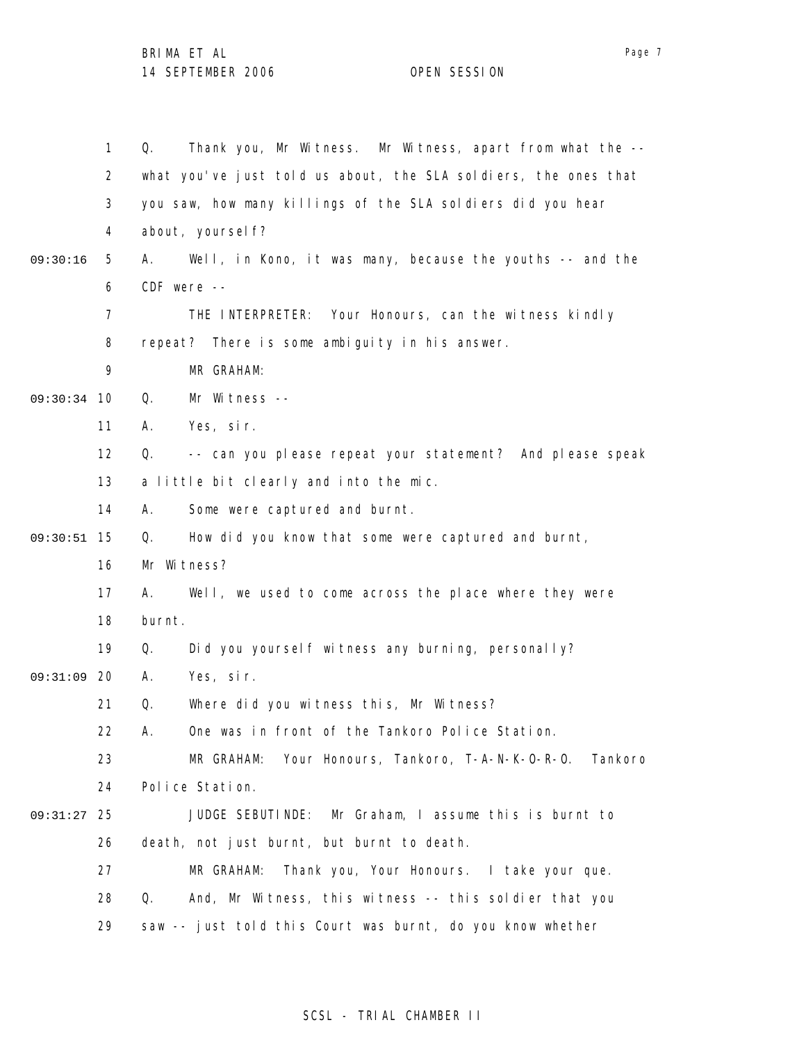Q. Thank you, Mr Witness. Mr Witness, apart from what the -- what you've just told us about, the SLA soldiers, the ones that you saw, how many killings of the SLA soldiers did you hear about, yourself?

A. Well, in Kono, it was many, because the youths -- and the CDF were --

THE INTERPRETER: Your Honours, can the witness kindly repeat? There is some ambiguity in his answer.

MR GRAHAM:

Q. Mr Witness --

A. Yes, sir.

Q. -- can you please repeat your statement? And please speak a little bit clearly and into the mic.

A. Some were captured and burnt.

Q. How did you know that some were captured and burnt, Mr Witness?

A. Well, we used to come across the place where they were burnt.

Q. Did you yourself witness any burning, personally?

A. Yes, sir.

Q. Where did you witness this, Mr Witness?

A. One was in front of the Tankoro Police Station.

MR GRAHAM: Your Honours, Tankoro, T-A-N-K-O-R-O. Tankoro Police Station.

JUDGE SEBUTINDE: Mr Graham, I assume this is burnt to death, not just burnt, but burnt to death.

MR GRAHAM: Thank you, Your Honours. I take your que.

Q. And, Mr Witness, this witness -- this soldier that you saw -- just told this Court was burnt, do you know whether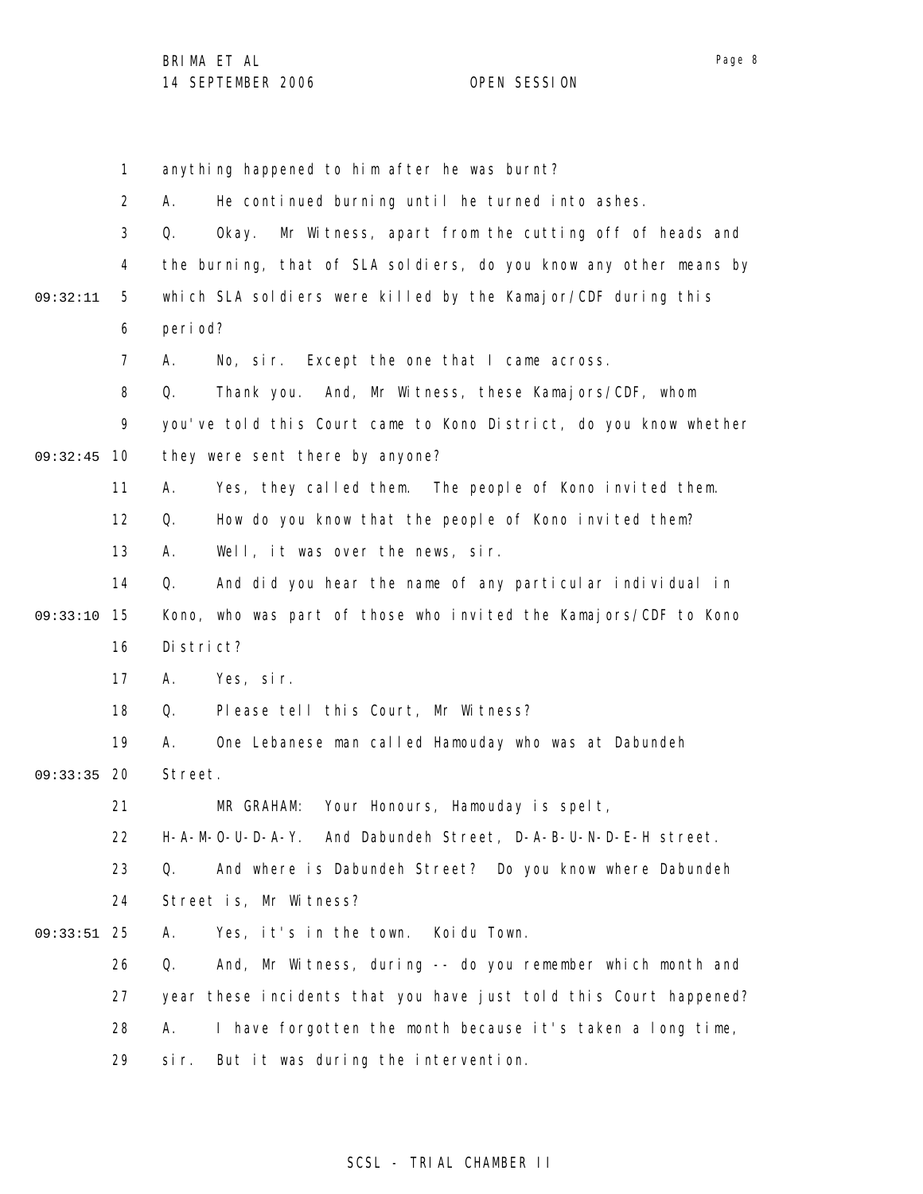anything happened to him after he was burnt?

A. He continued burning until he turned into ashes.

Q. Okay. Mr Witness, apart from the cutting off of heads and the burning, that of SLA soldiers, do you know any other means by which SLA soldiers were killed by the Kamajor/CDF during this period?

A. No, sir. Except the one that I came across.

Q. Thank you. And, Mr Witness, these Kamajors/CDF, whom you've told this Court came to Kono District, do you know whether they were sent there by anyone?

A. Yes, they called them. The people of Kono invited them.

Q. How do you know that the people of Kono invited them?

A. Well, it was over the news, sir.

Q. And did you hear the name of any particular individual in Kono, who was part of those who invited the Kamajors/CDF to Kono District?

A. Yes, sir.

Q. Please tell this Court, Mr Witness?

A. One Lebanese man called Hamouday who was at Dabundeh Street.

MR GRAHAM: Your Honours, Hamouday is spelt, H-A-M-O-U-D-A-Y. And Dabundeh Street, D-A-B-U-N-D-E-H street.

Q. And where is Dabundeh Street? Do you know where Dabundeh Street is, Mr Witness?

A. Yes, it's in the town. Koidu Town.

Q. And, Mr Witness, during -- do you remember which month and year these incidents that you have just told this Court happened?

A. I have forgotten the month because it's taken a long time, sir. But it was during the intervention.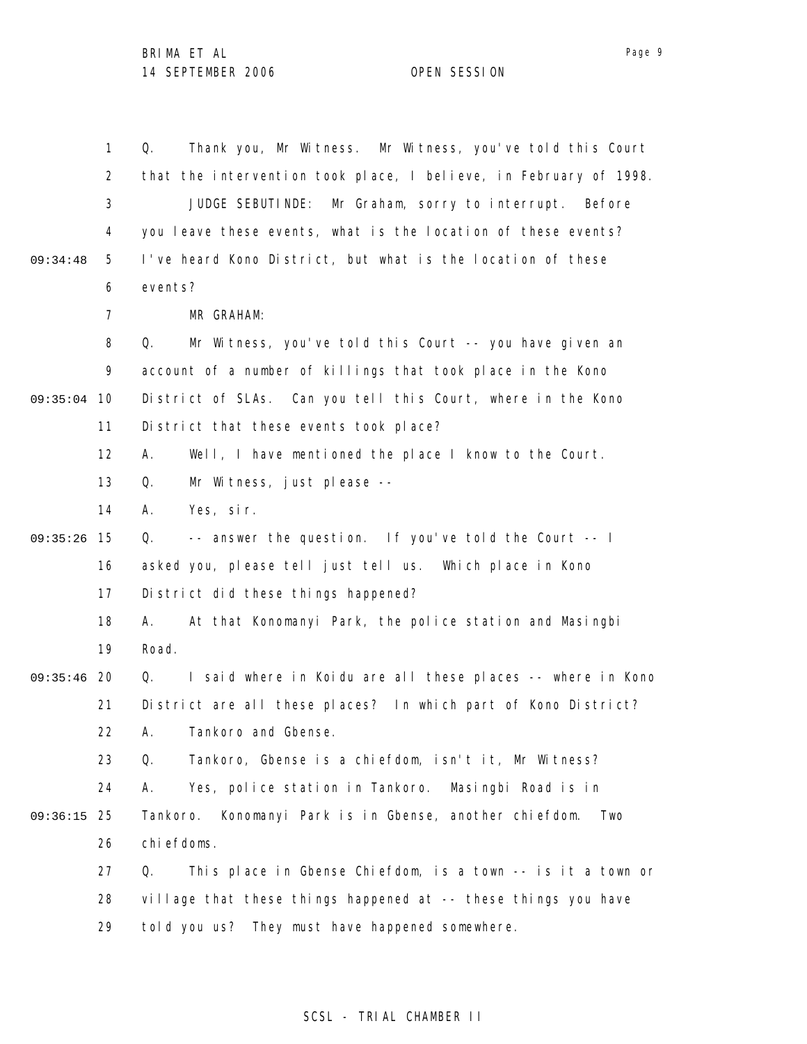Q. Thank you, Mr Witness. Mr Witness, you've told this Court that the intervention took place, I believe, in February of 1998.

JUDGE SEBUTINDE: Mr Graham, sorry to interrupt. Before you leave these events, what is the location of these events? I've heard Kono District, but what is the location of these events?

MR GRAHAM:

Q. Mr Witness, you've told this Court -- you have given an account of a number of killings that took place in the Kono District of SLAs. Can you tell this Court, where in the Kono District that these events took place?

A. Well, I have mentioned the place I know to the Court.

Q. Mr Witness, just please --

A. Yes, sir.

Q. -- answer the question. If you've told the Court -- I asked you, please tell just tell us. Which place in Kono District did these things happened?

A. At that Konomanyi Park, the police station and Masingbi Road.

Q. I said where in Koidu are all these places -- where in Kono District are all these places? In which part of Kono District?

A. Tankoro and Gbense.

Q. Tankoro, Gbense is a chiefdom, isn't it, Mr Witness?

A. Yes, police station in Tankoro. Masingbi Road is in Tankoro. Konomanyi Park is in Gbense, another chiefdom. Two chiefdoms.

Q. This place in Gbense Chiefdom, is a town -- is it a town or village that these things happened at -- these things you have told you us? They must have happened somewhere.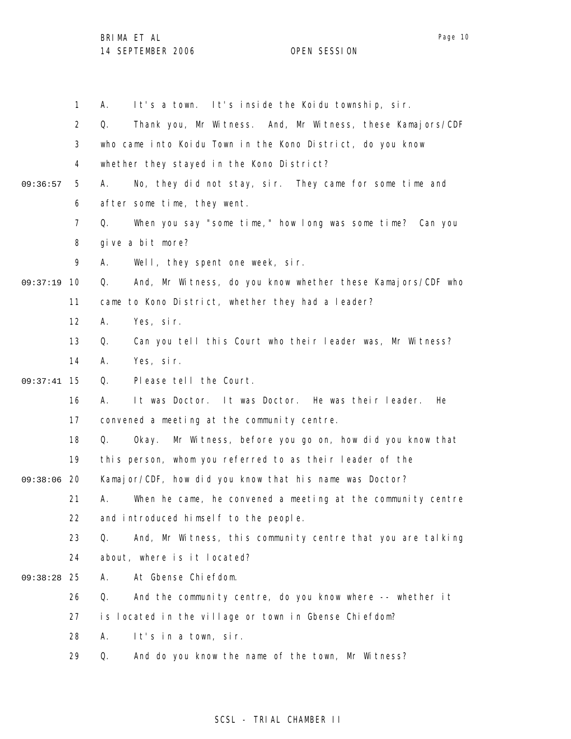A. It's a town. It's inside the Koidu township, sir.

Q. Thank you, Mr Witness. And, Mr Witness, these Kamajors/CDF who came into Koidu Town in the Kono District, do you know whether they stayed in the Kono District?

A. No, they did not stay, sir. They came for some time and after some time, they went.

Q. When you say "some time," how long was some time? Can you give a bit more?

A. Well, they spent one week, sir.

Q. And, Mr Witness, do you know whether these Kamajors/CDF who came to Kono District, whether they had a leader?

A. Yes, sir.

Q. Can you tell this Court who their leader was, Mr Witness?

A. Yes, sir.

Q. Please tell the Court.

A. It was Doctor. It was Doctor. He was their leader. He convened a meeting at the community centre.

Q. Okay. Mr Witness, before you go on, how did you know that this person, whom you referred to as their leader of the Kamajor/CDF, how did you know that his name was Doctor?

A. When he came, he convened a meeting at the community centre and introduced himself to the people.

Q. And, Mr Witness, this community centre that you are talking about, where is it located?

A. At Gbense Chiefdom.

Q. And the community centre, do you know where -- whether it is located in the village or town in Gbense Chiefdom?

A. It's in a town, sir.

Q. And do you know the name of the town, Mr Witness?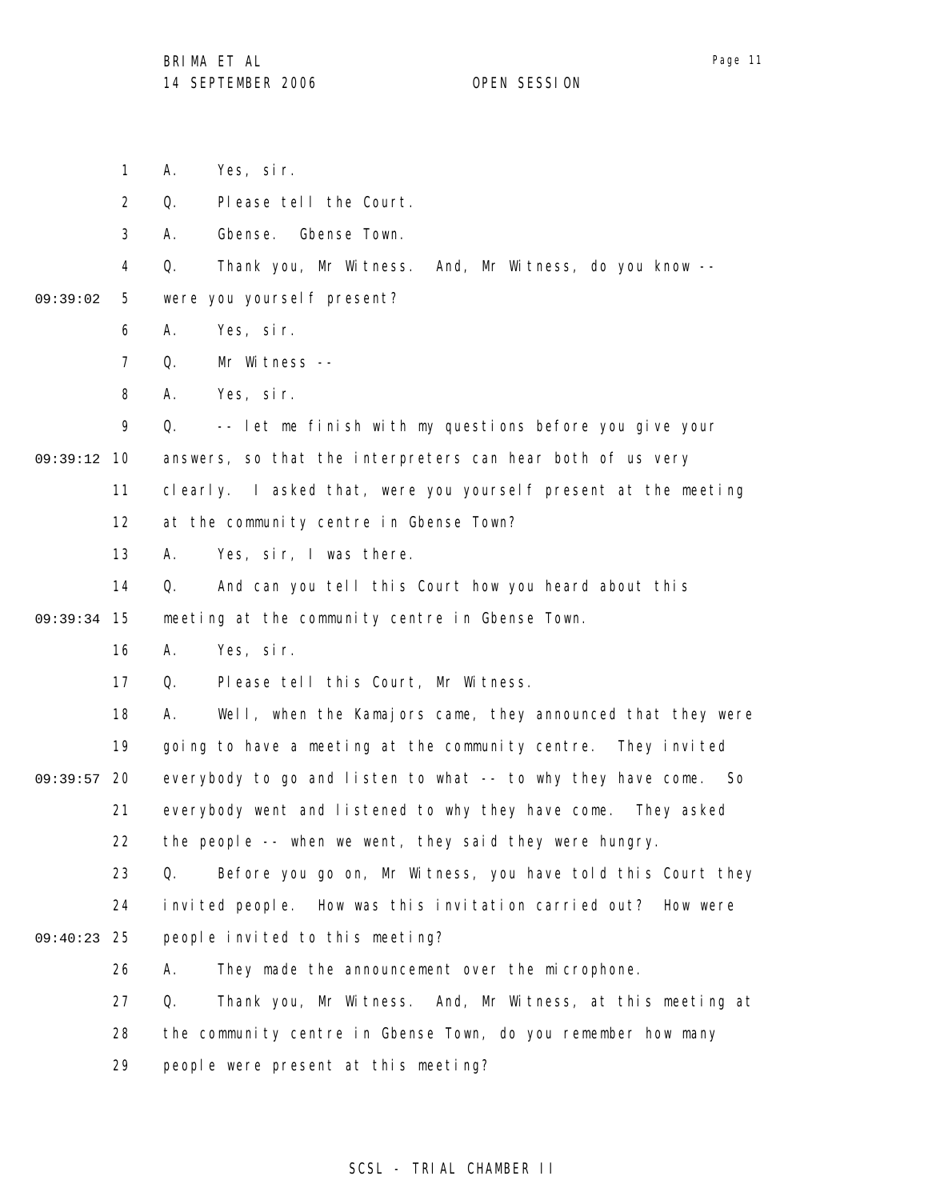1 A. Yes, sir.

2 Q. Please tell the Court.

3 A. Gbense. Gbense Town.

4 Q. Thank you, Mr Witness. And, Mr Witness, do you know --

09:39:02 5 were you yourself present?

6 A. Yes, sir.

7 Q. Mr Witness --

8 A. Yes, sir.

9 Q. -- let me finish with my questions before you give your

09:39:12 10 answers, so that the interpreters can hear both of us very

11 clearly. I asked that, were you yourself present at the meeting

12 at the community centre in Gbense Town?

13 A. Yes, sir, I was there.

14 Q. And can you tell this Court how you heard about this

09:39:34 15 meeting at the community centre in Gbense Town.

16 A. Yes, sir.

17 Q. Please tell this Court, Mr Witness.

18 A. Well, when the Kamajors came, they announced that they were

19 going to have a meeting at the community centre. They invited

09:39:57 20 everybody to go and listen to what -- to why they have come. So

21 everybody went and listened to why they have come. They asked

22 the people -- when we went, they said they were hungry.

23 Q. Before you go on, Mr Witness, you have told this Court they

24 invited people. How was this invitation carried out? How were

09:40:23 25 people invited to this meeting?

26 A. They made the announcement over the microphone.

27 Q. Thank you, Mr Witness. And, Mr Witness, at this meeting at

28 the community centre in Gbense Town, do you remember how many

29 people were present at this meeting?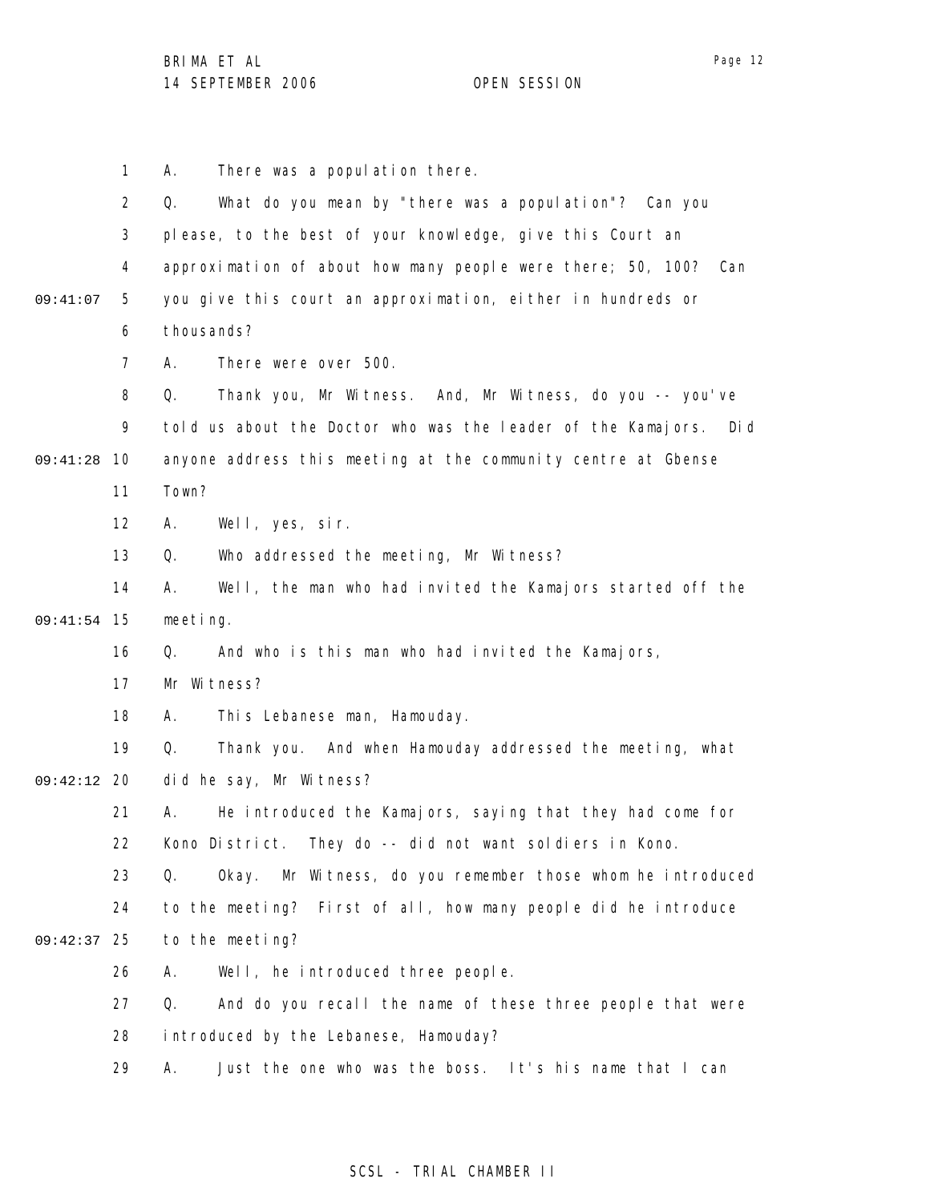1 A. There was a population there.

2 Q. What do you mean by "there was a population"? Can you

3 please, to the best of your knowledge, give this Court an

4 approximation of about how many people were there; 50, 100? Can

09:41:07 5 you give this court an approximation, either in hundreds or

6 thousands?

7 A. There were over 500.

8 Q. Thank you, Mr Witness. And, Mr Witness, do you -- you've

9 told us about the Doctor who was the leader of the Kamajors. Did

09:41:28 10 anyone address this meeting at the community centre at Gbense

11 Town?

12 A. Well, yes, sir.

13 Q. Who addressed the meeting, Mr Witness?

14 A. Well, the man who had invited the Kamajors started off the

09:41:54 15 meeting.

16 Q. And who is this man who had invited the Kamajors,

17 Mr Witness?

18 A. This Lebanese man, Hamouday.

19 Q. Thank you. And when Hamouday addressed the meeting, what

09:42:12 20 did he say, Mr Witness?

21 A. He introduced the Kamajors, saying that they had come for

22 Kono District. They do -- did not want soldiers in Kono.

23 Q. Okay. Mr Witness, do you remember those whom he introduced

24 to the meeting? First of all, how many people did he introduce

09:42:37 25 to the meeting?

26 A. Well, he introduced three people.

27 Q. And do you recall the name of these three people that were

28 introduced by the Lebanese, Hamouday?

29 A. Just the one who was the boss. It's his name that I can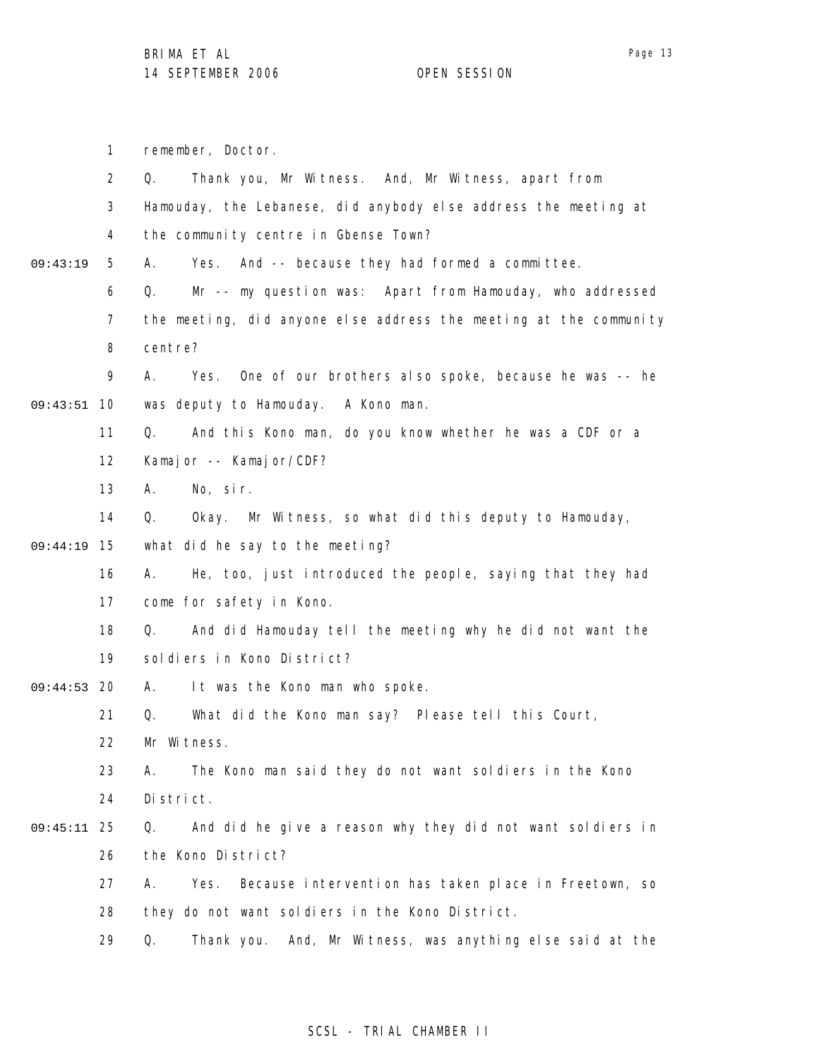1 remember, Doctor.

2 Q. Thank you, Mr Witness. And, Mr Witness, apart from

3 Hamouday, the Lebanese, did anybody else address the meeting at

4 the community centre in Gbense Town?

09:43:19 5 A. Yes. And -- because they had formed a committee.

6 Q. Mr -- my question was: Apart from Hamouday, who addressed

7 the meeting, did anyone else address the meeting at the community

8 centre?

9 A. Yes. One of our brothers also spoke, because he was -- he

09:43:51 10 was deputy to Hamouday. A Kono man.

11 Q. And this Kono man, do you know whether he was a CDF or a

12 Kamajor -- Kamajor/CDF?

13 A. No, sir.

14 Q. Okay. Mr Witness, so what did this deputy to Hamouday,

09:44:19 15 what did he say to the meeting?

16 A. He, too, just introduced the people, saying that they had

17 come for safety in Kono.

18 Q. And did Hamouday tell the meeting why he did not want the

19 soldiers in Kono District?

09:44:53 20 A. It was the Kono man who spoke.

21 Q. What did the Kono man say? Please tell this Court,

22 Mr Witness.

23 A. The Kono man said they do not want soldiers in the Kono

24 District.

09:45:11 25 Q. And did he give a reason why they did not want soldiers in

26 the Kono District?

27 A. Yes. Because intervention has taken place in Freetown, so

28 they do not want soldiers in the Kono District.

29 Q. Thank you. And, Mr Witness, was anything else said at the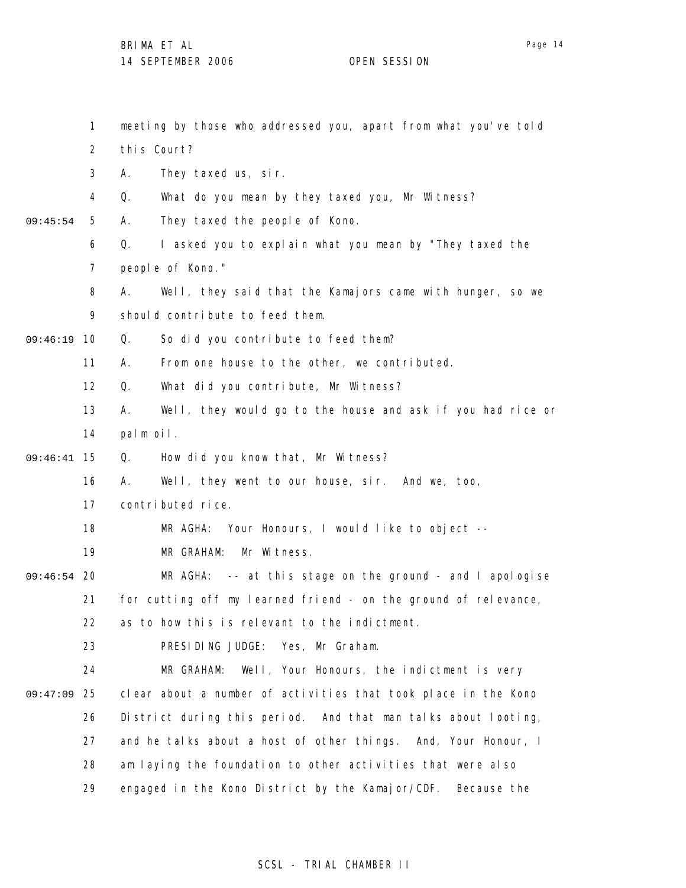meeting by those who addressed you, apart from what you've told this Court?

A. They taxed us, sir.

Q. What do you mean by they taxed you, Mr Witness?

A. They taxed the people of Kono.

Q. I asked you to explain what you mean by "They taxed the people of Kono."

A. Well, they said that the Kamajors came with hunger, so we should contribute to feed them.

Q. So did you contribute to feed them?

A. From one house to the other, we contributed.

Q. What did you contribute, Mr Witness?

A. Well, they would go to the house and ask if you had rice or palm oil.

Q. How did you know that, Mr Witness?

A. Well, they went to our house, sir. And we, too, contributed rice.

MR AGHA: Your Honours, I would like to object --

MR GRAHAM: Mr Witness.

MR AGHA: -- at this stage on the ground - and I apologise for cutting off my learned friend - on the ground of relevance, as to how this is relevant to the indictment.

PRESIDING JUDGE: Yes, Mr Graham.

MR GRAHAM: Well, Your Honours, the indictment is very clear about a number of activities that took place in the Kono District during this period. And that man talks about looting, and he talks about a host of other things. And, Your Honour, I am laying the foundation to other activities that were also engaged in the Kono District by the Kamajor/CDF. Because the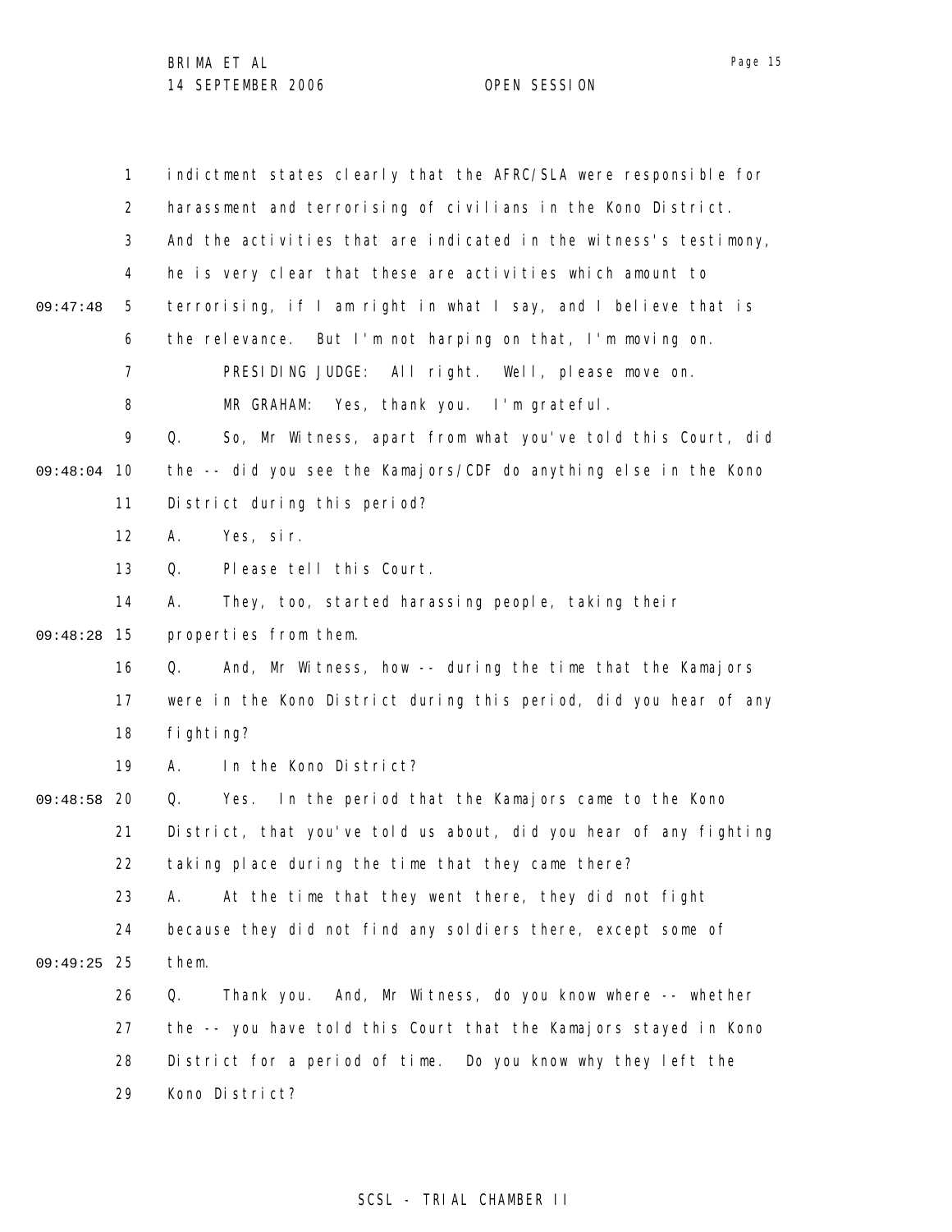indictment states clearly that the AFRC/SLA were responsible for harassment and terrorising of civilians in the Kono District. And the activities that are indicated in the witness's testimony, he is very clear that these are activities which amount to terrorising, if I am right in what I say, and I believe that is the relevance. But I'm not harping on that, I'm moving on.

PRESIDING JUDGE: All right. Well, please move on.

MR GRAHAM: Yes, thank you. I'm grateful.

Q. So, Mr Witness, apart from what you've told this Court, did the -- did you see the Kamajors/CDF do anything else in the Kono District during this period?

A. Yes, sir.

Q. Please tell this Court.

A. They, too, started harassing people, taking their properties from them.

Q. And, Mr Witness, how -- during the time that the Kamajors were in the Kono District during this period, did you hear of any fighting?

A. In the Kono District?

Q. Yes. In the period that the Kamajors came to the Kono District, that you've told us about, did you hear of any fighting taking place during the time that they came there?

A. At the time that they went there, they did not fight because they did not find any soldiers there, except some of them.

Q. Thank you. And, Mr Witness, do you know where -- whether the -- you have told this Court that the Kamajors stayed in Kono District for a period of time. Do you know why they left the Kono District?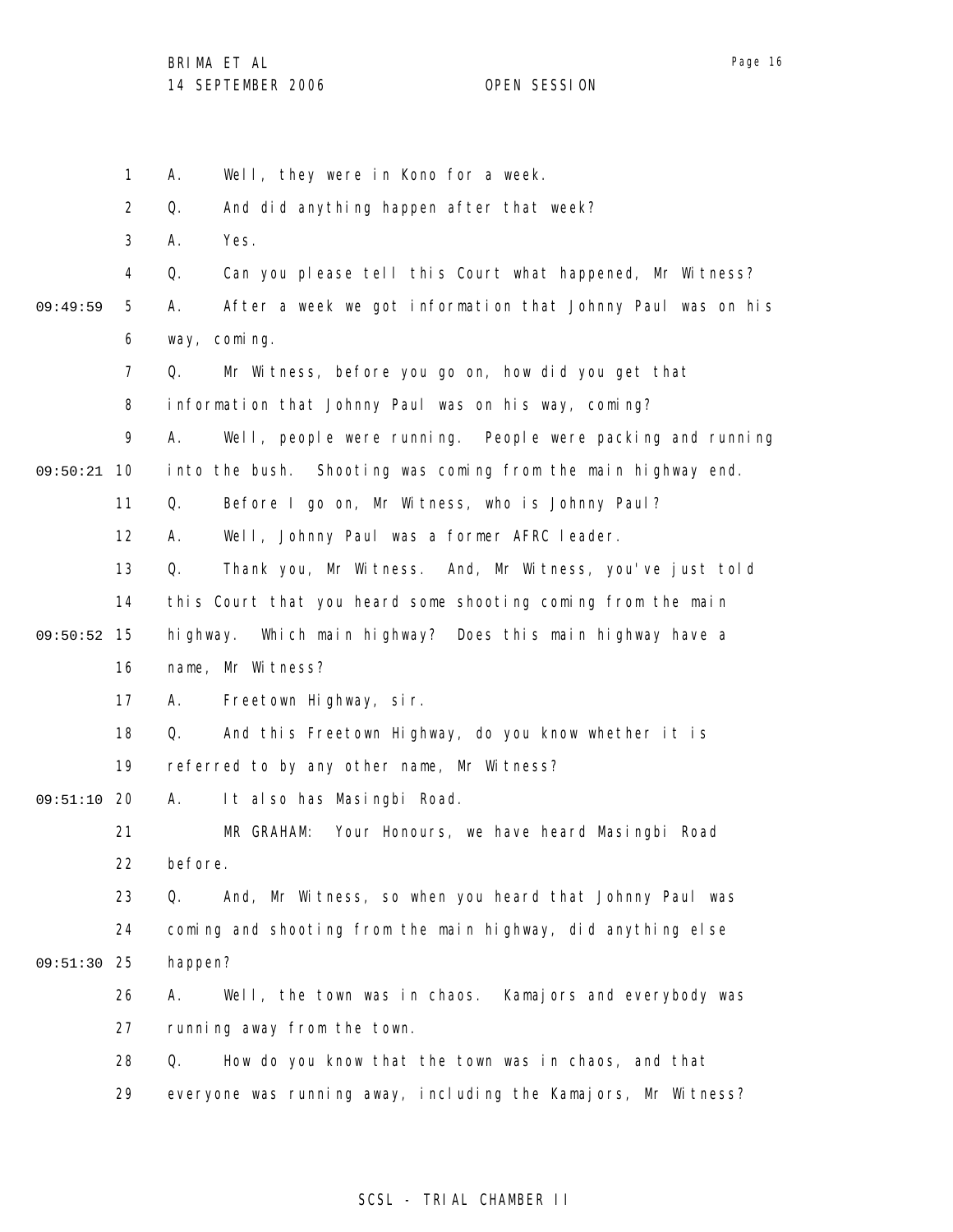A. Well, they were in Kono for a week.

Q. And did anything happen after that week?

A. Yes.

Q. Can you please tell this Court what happened, Mr Witness?

A. After a week we got information that Johnny Paul was on his way, coming.

Q. Mr Witness, before you go on, how did you get that information that Johnny Paul was on his way, coming?

A. Well, people were running. People were packing and running into the bush. Shooting was coming from the main highway end.

Q. Before I go on, Mr Witness, who is Johnny Paul?

A. Well, Johnny Paul was a former AFRC leader.

Q. Thank you, Mr Witness. And, Mr Witness, you've just told this Court that you heard some shooting coming from the main highway. Which main highway? Does this main highway have a name, Mr Witness?

A. Freetown Highway, sir.

Q. And this Freetown Highway, do you know whether it is referred to by any other name, Mr Witness?

A. It also has Masingbi Road.

MR GRAHAM: Your Honours, we have heard Masingbi Road before.

Q. And, Mr Witness, so when you heard that Johnny Paul was coming and shooting from the main highway, did anything else happen?

A. Well, the town was in chaos. Kamajors and everybody was running away from the town.

Q. How do you know that the town was in chaos, and that everyone was running away, including the Kamajors, Mr Witness?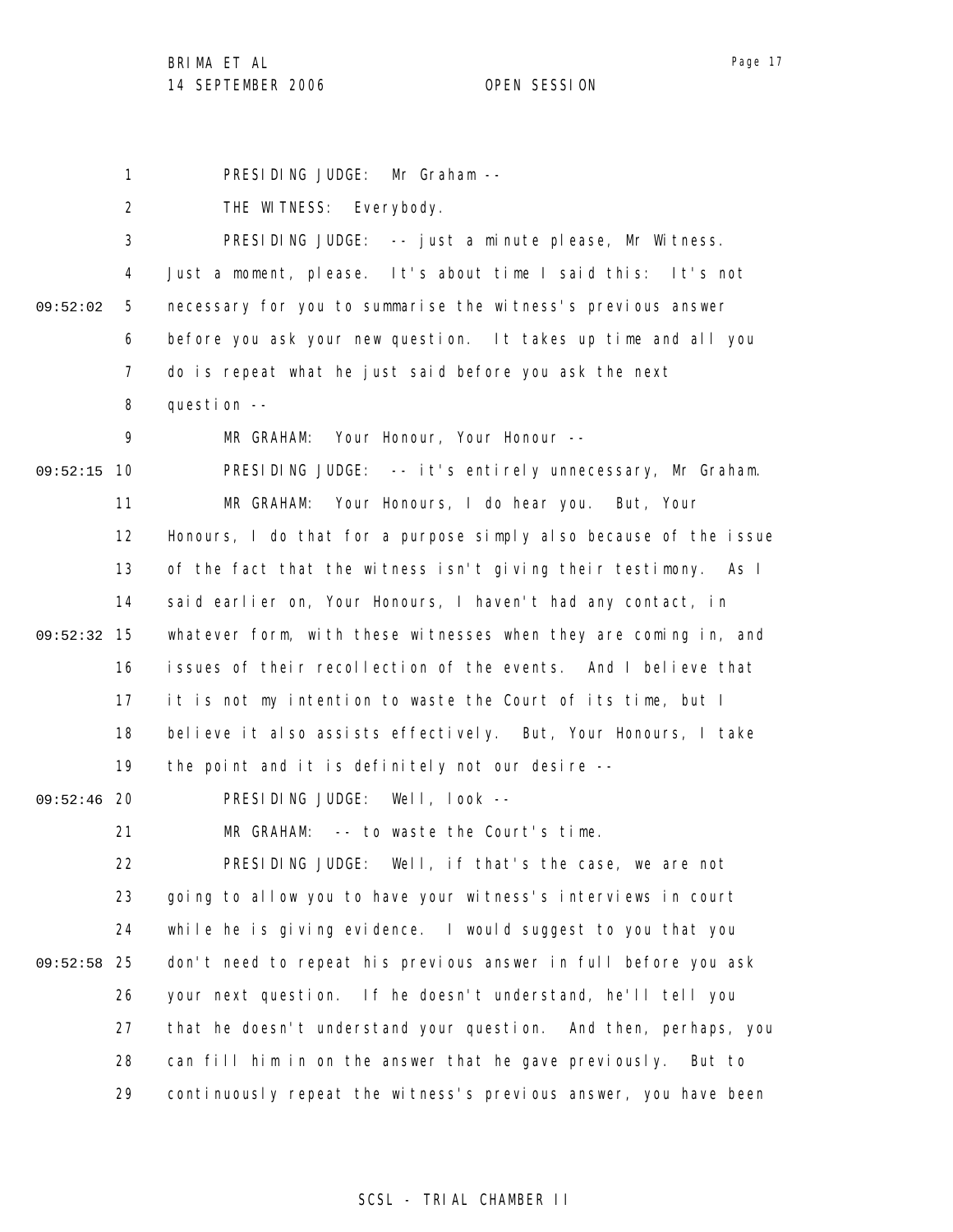PRESIDING JUDGE: Mr Graham --

THE WITNESS: Everybody.

PRESIDING JUDGE: -- just a minute please, Mr Witness. Just a moment, please. It's about time I said this: It's not necessary for you to summarise the witness's previous answer before you ask your new question. It takes up time and all you do is repeat what he just said before you ask the next question --

MR GRAHAM: Your Honour, Your Honour --

PRESIDING JUDGE: -- it's entirely unnecessary, Mr Graham.

MR GRAHAM: Your Honours, I do hear you. But, Your Honours, I do that for a purpose simply also because of the issue of the fact that the witness isn't giving their testimony. As I said earlier on, Your Honours, I haven't had any contact, in whatever form, with these witnesses when they are coming in, and issues of their recollection of the events. And I believe that it is not my intention to waste the Court of its time, but I believe it also assists effectively. But, Your Honours, I take the point and it is definitely not our desire --

PRESIDING JUDGE: Well, look --

MR GRAHAM: -- to waste the Court's time.

PRESIDING JUDGE: Well, if that's the case, we are not going to allow you to have your witness's interviews in court while he is giving evidence. I would suggest to you that you don't need to repeat his previous answer in full before you ask your next question. If he doesn't understand, he'll tell you that he doesn't understand your question. And then, perhaps, you can fill him in on the answer that he gave previously. But to continuously repeat the witness's previous answer, you have been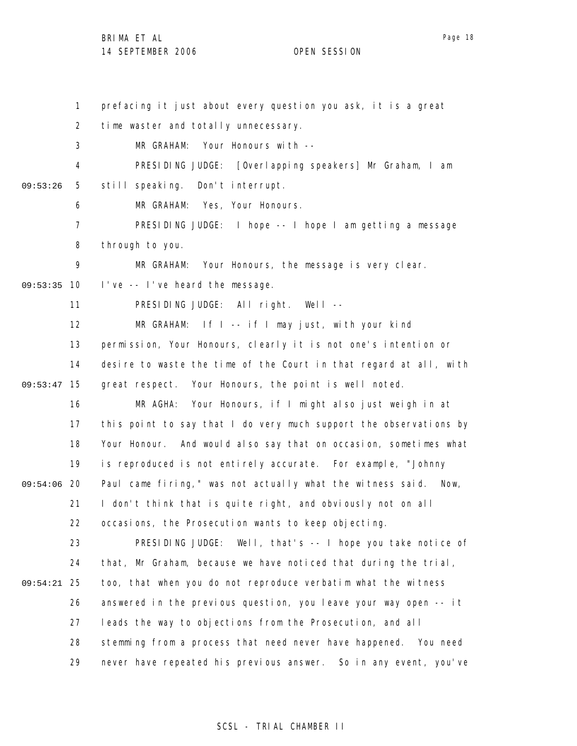prefacing it just about every question you ask, it is a great time waster and totally unnecessary.

MR GRAHAM: Your Honours with --

PRESIDING JUDGE: [Overlapping speakers] Mr Graham, I am still speaking. Don't interrupt.

MR GRAHAM: Yes, Your Honours.

PRESIDING JUDGE: I hope -- I hope I am getting a message through to you.

MR GRAHAM: Your Honours, the message is very clear. I've -- I've heard the message.

PRESIDING JUDGE: All right. Well --

MR GRAHAM: If I -- if I may just, with your kind permission, Your Honours, clearly it is not one's intention or desire to waste the time of the Court in that regard at all, with great respect. Your Honours, the point is well noted.

MR AGHA: Your Honours, if I might also just weigh in at this point to say that I do very much support the observations by Your Honour. And would also say that on occasion, sometimes what is reproduced is not entirely accurate. For example, "Johnny Paul came firing," was not actually what the witness said. Now, I don't think that is quite right, and obviously not on all occasions, the Prosecution wants to keep objecting.

PRESIDING JUDGE: Well, that's -- I hope you take notice of that, Mr Graham, because we have noticed that during the trial, too, that when you do not reproduce verbatim what the witness answered in the previous question, you leave your way open -- it leads the way to objections from the Prosecution, and all stemming from a process that need never have happened. You need never have repeated his previous answer. So in any event, you've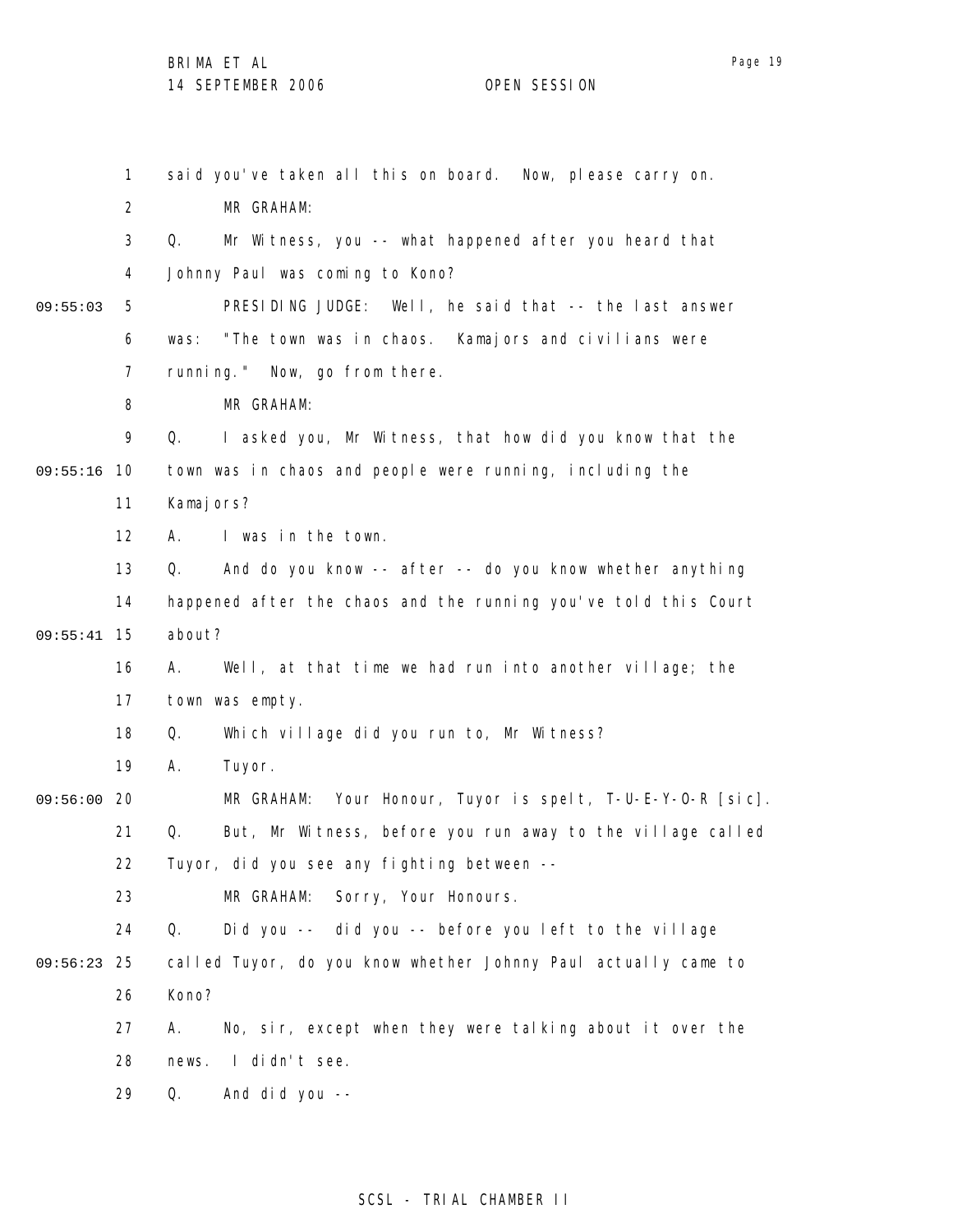said you've taken all this on board. Now, please carry on.

MR GRAHAM:

Q. Mr Witness, you -- what happened after you heard that Johnny Paul was coming to Kono?

PRESIDING JUDGE: Well, he said that -- the last answer was: "The town was in chaos. Kamajors and civilians were running." Now, go from there.

MR GRAHAM:

Q. I asked you, Mr Witness, that how did you know that the town was in chaos and people were running, including the Kamajors?

A. I was in the town.

Q. And do you know -- after -- do you know whether anything happened after the chaos and the running you've told this Court about?

A. Well, at that time we had run into another village; the town was empty.

Q. Which village did you run to, Mr Witness?

A. Tuyor.

MR GRAHAM: Your Honour, Tuyor is spelt, T-U-E-Y-O-R [sic].

Q. But, Mr Witness, before you run away to the village called Tuyor, did you see any fighting between --

MR GRAHAM: Sorry, Your Honours.

Q. Did you -- did you -- before you left to the village called Tuyor, do you know whether Johnny Paul actually came to Kono?

A. No, sir, except when they were talking about it over the news. I didn't see.

Q. And did you --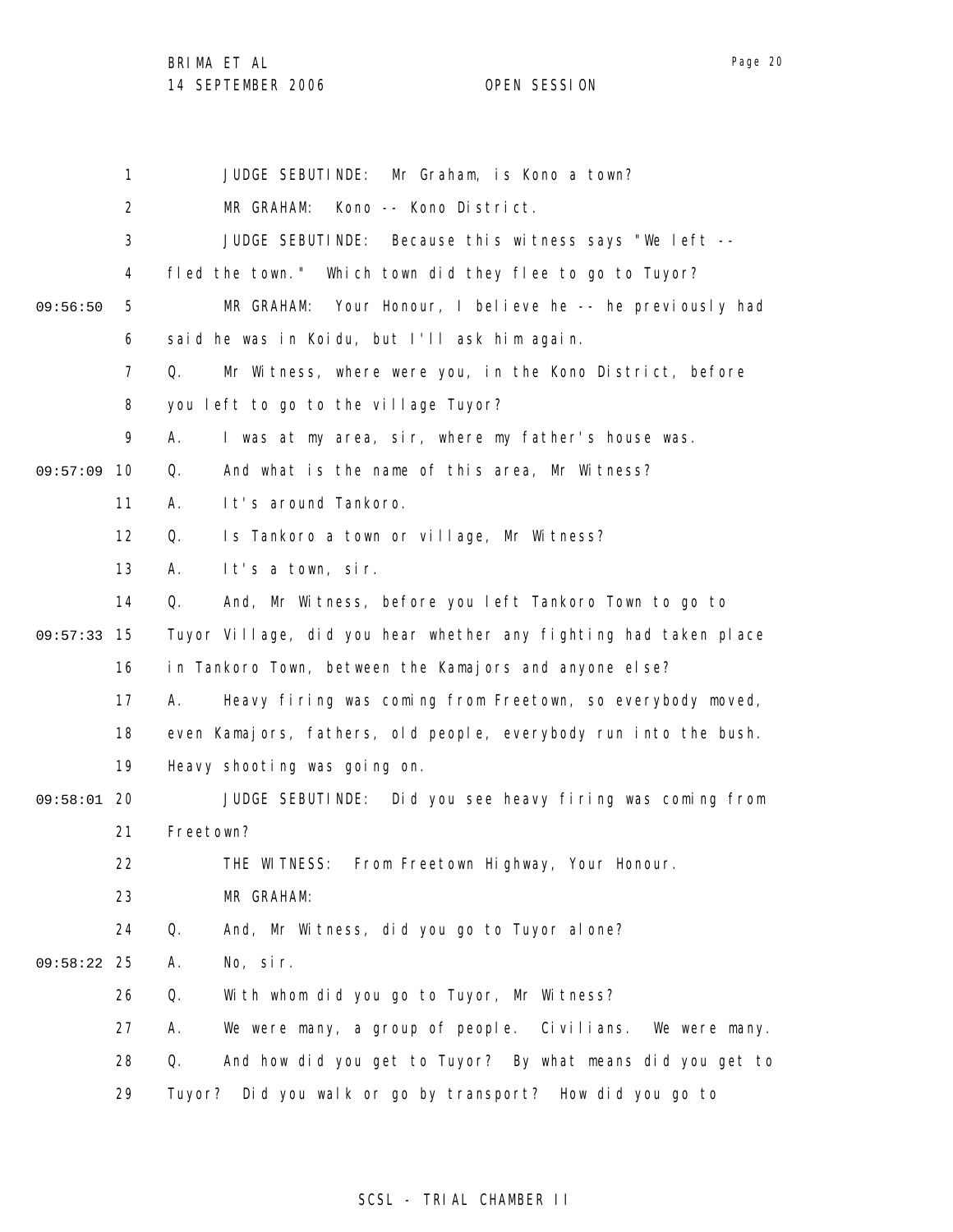JUDGE SEBUTINDE: Mr Graham, is Kono a town?

MR GRAHAM: Kono -- Kono District.

JUDGE SEBUTINDE: Because this witness says "We left -- fled the town." Which town did they flee to go to Tuyor?

MR GRAHAM: Your Honour, I believe he -- he previously had said he was in Koidu, but I'll ask him again.

Q. Mr Witness, where were you, in the Kono District, before you left to go to the village Tuyor?

A. I was at my area, sir, where my father's house was.

Q. And what is the name of this area, Mr Witness?

A. It's around Tankoro.

Q. Is Tankoro a town or village, Mr Witness?

A. It's a town, sir.

Q. And, Mr Witness, before you left Tankoro Town to go to Tuyor Village, did you hear whether any fighting had taken place in Tankoro Town, between the Kamajors and anyone else?

A. Heavy firing was coming from Freetown, so everybody moved, even Kamajors, fathers, old people, everybody run into the bush. Heavy shooting was going on.

JUDGE SEBUTINDE: Did you see heavy firing was coming from Freetown?

THE WITNESS: From Freetown Highway, Your Honour.

MR GRAHAM:

Q. And, Mr Witness, did you go to Tuyor alone?

A. No, sir.

Q. With whom did you go to Tuyor, Mr Witness?

A. We were many, a group of people. Civilians. We were many.

Q. And how did you get to Tuyor? By what means did you get to Tuyor? Did you walk or go by transport? How did you go to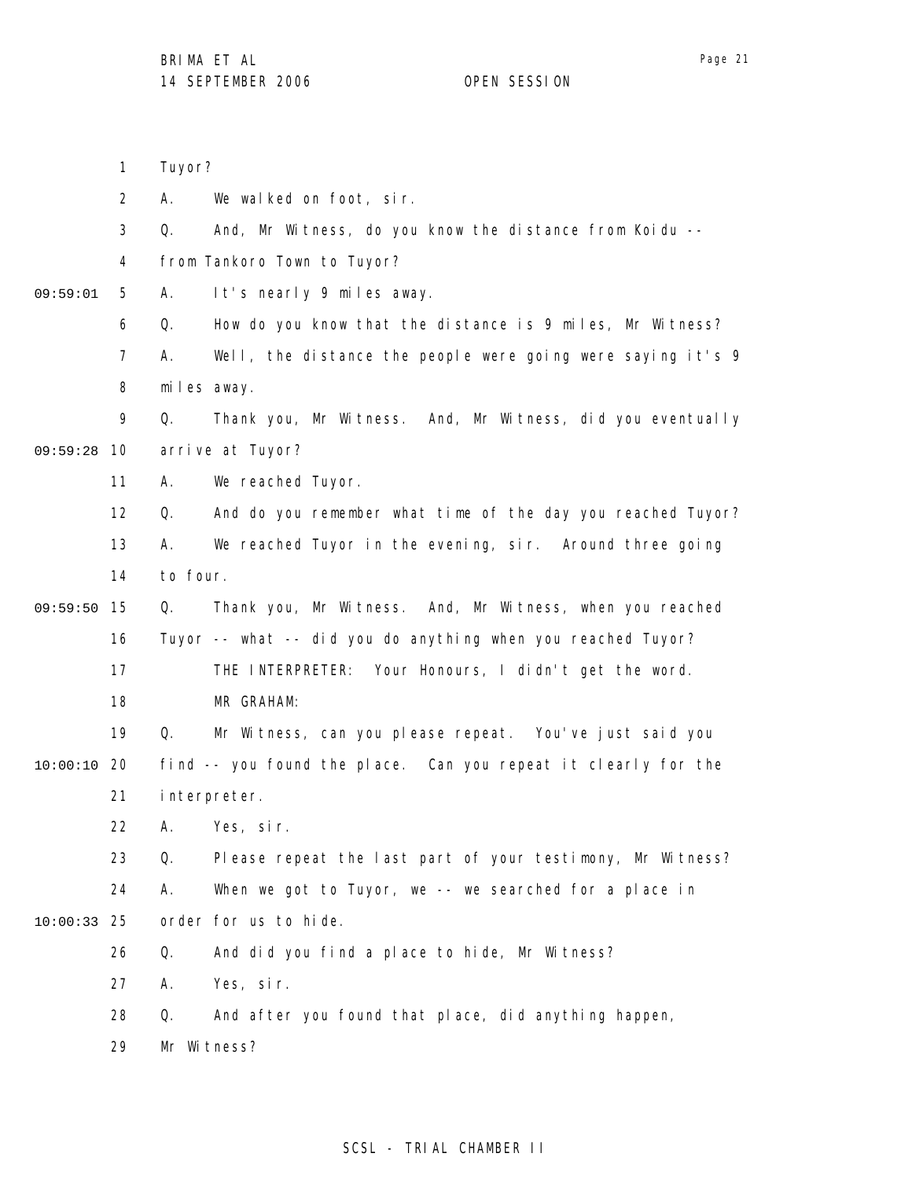Tuyor?

A. We walked on foot, sir.

Q. And, Mr Witness, do you know the distance from Koidu -- from Tankoro Town to Tuyor?

A. It's nearly 9 miles away.

Q. How do you know that the distance is 9 miles, Mr Witness?

A. Well, the distance the people were going were saying it's 9 miles away.

Q. Thank you, Mr Witness. And, Mr Witness, did you eventually arrive at Tuyor?

A. We reached Tuyor.

Q. And do you remember what time of the day you reached Tuyor?

A. We reached Tuyor in the evening, sir. Around three going to four.

Q. Thank you, Mr Witness. And, Mr Witness, when you reached Tuyor -- what -- did you do anything when you reached Tuyor?

THE INTERPRETER: Your Honours, I didn't get the word.

MR GRAHAM:

Q. Mr Witness, can you please repeat. You've just said you find -- you found the place. Can you repeat it clearly for the interpreter.

A. Yes, sir.

Q. Please repeat the last part of your testimony, Mr Witness?

A. When we got to Tuyor, we -- we searched for a place in order for us to hide.

Q. And did you find a place to hide, Mr Witness?

A. Yes, sir.

Q. And after you found that place, did anything happen, Mr Witness?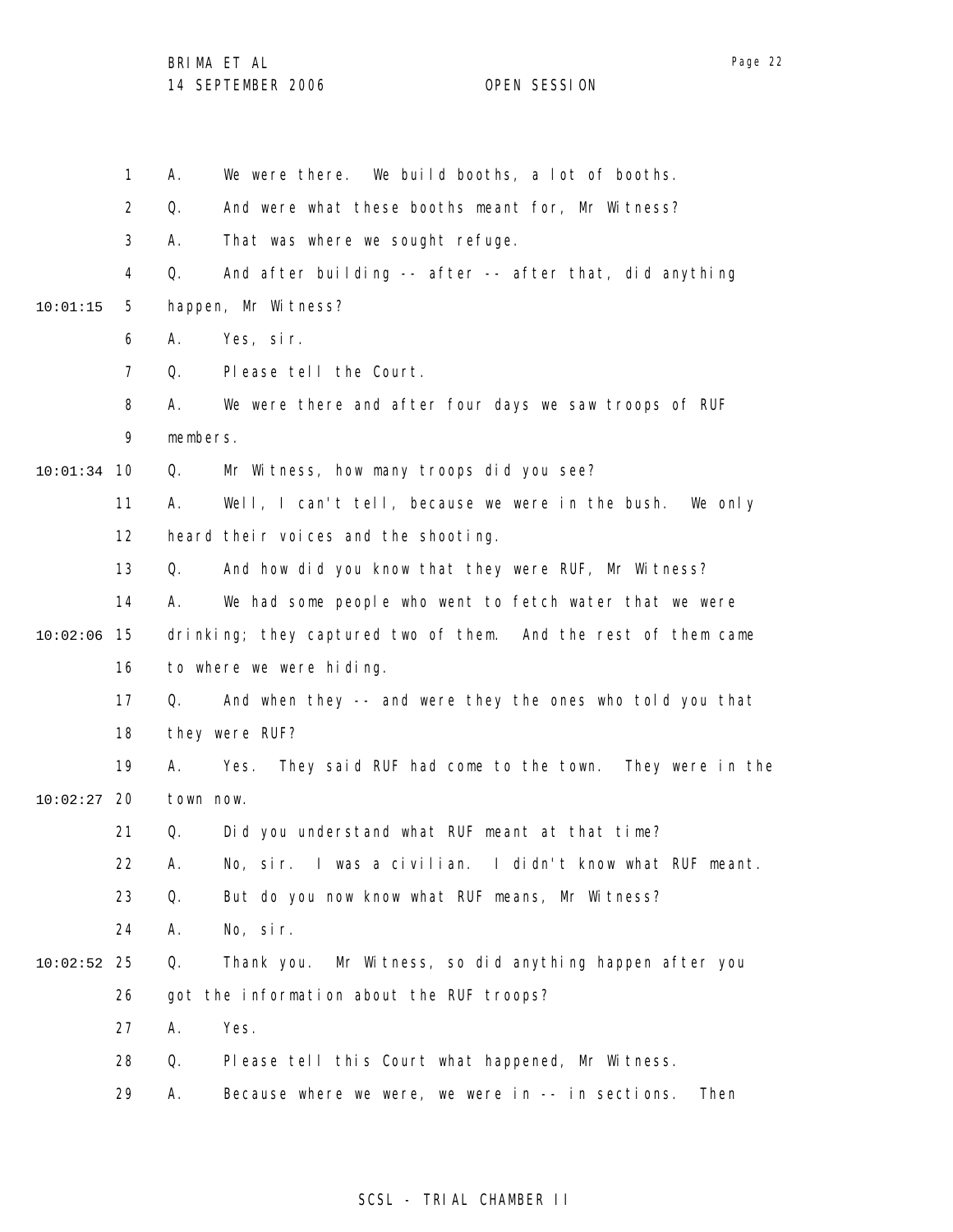A. We were there. We build booths, a lot of booths.

Q. And were what these booths meant for, Mr Witness?

A. That was where we sought refuge.

Q. And after building -- after -- after that, did anything happen, Mr Witness?

A. Yes, sir.

Q. Please tell the Court.

A. We were there and after four days we saw troops of RUF members.

Q. Mr Witness, how many troops did you see?

A. Well, I can't tell, because we were in the bush. We only heard their voices and the shooting.

Q. And how did you know that they were RUF, Mr Witness?

A. We had some people who went to fetch water that we were drinking; they captured two of them. And the rest of them came to where we were hiding.

Q. And when they -- and were they the ones who told you that they were RUF?

A. Yes. They said RUF had come to the town. They were in the town now.

Q. Did you understand what RUF meant at that time?

A. No, sir. I was a civilian. I didn't know what RUF meant.

Q. But do you now know what RUF means, Mr Witness?

A. No, sir.

Q. Thank you. Mr Witness, so did anything happen after you got the information about the RUF troops?

A. Yes.

Q. Please tell this Court what happened, Mr Witness.

A. Because where we were, we were in -- in sections. Then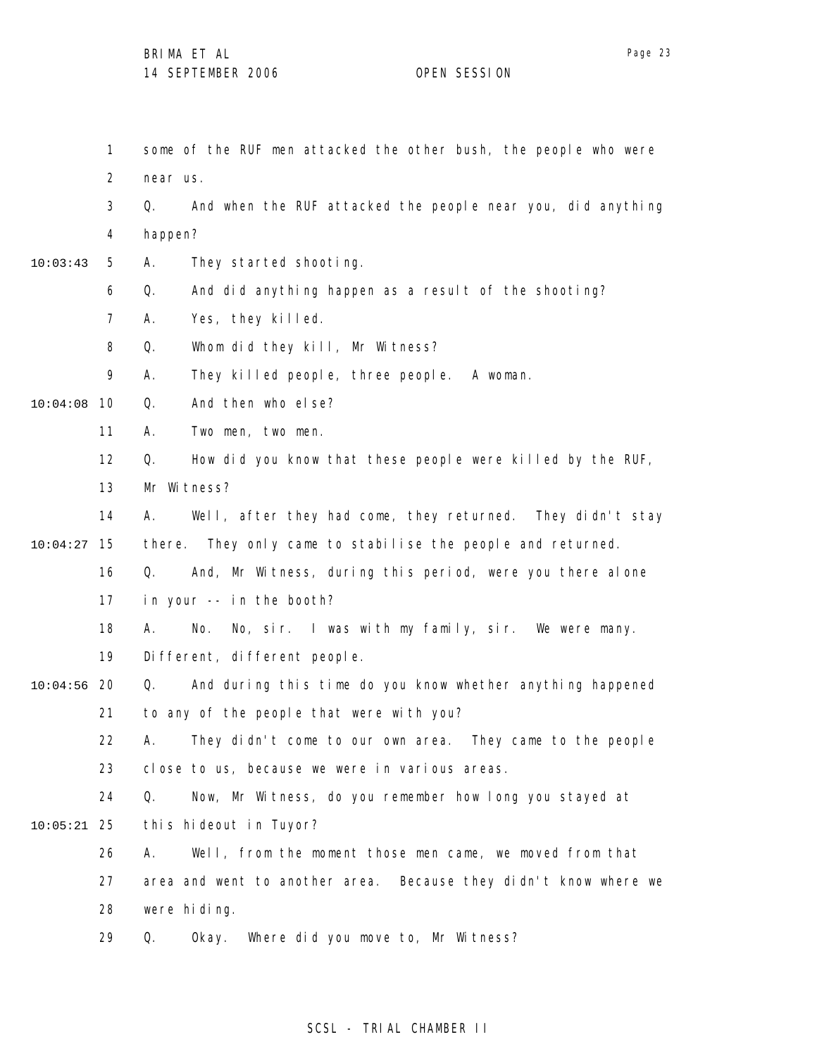some of the RUF men attacked the other bush, the people who were near us.

Q. And when the RUF attacked the people near you, did anything happen?

A. They started shooting.

Q. And did anything happen as a result of the shooting?

A. Yes, they killed.

Q. Whom did they kill, Mr Witness?

A. They killed people, three people. A woman.

Q. And then who else?

A. Two men, two men.

Q. How did you know that these people were killed by the RUF, Mr Witness?

A. Well, after they had come, they returned. They didn't stay there. They only came to stabilise the people and returned.

Q. And, Mr Witness, during this period, were you there alone in your -- in the booth?

A. No. No, sir. I was with my family, sir. We were many. Different, different people.

Q. And during this time do you know whether anything happened to any of the people that were with you?

A. They didn't come to our own area. They came to the people close to us, because we were in various areas.

Q. Now, Mr Witness, do you remember how long you stayed at this hideout in Tuyor?

A. Well, from the moment those men came, we moved from that area and went to another area. Because they didn't know where we were hiding.

Q. Okay. Where did you move to, Mr Witness?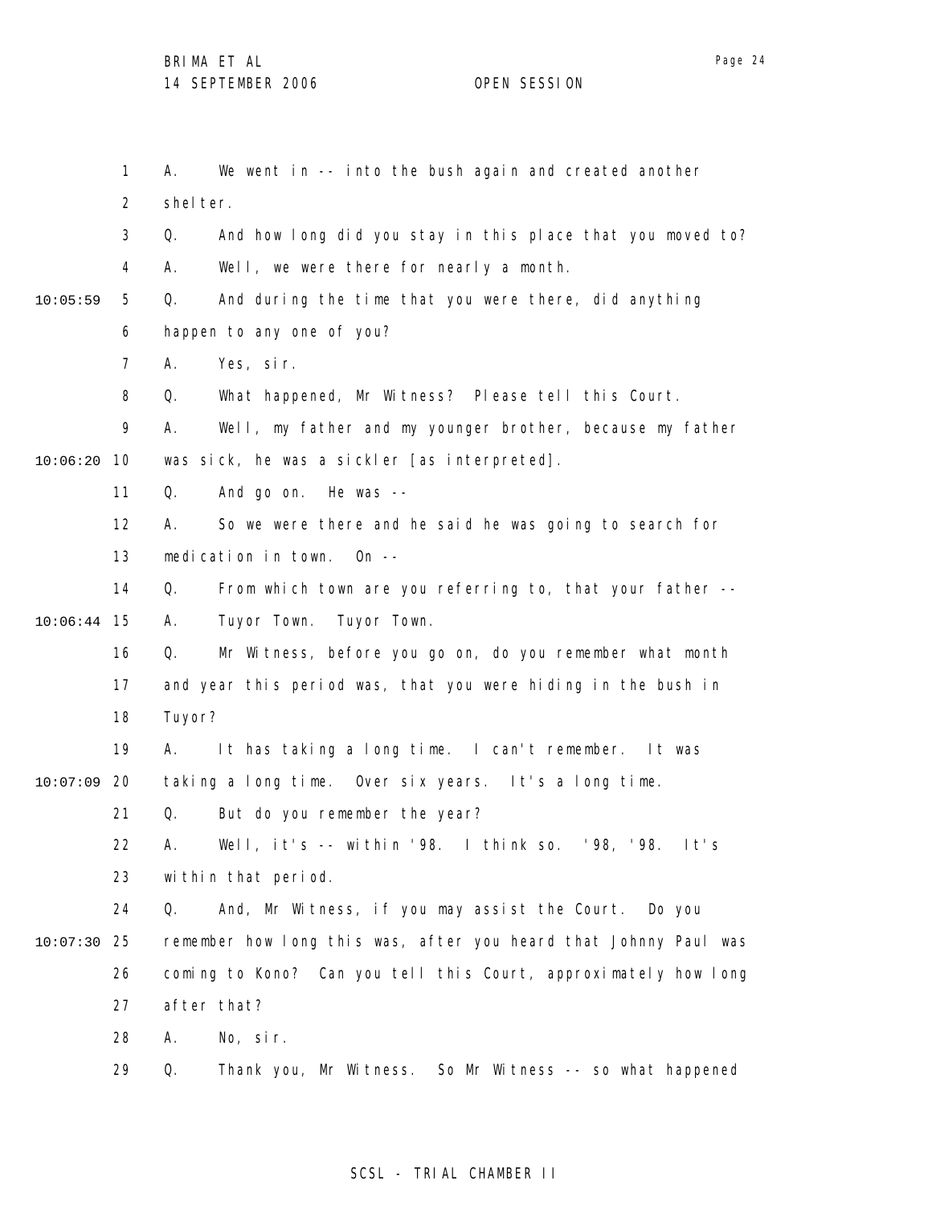A. We went in -- into the bush again and created another shelter.

Q. And how long did you stay in this place that you moved to?

A. Well, we were there for nearly a month.

Q. And during the time that you were there, did anything happen to any one of you?

A. Yes, sir.

Q. What happened, Mr Witness? Please tell this Court.

A. Well, my father and my younger brother, because my father was sick, he was a sickler [as interpreted].

Q. And go on. He was --

A. So we were there and he said he was going to search for medication in town. On --

Q. From which town are you referring to, that your father --

A. Tuyor Town. Tuyor Town.

Q. Mr Witness, before you go on, do you remember what month and year this period was, that you were hiding in the bush in Tuyor?

A. It has taking a long time. I can't remember. It was taking a long time. Over six years. It's a long time.

Q. But do you remember the year?

A. Well, it's -- within '98. I think so. '98, '98. It's within that period.

Q. And, Mr Witness, if you may assist the Court. Do you remember how long this was, after you heard that Johnny Paul was coming to Kono? Can you tell this Court, approximately how long after that?

A. No, sir.

Q. Thank you, Mr Witness. So Mr Witness -- so what happened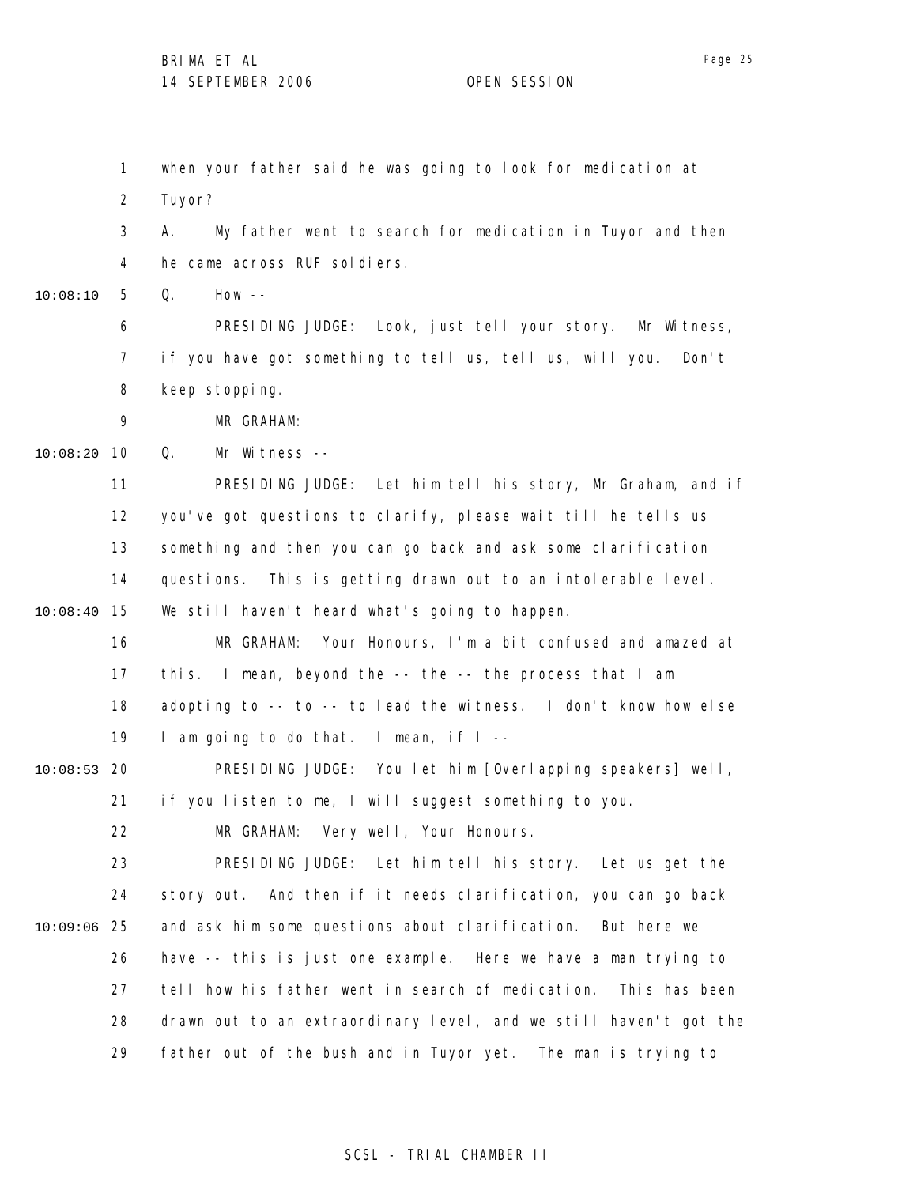when your father said he was going to look for medication at Tuyor?

A. My father went to search for medication in Tuyor and then he came across RUF soldiers.

Q. How --

PRESIDING JUDGE: Look, just tell your story. Mr Witness, if you have got something to tell us, tell us, will you. Don't keep stopping.

MR GRAHAM:

Q. Mr Witness --

PRESIDING JUDGE: Let him tell his story, Mr Graham, and if you've got questions to clarify, please wait till he tells us something and then you can go back and ask some clarification questions. This is getting drawn out to an intolerable level. We still haven't heard what's going to happen.

MR GRAHAM: Your Honours, I'm a bit confused and amazed at this. I mean, beyond the -- the -- the process that I am adopting to -- to -- to lead the witness. I don't know how else I am going to do that. I mean, if I --

PRESIDING JUDGE: You let him [Overlapping speakers] well, if you listen to me, I will suggest something to you.

MR GRAHAM: Very well, Your Honours.

PRESIDING JUDGE: Let him tell his story. Let us get the story out. And then if it needs clarification, you can go back and ask him some questions about clarification. But here we have -- this is just one example. Here we have a man trying to tell how his father went in search of medication. This has been drawn out to an extraordinary level, and we still haven't got the father out of the bush and in Tuyor yet. The man is trying to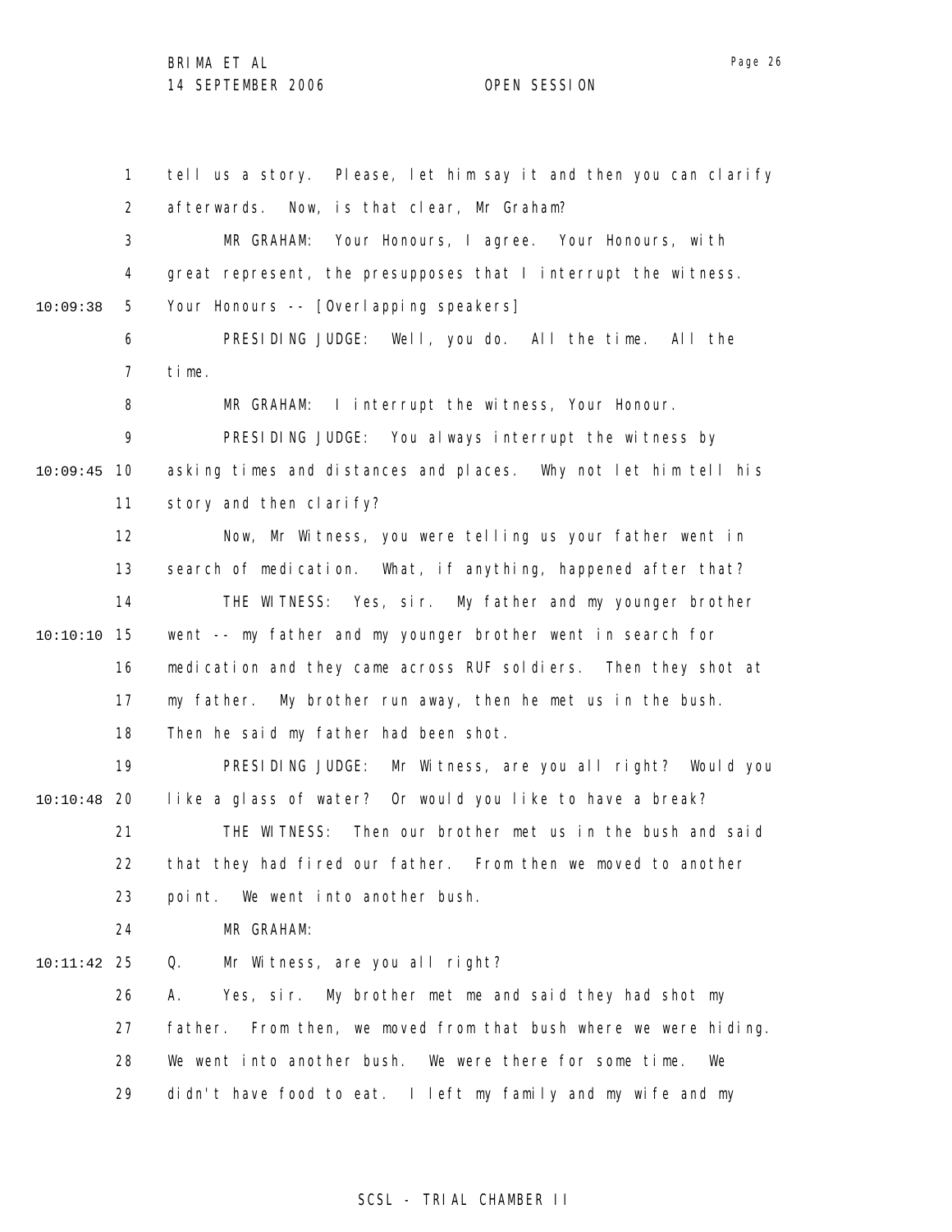tell us a story. Please, let him say it and then you can clarify afterwards. Now, is that clear, Mr Graham?

MR GRAHAM: Your Honours, I agree. Your Honours, with great represent, the presupposes that I interrupt the witness. Your Honours -- [Overlapping speakers]

PRESIDING JUDGE: Well, you do. All the time. All the time.

MR GRAHAM: I interrupt the witness, Your Honour.

PRESIDING JUDGE: You always interrupt the witness by asking times and distances and places. Why not let him tell his story and then clarify?

Now, Mr Witness, you were telling us your father went in search of medication. What, if anything, happened after that?

THE WITNESS: Yes, sir. My father and my younger brother went -- my father and my younger brother went in search for medication and they came across RUF soldiers. Then they shot at my father. My brother run away, then he met us in the bush. Then he said my father had been shot.

PRESIDING JUDGE: Mr Witness, are you all right? Would you like a glass of water? Or would you like to have a break?

THE WITNESS: Then our brother met us in the bush and said that they had fired our father. From then we moved to another point. We went into another bush.

MR GRAHAM:

Q. Mr Witness, are you all right?

A. Yes, sir. My brother met me and said they had shot my father. From then, we moved from that bush where we were hiding. We went into another bush. We were there for some time. We didn't have food to eat. I left my family and my wife and my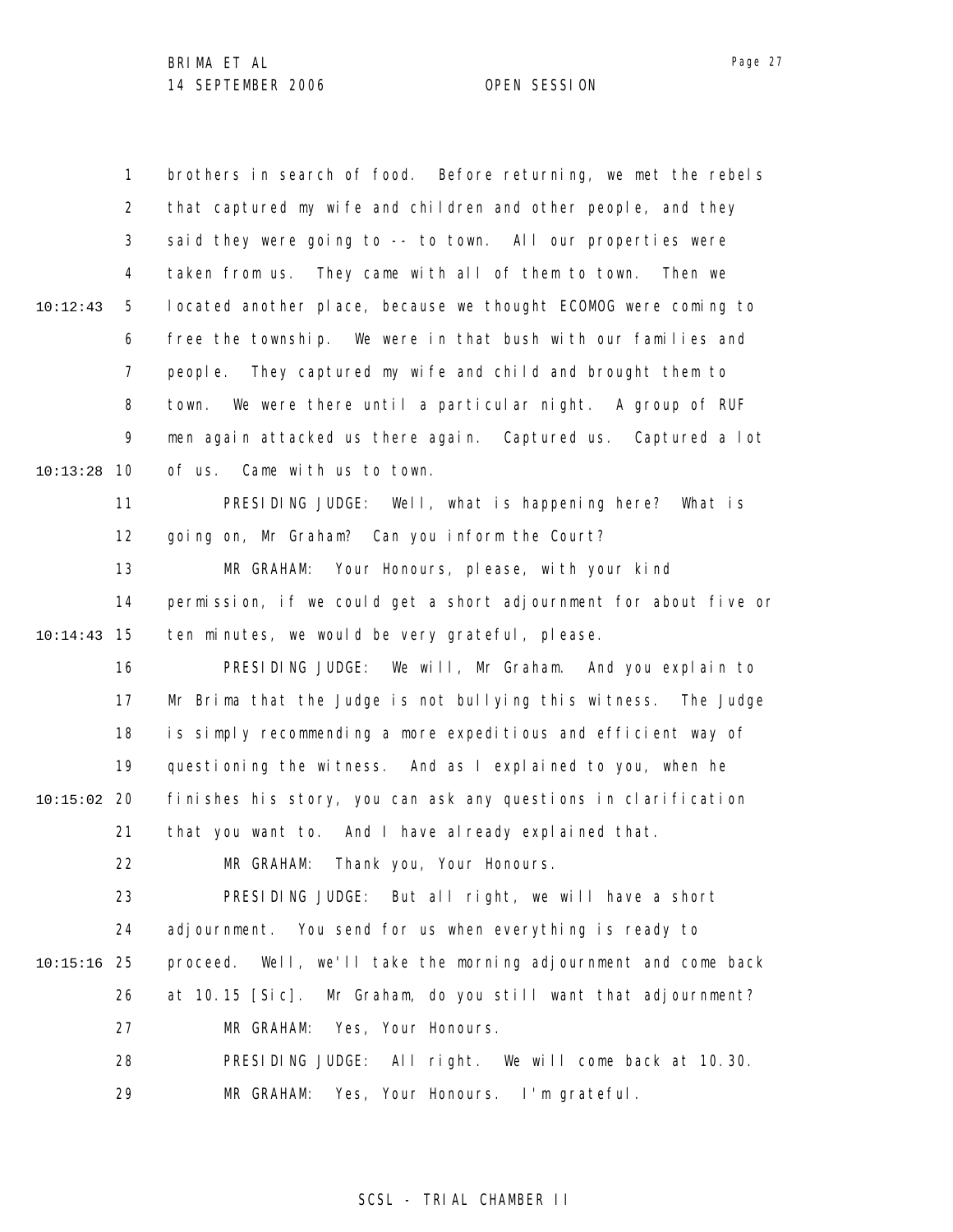brothers in search of food. Before returning, we met the rebels that captured my wife and children and other people, and they said they were going to -- to town. All our properties were taken from us. They came with all of them to town. Then we located another place, because we thought ECOMOG were coming to free the township. We were in that bush with our families and people. They captured my wife and child and brought them to town. We were there until a particular night. A group of RUF men again attacked us there again. Captured us. Captured a lot of us. Came with us to town.

PRESIDING JUDGE: Well, what is happening here? What is going on, Mr Graham? Can you inform the Court?

MR GRAHAM: Your Honours, please, with your kind permission, if we could get a short adjournment for about five or ten minutes, we would be very grateful, please.

PRESIDING JUDGE: We will, Mr Graham. And you explain to Mr Brima that the Judge is not bullying this witness. The Judge is simply recommending a more expeditious and efficient way of questioning the witness. And as I explained to you, when he finishes his story, you can ask any questions in clarification that you want to. And I have already explained that.

MR GRAHAM: Thank you, Your Honours.

PRESIDING JUDGE: But all right, we will have a short adjournment. You send for us when everything is ready to proceed. Well, we'll take the morning adjournment and come back at 10.15 [Sic]. Mr Graham, do you still want that adjournment?

MR GRAHAM: Yes, Your Honours.

PRESIDING JUDGE: All right. We will come back at 10.30.

MR GRAHAM: Yes, Your Honours. I'm grateful.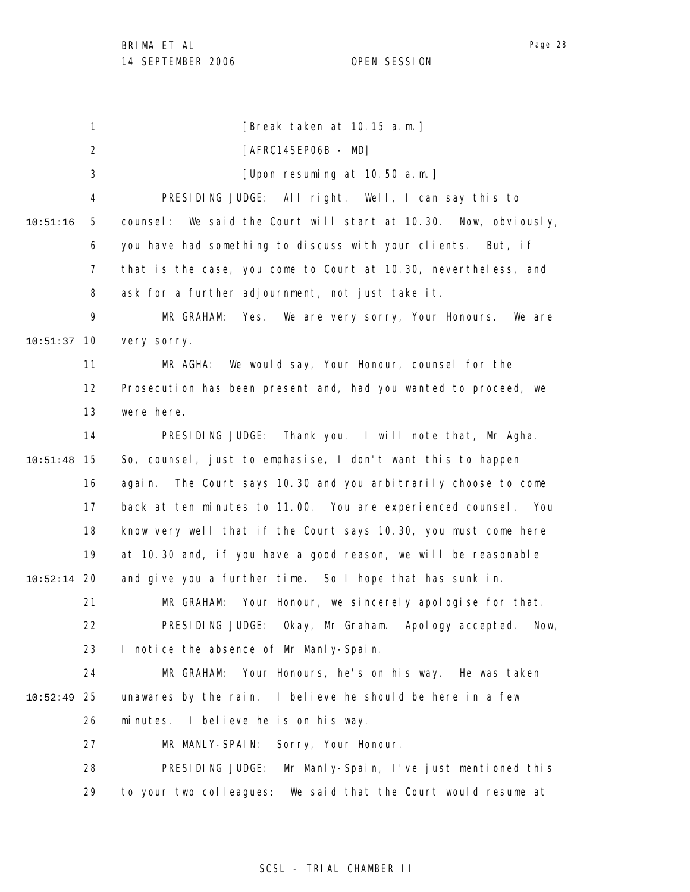[Break taken at 10.15 a.m.]

[AFRC14SEP06B - MD]

[Upon resuming at 10.50 a.m.]

PRESIDING JUDGE: All right. Well, I can say this to counsel: We said the Court will start at 10.30. Now, obviously, you have had something to discuss with your clients. But, if that is the case, you come to Court at 10.30, nevertheless, and ask for a further adjournment, not just take it.

MR GRAHAM: Yes. We are very sorry, Your Honours. We are very sorry.

MR AGHA: We would say, Your Honour, counsel for the Prosecution has been present and, had you wanted to proceed, we were here.

PRESIDING JUDGE: Thank you. I will note that, Mr Agha. So, counsel, just to emphasise, I don't want this to happen again. The Court says 10.30 and you arbitrarily choose to come back at ten minutes to 11.00. You are experienced counsel. You know very well that if the Court says 10.30, you must come here at 10.30 and, if you have a good reason, we will be reasonable and give you a further time. So I hope that has sunk in.

MR GRAHAM: Your Honour, we sincerely apologise for that.

PRESIDING JUDGE: Okay, Mr Graham. Apology accepted. Now, I notice the absence of Mr Manly-Spain.

MR GRAHAM: Your Honours, he's on his way. He was taken unawares by the rain. I believe he should be here in a few minutes. I believe he is on his way.

MR MANLY-SPAIN: Sorry, Your Honour.

PRESIDING JUDGE: Mr Manly-Spain, I've just mentioned this to your two colleagues: We said that the Court would resume at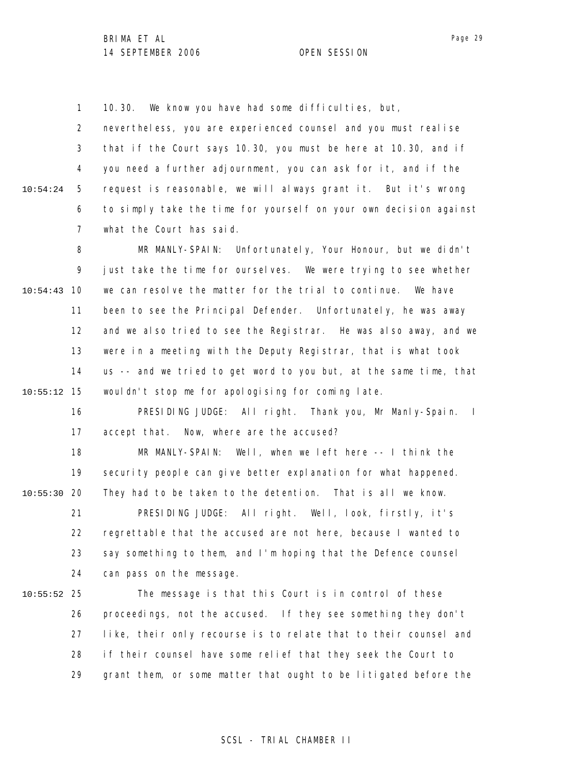10.30. We know you have had some difficulties, but, nevertheless, you are experienced counsel and you must realise that if the Court says 10.30, you must be here at 10.30, and if you need a further adjournment, you can ask for it, and if the request is reasonable, we will always grant it. But it's wrong to simply take the time for yourself on your own decision against what the Court has said.

MR MANLY-SPAIN: Unfortunately, Your Honour, but we didn't just take the time for ourselves. We were trying to see whether we can resolve the matter for the trial to continue. We have been to see the Principal Defender. Unfortunately, he was away and we also tried to see the Registrar. He was also away, and we were in a meeting with the Deputy Registrar, that is what took us -- and we tried to get word to you but, at the same time, that wouldn't stop me for apologising for coming late.

PRESIDING JUDGE: All right. Thank you, Mr Manly-Spain. I accept that. Now, where are the accused?

MR MANLY-SPAIN: Well, when we left here -- I think the security people can give better explanation for what happened. They had to be taken to the detention. That is all we know.

PRESIDING JUDGE: All right. Well, look, firstly, it's regrettable that the accused are not here, because I wanted to say something to them, and I'm hoping that the Defence counsel can pass on the message.

The message is that this Court is in control of these proceedings, not the accused. If they see something they don't like, their only recourse is to relate that to their counsel and if their counsel have some relief that they seek the Court to grant them, or some matter that ought to be litigated before the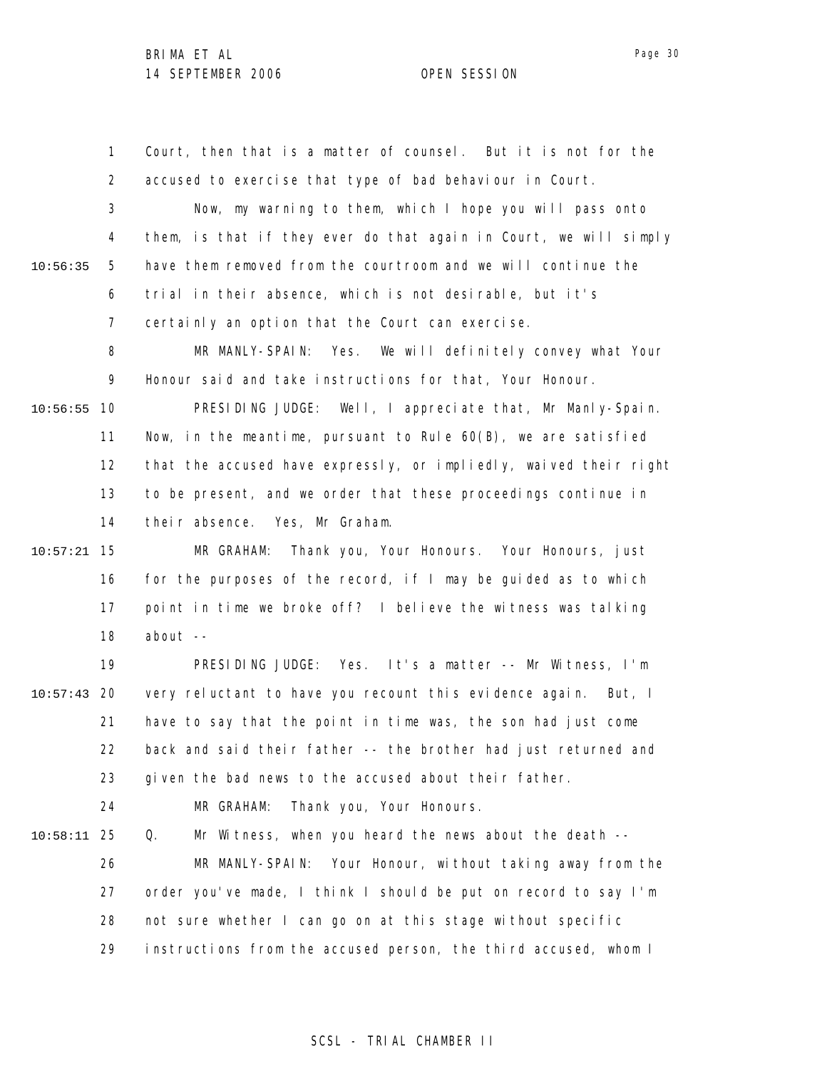Court, then that is a matter of counsel. But it is not for the accused to exercise that type of bad behaviour in Court.

Now, my warning to them, which I hope you will pass onto them, is that if they ever do that again in Court, we will simply have them removed from the courtroom and we will continue the trial in their absence, which is not desirable, but it's certainly an option that the Court can exercise.

MR MANLY-SPAIN: Yes. We will definitely convey what Your Honour said and take instructions for that, Your Honour.

PRESIDING JUDGE: Well, I appreciate that, Mr Manly-Spain. Now, in the meantime, pursuant to Rule 60(B), we are satisfied that the accused have expressly, or impliedly, waived their right to be present, and we order that these proceedings continue in their absence. Yes, Mr Graham.

MR GRAHAM: Thank you, Your Honours. Your Honours, just for the purposes of the record, if I may be guided as to which point in time we broke off? I believe the witness was talking about --

PRESIDING JUDGE: Yes. It's a matter -- Mr Witness, I'm very reluctant to have you recount this evidence again. But, I have to say that the point in time was, the son had just come back and said their father -- the brother had just returned and given the bad news to the accused about their father.

MR GRAHAM: Thank you, Your Honours.

Q. Mr Witness, when you heard the news about the death --

MR MANLY-SPAIN: Your Honour, without taking away from the order you've made, I think I should be put on record to say I'm not sure whether I can go on at this stage without specific instructions from the accused person, the third accused, whom I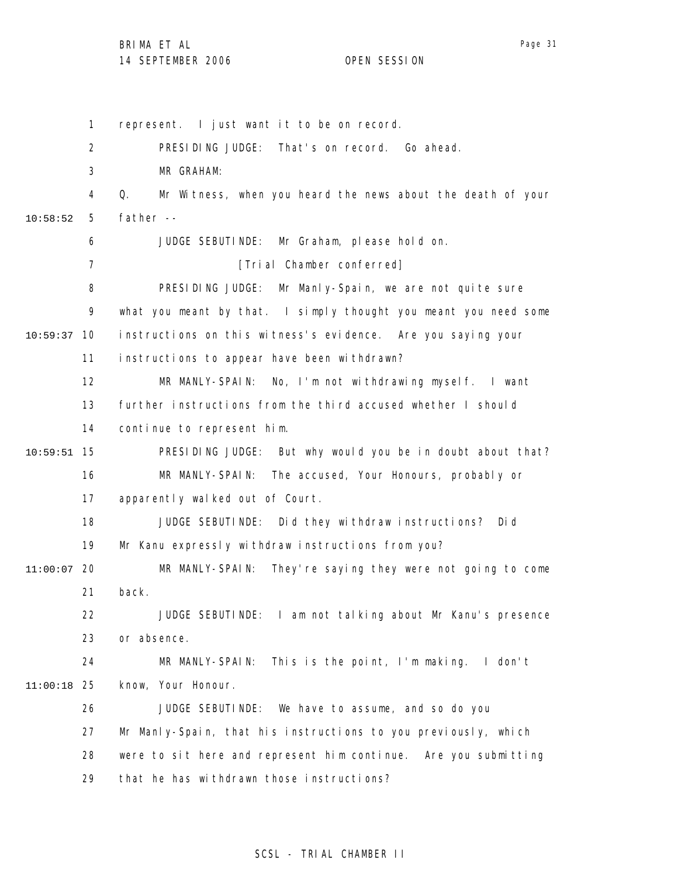represent. I just want it to be on record.

PRESIDING JUDGE: That's on record. Go ahead.

MR GRAHAM:

Q. Mr Witness, when you heard the news about the death of your father --

JUDGE SEBUTINDE: Mr Graham, please hold on.

[Trial Chamber conferred]

PRESIDING JUDGE: Mr Manly-Spain, we are not quite sure what you meant by that. I simply thought you meant you need some instructions on this witness's evidence. Are you saying your instructions to appear have been withdrawn?

MR MANLY-SPAIN: No, I'm not withdrawing myself. I want further instructions from the third accused whether I should continue to represent him.

PRESIDING JUDGE: But why would you be in doubt about that?

MR MANLY-SPAIN: The accused, Your Honours, probably or apparently walked out of Court.

JUDGE SEBUTINDE: Did they withdraw instructions? Did Mr Kanu expressly withdraw instructions from you?

MR MANLY-SPAIN: They're saying they were not going to come back.

JUDGE SEBUTINDE: I am not talking about Mr Kanu's presence or absence.

MR MANLY-SPAIN: This is the point, I'm making. I don't know, Your Honour.

JUDGE SEBUTINDE: We have to assume, and so do you Mr Manly-Spain, that his instructions to you previously, which were to sit here and represent him continue. Are you submitting that he has withdrawn those instructions?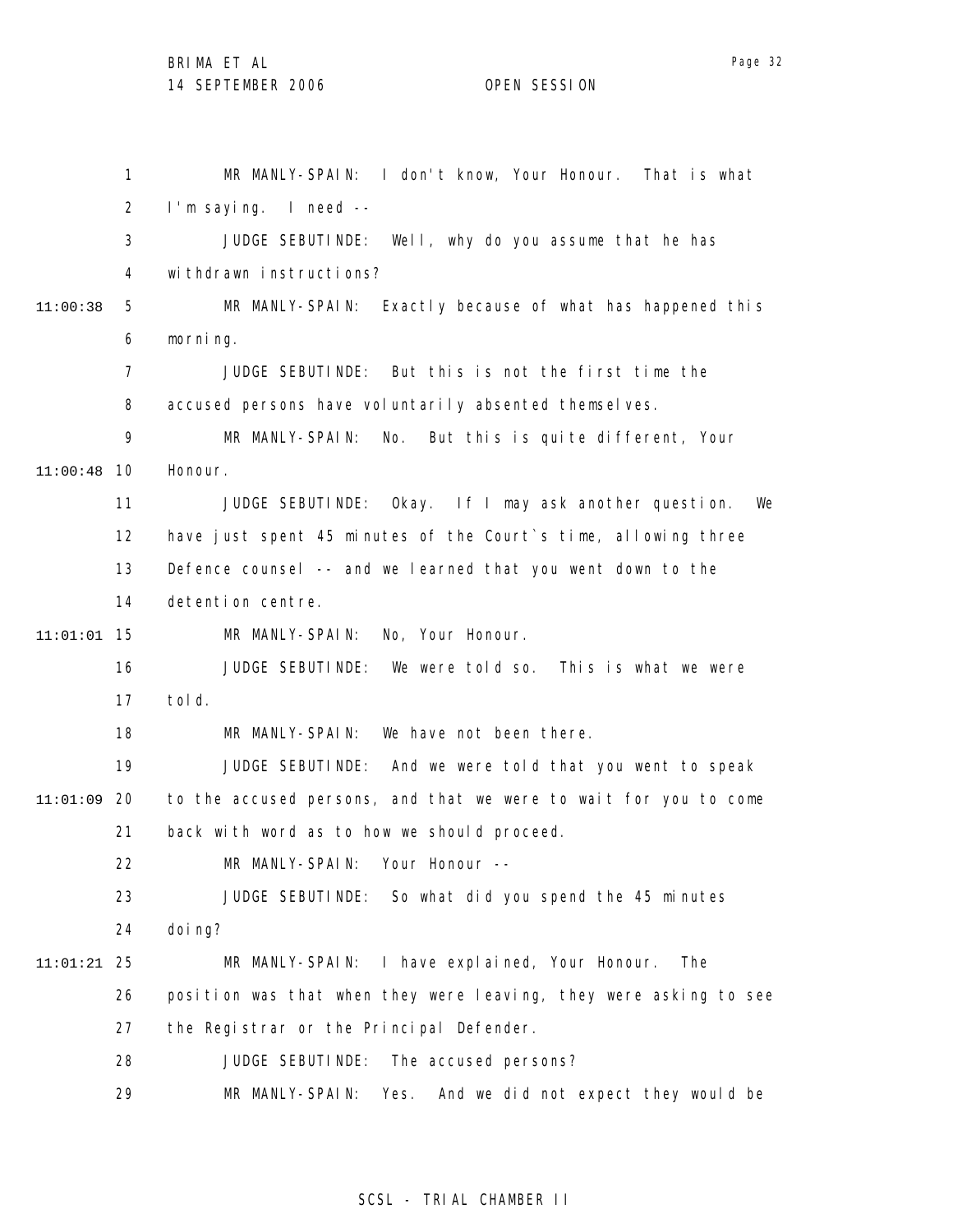1 MR MANLY-SPAIN: I don't know, Your Honour. That is what
2 I'm saying. I need --
3 JUDGE SEBUTINDE: Well, why do you assume that he has
4 withdrawn instructions?
11:00:38 5 MR MANLY-SPAIN: Exactly because of what has happened this
6 morning.
7 JUDGE SEBUTINDE: But this is not the first time the
8 accused persons have voluntarily absented themselves.
9 MR MANLY-SPAIN: No. But this is quite different, Your
11:00:48 10 Honour.
11 JUDGE SEBUTINDE: Okay. If I may ask another question. We
12 have just spent 45 minutes of the Court`s time, allowing three
13 Defence counsel -- and we learned that you went down to the
14 detention centre.
11:01:01 15 MR MANLY-SPAIN: No, Your Honour.
16 JUDGE SEBUTINDE: We were told so. This is what we were
17 told.
18 MR MANLY-SPAIN: We have not been there.
19 JUDGE SEBUTINDE: And we were told that you went to speak
11:01:09 20 to the accused persons, and that we were to wait for you to come
21 back with word as to how we should proceed.
22 MR MANLY-SPAIN: Your Honour --
23 JUDGE SEBUTINDE: So what did you spend the 45 minutes
24 doing?
11:01:21 25 MR MANLY-SPAIN: I have explained, Your Honour. The
26 position was that when they were leaving, they were asking to see
27 the Registrar or the Principal Defender.
28 JUDGE SEBUTINDE: The accused persons?
29 MR MANLY-SPAIN: Yes. And we did not expect they would be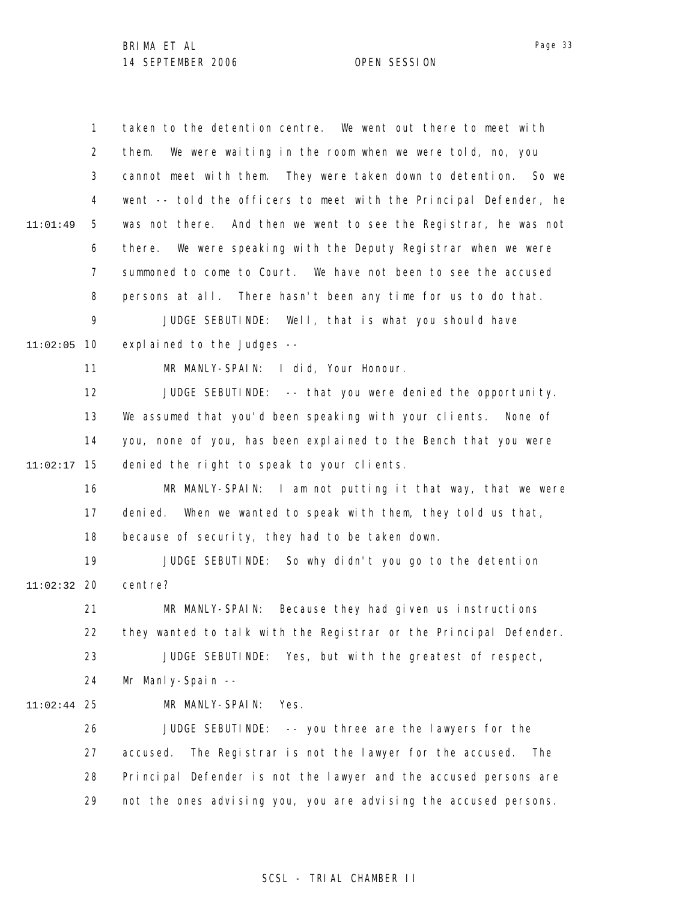taken to the detention centre. We went out there to meet with them. We were waiting in the room when we were told, no, you cannot meet with them. They were taken down to detention. So we went -- told the officers to meet with the Principal Defender, he was not there. And then we went to see the Registrar, he was not there. We were speaking with the Deputy Registrar when we were summoned to come to Court. We have not been to see the accused persons at all. There hasn't been any time for us to do that.

JUDGE SEBUTINDE: Well, that is what you should have explained to the Judges --

MR MANLY-SPAIN: I did, Your Honour.

JUDGE SEBUTINDE: -- that you were denied the opportunity. We assumed that you'd been speaking with your clients. None of you, none of you, has been explained to the Bench that you were denied the right to speak to your clients.

MR MANLY-SPAIN: I am not putting it that way, that we were denied. When we wanted to speak with them, they told us that, because of security, they had to be taken down.

JUDGE SEBUTINDE: So why didn't you go to the detention centre?

MR MANLY-SPAIN: Because they had given us instructions they wanted to talk with the Registrar or the Principal Defender.

JUDGE SEBUTINDE: Yes, but with the greatest of respect, Mr Manly-Spain --

MR MANLY-SPAIN: Yes.

JUDGE SEBUTINDE: -- you three are the lawyers for the accused. The Registrar is not the lawyer for the accused. The Principal Defender is not the lawyer and the accused persons are not the ones advising you, you are advising the accused persons.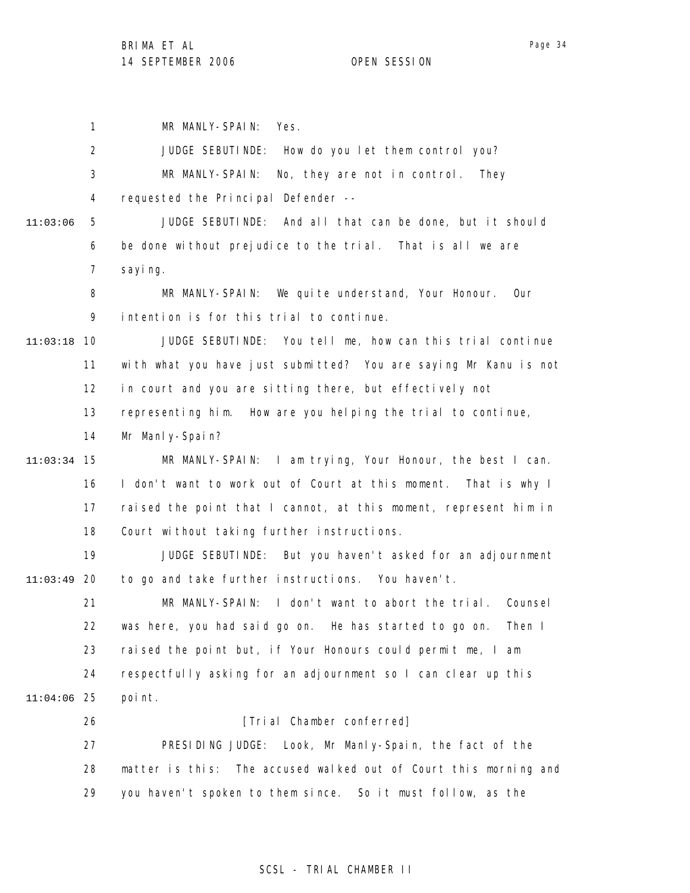MR MANLY-SPAIN: Yes.

JUDGE SEBUTINDE: How do you let them control you?

MR MANLY-SPAIN: No, they are not in control. They requested the Principal Defender --

JUDGE SEBUTINDE: And all that can be done, but it should be done without prejudice to the trial. That is all we are saying.

MR MANLY-SPAIN: We quite understand, Your Honour. Our intention is for this trial to continue.

JUDGE SEBUTINDE: You tell me, how can this trial continue with what you have just submitted? You are saying Mr Kanu is not in court and you are sitting there, but effectively not representing him. How are you helping the trial to continue, Mr Manly-Spain?

MR MANLY-SPAIN: I am trying, Your Honour, the best I can. I don't want to work out of Court at this moment. That is why I raised the point that I cannot, at this moment, represent him in Court without taking further instructions.

JUDGE SEBUTINDE: But you haven't asked for an adjournment to go and take further instructions. You haven't.

MR MANLY-SPAIN: I don't want to abort the trial. Counsel was here, you had said go on. He has started to go on. Then I raised the point but, if Your Honours could permit me, I am respectfully asking for an adjournment so I can clear up this point.

[Trial Chamber conferred]

PRESIDING JUDGE: Look, Mr Manly-Spain, the fact of the matter is this: The accused walked out of Court this morning and you haven't spoken to them since. So it must follow, as the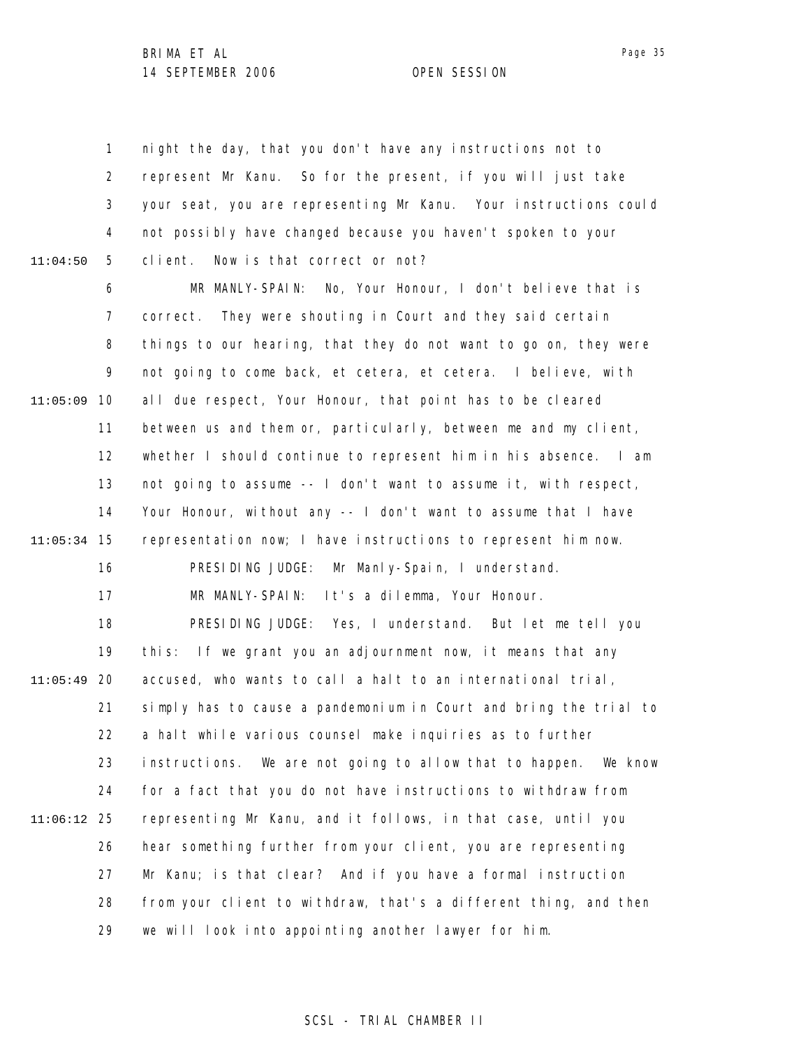night the day, that you don't have any instructions not to represent Mr Kanu. So for the present, if you will just take your seat, you are representing Mr Kanu. Your instructions could not possibly have changed because you haven't spoken to your client. Now is that correct or not?

MR MANLY-SPAIN: No, Your Honour, I don't believe that is correct. They were shouting in Court and they said certain things to our hearing, that they do not want to go on, they were not going to come back, et cetera, et cetera. I believe, with all due respect, Your Honour, that point has to be cleared between us and them or, particularly, between me and my client, whether I should continue to represent him in his absence. I am not going to assume -- I don't want to assume it, with respect, Your Honour, without any -- I don't want to assume that I have representation now; I have instructions to represent him now.

PRESIDING JUDGE: Mr Manly-Spain, I understand.

MR MANLY-SPAIN: It's a dilemma, Your Honour.

PRESIDING JUDGE: Yes, I understand. But let me tell you this: If we grant you an adjournment now, it means that any accused, who wants to call a halt to an international trial, simply has to cause a pandemonium in Court and bring the trial to a halt while various counsel make inquiries as to further instructions. We are not going to allow that to happen. We know for a fact that you do not have instructions to withdraw from representing Mr Kanu, and it follows, in that case, until you hear something further from your client, you are representing Mr Kanu; is that clear? And if you have a formal instruction from your client to withdraw, that's a different thing, and then we will look into appointing another lawyer for him.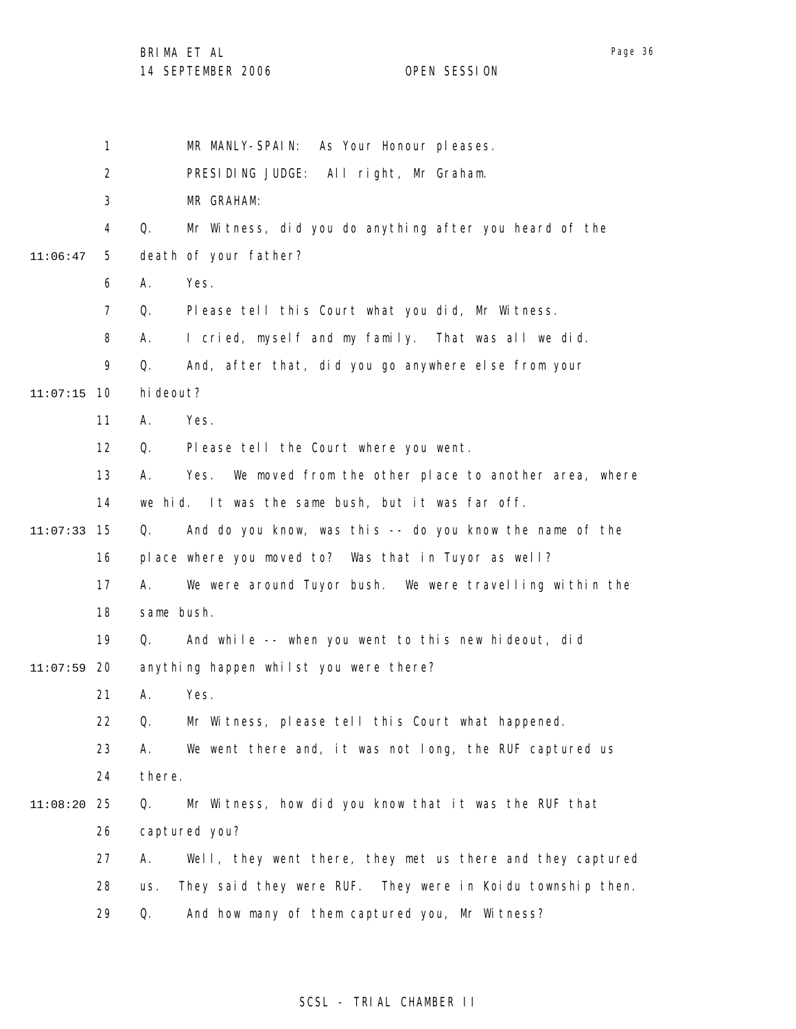MR MANLY-SPAIN: As Your Honour pleases.

PRESIDING JUDGE: All right, Mr Graham.

MR GRAHAM:

Q. Mr Witness, did you do anything after you heard of the death of your father?

A. Yes.

Q. Please tell this Court what you did, Mr Witness.

A. I cried, myself and my family. That was all we did.

Q. And, after that, did you go anywhere else from your hideout?

A. Yes.

Q. Please tell the Court where you went.

A. Yes. We moved from the other place to another area, where we hid. It was the same bush, but it was far off.

Q. And do you know, was this -- do you know the name of the place where you moved to? Was that in Tuyor as well?

A. We were around Tuyor bush. We were travelling within the same bush.

Q. And while -- when you went to this new hideout, did anything happen whilst you were there?

A. Yes.

Q. Mr Witness, please tell this Court what happened.

A. We went there and, it was not long, the RUF captured us there.

Q. Mr Witness, how did you know that it was the RUF that captured you?

A. Well, they went there, they met us there and they captured us. They said they were RUF. They were in Koidu township then.

Q. And how many of them captured you, Mr Witness?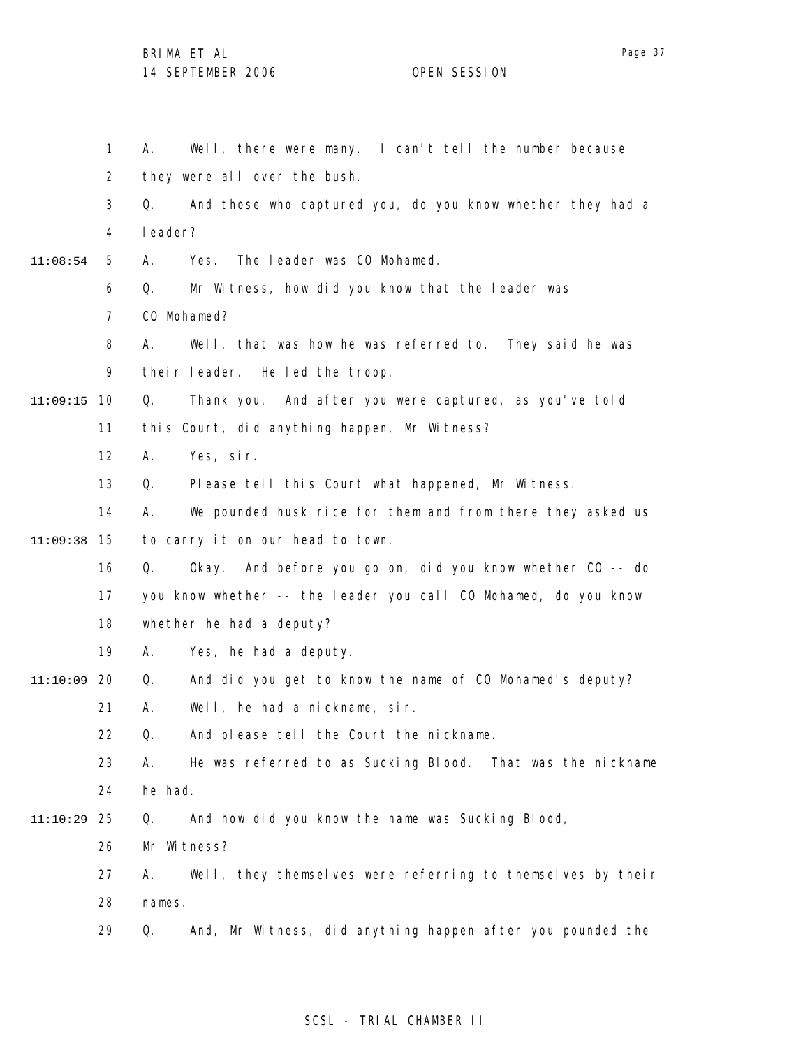A. Well, there were many. I can't tell the number because they were all over the bush.

Q. And those who captured you, do you know whether they had a leader?

A. Yes. The leader was CO Mohamed.

Q. Mr Witness, how did you know that the leader was CO Mohamed?

A. Well, that was how he was referred to. They said he was their leader. He led the troop.

Q. Thank you. And after you were captured, as you've told this Court, did anything happen, Mr Witness?

A. Yes, sir.

Q. Please tell this Court what happened, Mr Witness.

A. We pounded husk rice for them and from there they asked us to carry it on our head to town.

Q. Okay. And before you go on, did you know whether CO -- do you know whether -- the leader you call CO Mohamed, do you know whether he had a deputy?

A. Yes, he had a deputy.

Q. And did you get to know the name of CO Mohamed's deputy?

A. Well, he had a nickname, sir.

Q. And please tell the Court the nickname.

A. He was referred to as Sucking Blood. That was the nickname he had.

Q. And how did you know the name was Sucking Blood, Mr Witness?

A. Well, they themselves were referring to themselves by their names.

Q. And, Mr Witness, did anything happen after you pounded the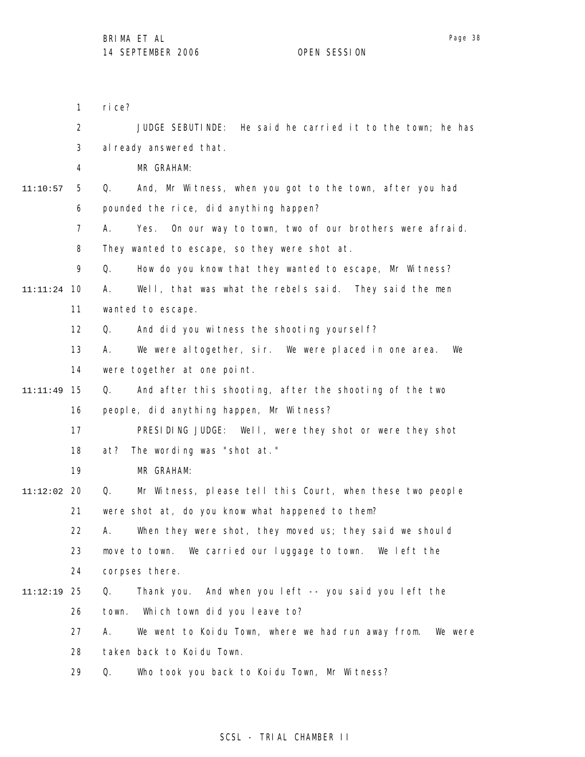rice?

JUDGE SEBUTINDE: He said he carried it to the town; he has already answered that.

MR GRAHAM:

Q. And, Mr Witness, when you got to the town, after you had pounded the rice, did anything happen?

A. Yes. On our way to town, two of our brothers were afraid. They wanted to escape, so they were shot at.

Q. How do you know that they wanted to escape, Mr Witness?

A. Well, that was what the rebels said. They said the men wanted to escape.

Q. And did you witness the shooting yourself?

A. We were altogether, sir. We were placed in one area. We were together at one point.

Q. And after this shooting, after the shooting of the two people, did anything happen, Mr Witness?

PRESIDING JUDGE: Well, were they shot or were they shot at? The wording was "shot at."

MR GRAHAM:

Q. Mr Witness, please tell this Court, when these two people were shot at, do you know what happened to them?

A. When they were shot, they moved us; they said we should move to town. We carried our luggage to town. We left the corpses there.

Q. Thank you. And when you left -- you said you left the town. Which town did you leave to?

A. We went to Koidu Town, where we had run away from. We were taken back to Koidu Town.

Q. Who took you back to Koidu Town, Mr Witness?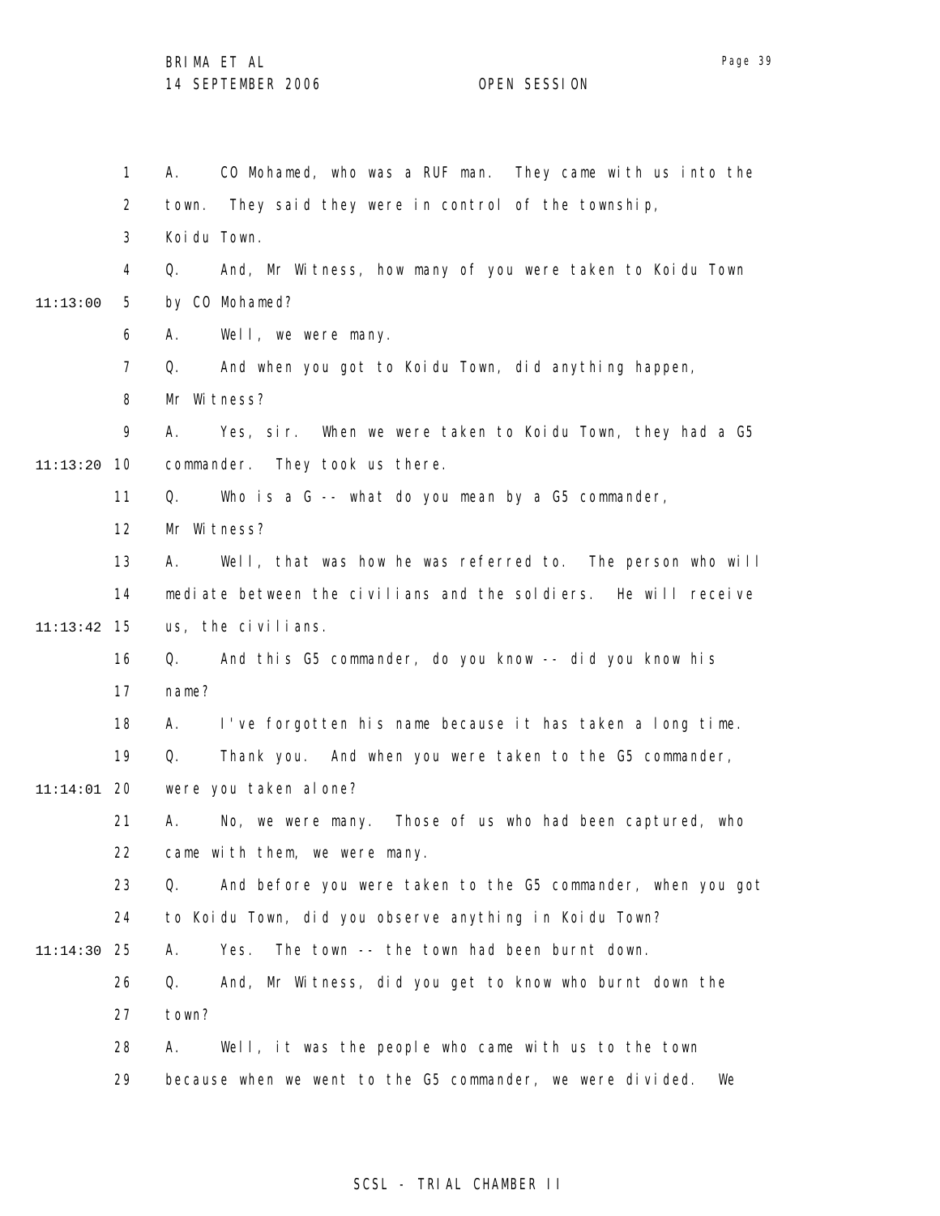A. CO Mohamed, who was a RUF man. They came with us into the town. They said they were in control of the township, Koidu Town.

Q. And, Mr Witness, how many of you were taken to Koidu Town by CO Mohamed?

A. Well, we were many.

Q. And when you got to Koidu Town, did anything happen, Mr Witness?

A. Yes, sir. When we were taken to Koidu Town, they had a G5 commander. They took us there.

Q. Who is a G -- what do you mean by a G5 commander, Mr Witness?

A. Well, that was how he was referred to. The person who will mediate between the civilians and the soldiers. He will receive us, the civilians.

Q. And this G5 commander, do you know -- did you know his name?

A. I've forgotten his name because it has taken a long time.

Q. Thank you. And when you were taken to the G5 commander, were you taken alone?

A. No, we were many. Those of us who had been captured, who came with them, we were many.

Q. And before you were taken to the G5 commander, when you got to Koidu Town, did you observe anything in Koidu Town?

A. Yes. The town -- the town had been burnt down.

Q. And, Mr Witness, did you get to know who burnt down the town?

A. Well, it was the people who came with us to the town because when we went to the G5 commander, we were divided. We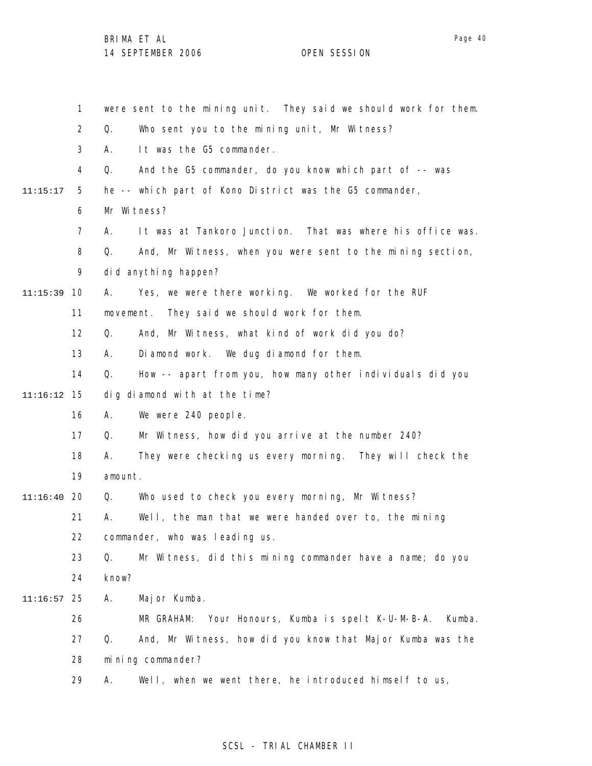were sent to the mining unit. They said we should work for them.

Q. Who sent you to the mining unit, Mr Witness?

A. It was the G5 commander.

Q. And the G5 commander, do you know which part of -- was he -- which part of Kono District was the G5 commander, Mr Witness?

A. It was at Tankoro Junction. That was where his office was.

Q. And, Mr Witness, when you were sent to the mining section, did anything happen?

A. Yes, we were there working. We worked for the RUF movement. They said we should work for them.

Q. And, Mr Witness, what kind of work did you do?

A. Diamond work. We dug diamond for them.

Q. How -- apart from you, how many other individuals did you dig diamond with at the time?

A. We were 240 people.

Q. Mr Witness, how did you arrive at the number 240?

A. They were checking us every morning. They will check the amount.

Q. Who used to check you every morning, Mr Witness?

A. Well, the man that we were handed over to, the mining commander, who was leading us.

Q. Mr Witness, did this mining commander have a name; do you know?

A. Major Kumba.

MR GRAHAM: Your Honours, Kumba is spelt K-U-M-B-A. Kumba.

Q. And, Mr Witness, how did you know that Major Kumba was the mining commander?

A. Well, when we went there, he introduced himself to us,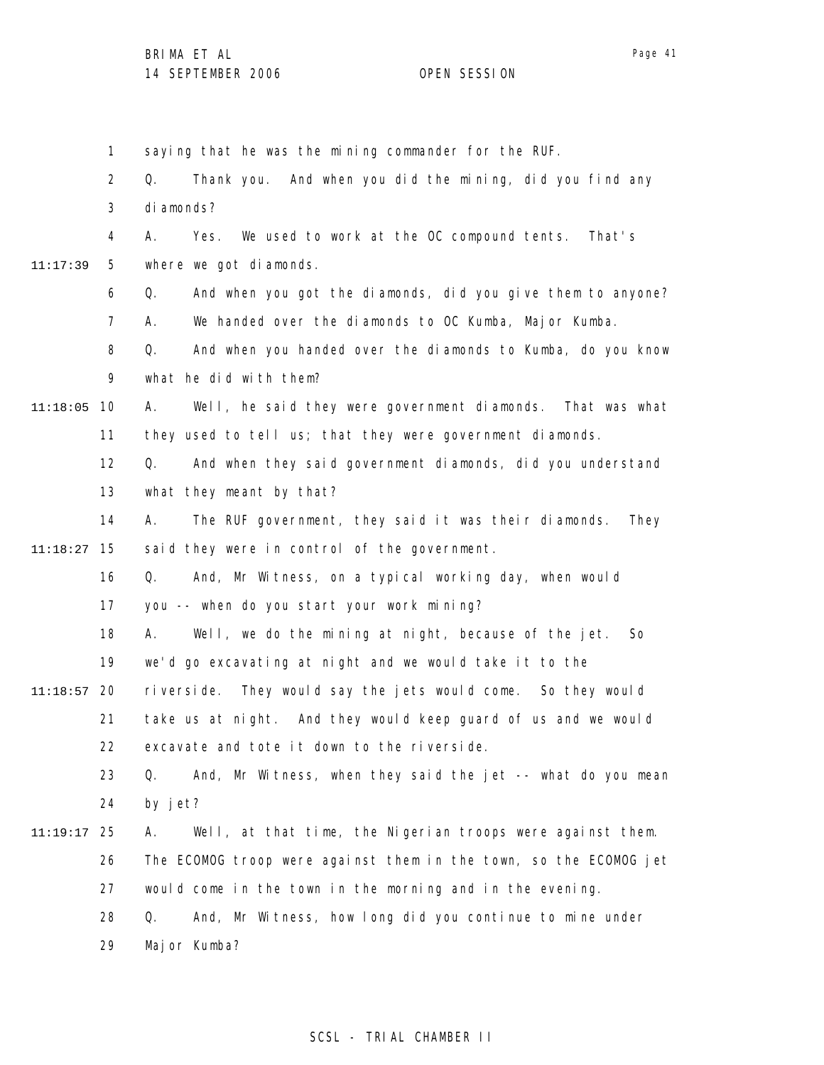saying that he was the mining commander for the RUF.

Q. Thank you. And when you did the mining, did you find any diamonds?

A. Yes. We used to work at the OC compound tents. That's where we got diamonds.

Q. And when you got the diamonds, did you give them to anyone?

A. We handed over the diamonds to OC Kumba, Major Kumba.

Q. And when you handed over the diamonds to Kumba, do you know what he did with them?

A. Well, he said they were government diamonds. That was what they used to tell us; that they were government diamonds.

Q. And when they said government diamonds, did you understand what they meant by that?

A. The RUF government, they said it was their diamonds. They said they were in control of the government.

Q. And, Mr Witness, on a typical working day, when would you -- when do you start your work mining?

A. Well, we do the mining at night, because of the jet. So we'd go excavating at night and we would take it to the riverside. They would say the jets would come. So they would take us at night. And they would keep guard of us and we would excavate and tote it down to the riverside.

Q. And, Mr Witness, when they said the jet -- what do you mean by jet?

A. Well, at that time, the Nigerian troops were against them. The ECOMOG troop were against them in the town, so the ECOMOG jet would come in the town in the morning and in the evening.

Q. And, Mr Witness, how long did you continue to mine under Major Kumba?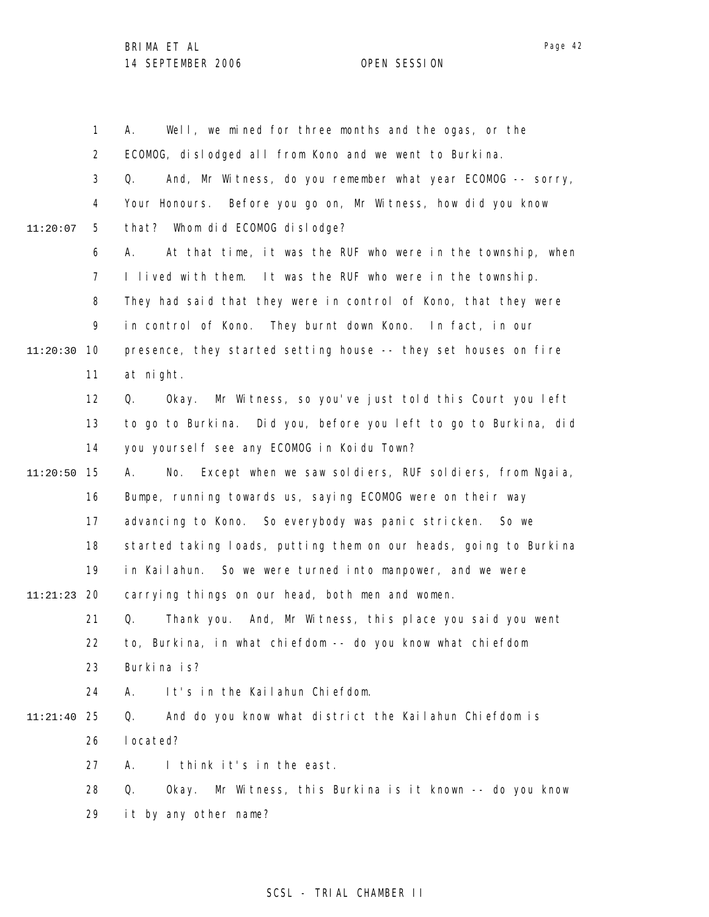1 A. Well, we mined for three months and the ogas, or the
2 ECOMOG, dislodged all from Kono and we went to Burkina.
3 Q. And, Mr Witness, do you remember what year ECOMOG -- sorry,
4 Your Honours. Before you go on, Mr Witness, how did you know
11:20:07 5 that? Whom did ECOMOG dislodge?
6 A. At that time, it was the RUF who were in the township, when
7 I lived with them. It was the RUF who were in the township.
8 They had said that they were in control of Kono, that they were
9 in control of Kono. They burnt down Kono. In fact, in our
11:20:30 10 presence, they started setting house -- they set houses on fire
11 at night.
12 Q. Okay. Mr Witness, so you've just told this Court you left
13 to go to Burkina. Did you, before you left to go to Burkina, did
14 you yourself see any ECOMOG in Koidu Town?
11:20:50 15 A. No. Except when we saw soldiers, RUF soldiers, from Ngaia,
16 Bumpe, running towards us, saying ECOMOG were on their way
17 advancing to Kono. So everybody was panic stricken. So we
18 started taking loads, putting them on our heads, going to Burkina
19 in Kailahun. So we were turned into manpower, and we were
11:21:23 20 carrying things on our head, both men and women.
21 Q. Thank you. And, Mr Witness, this place you said you went
22 to, Burkina, in what chiefdom -- do you know what chiefdom
23 Burkina is?
24 A. It's in the Kailahun Chiefdom.
11:21:40 25 Q. And do you know what district the Kailahun Chiefdom is
26 located?
27 A. I think it's in the east.
28 Q. Okay. Mr Witness, this Burkina is it known -- do you know
29 it by any other name?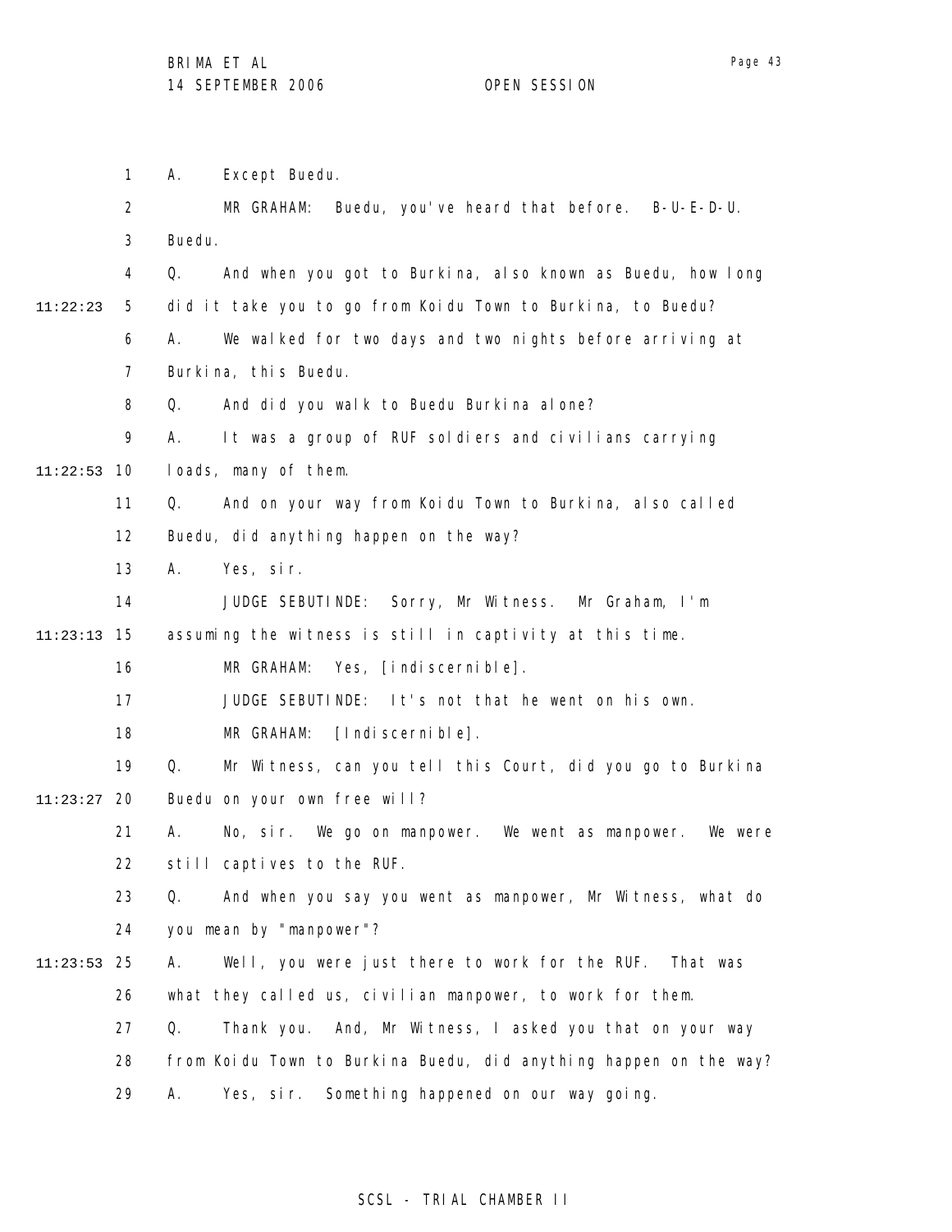A. Except Buedu.

MR GRAHAM: Buedu, you've heard that before. B-U-E-D-U. Buedu.

Q. And when you got to Burkina, also known as Buedu, how long did it take you to go from Koidu Town to Burkina, to Buedu?

A. We walked for two days and two nights before arriving at Burkina, this Buedu.

Q. And did you walk to Buedu Burkina alone?

A. It was a group of RUF soldiers and civilians carrying loads, many of them.

Q. And on your way from Koidu Town to Burkina, also called Buedu, did anything happen on the way?

A. Yes, sir.

JUDGE SEBUTINDE: Sorry, Mr Witness. Mr Graham, I'm assuming the witness is still in captivity at this time.

MR GRAHAM: Yes, [indiscernible].

JUDGE SEBUTINDE: It's not that he went on his own.

MR GRAHAM: [Indiscernible].

Q. Mr Witness, can you tell this Court, did you go to Burkina Buedu on your own free will?

A. No, sir. We go on manpower. We went as manpower. We were still captives to the RUF.

Q. And when you say you went as manpower, Mr Witness, what do you mean by "manpower"?

A. Well, you were just there to work for the RUF. That was what they called us, civilian manpower, to work for them.

Q. Thank you. And, Mr Witness, I asked you that on your way from Koidu Town to Burkina Buedu, did anything happen on the way?

A. Yes, sir. Something happened on our way going.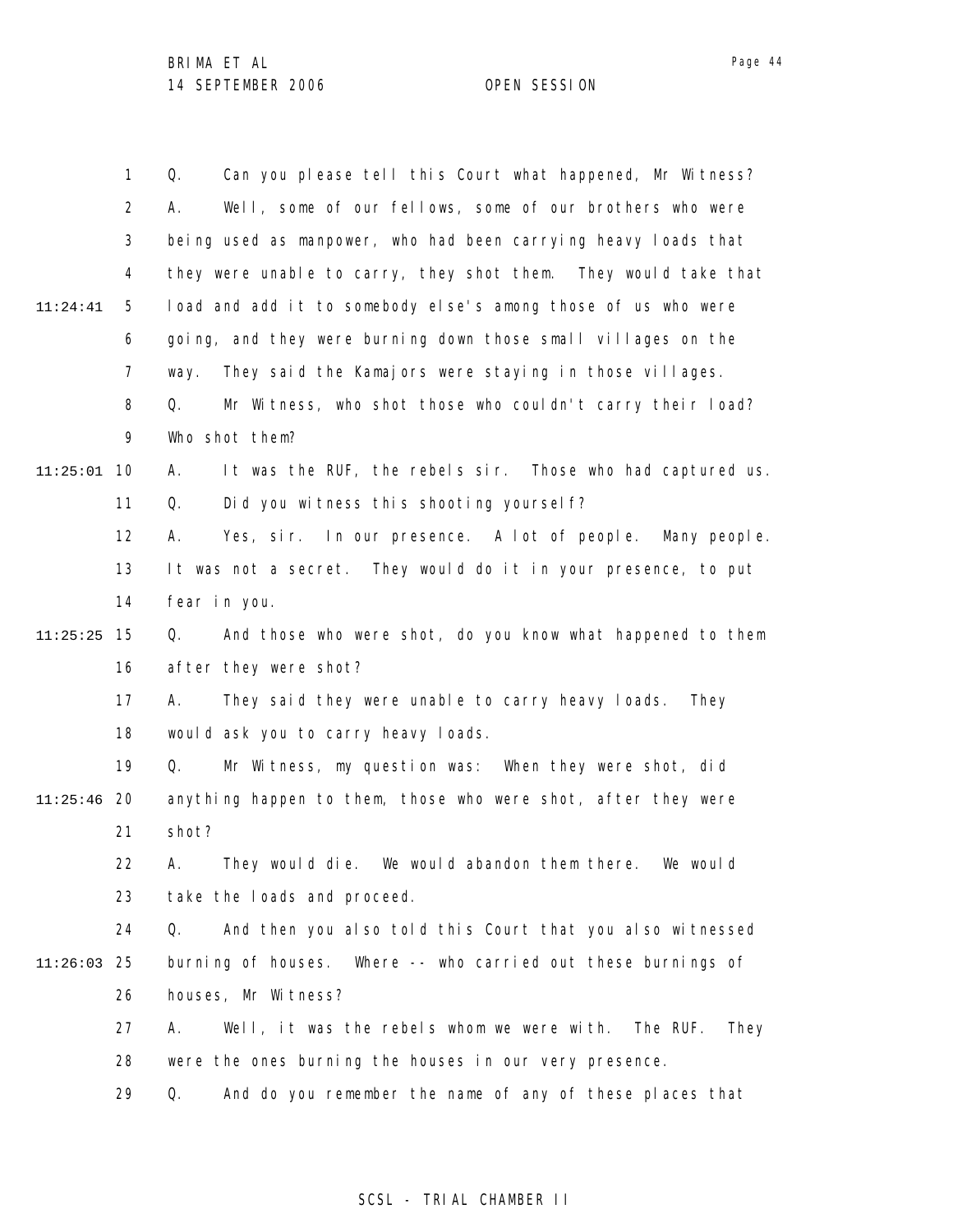Q. Can you please tell this Court what happened, Mr Witness?

A. Well, some of our fellows, some of our brothers who were being used as manpower, who had been carrying heavy loads that they were unable to carry, they shot them. They would take that load and add it to somebody else's among those of us who were going, and they were burning down those small villages on the way. They said the Kamajors were staying in those villages.

Q. Mr Witness, who shot those who couldn't carry their load? Who shot them?

A. It was the RUF, the rebels sir. Those who had captured us.

Q. Did you witness this shooting yourself?

A. Yes, sir. In our presence. A lot of people. Many people. It was not a secret. They would do it in your presence, to put fear in you.

Q. And those who were shot, do you know what happened to them after they were shot?

A. They said they were unable to carry heavy loads. They would ask you to carry heavy loads.

Q. Mr Witness, my question was: When they were shot, did anything happen to them, those who were shot, after they were shot?

A. They would die. We would abandon them there. We would take the loads and proceed.

Q. And then you also told this Court that you also witnessed burning of houses. Where -- who carried out these burnings of houses, Mr Witness?

A. Well, it was the rebels whom we were with. The RUF. They were the ones burning the houses in our very presence.

Q. And do you remember the name of any of these places that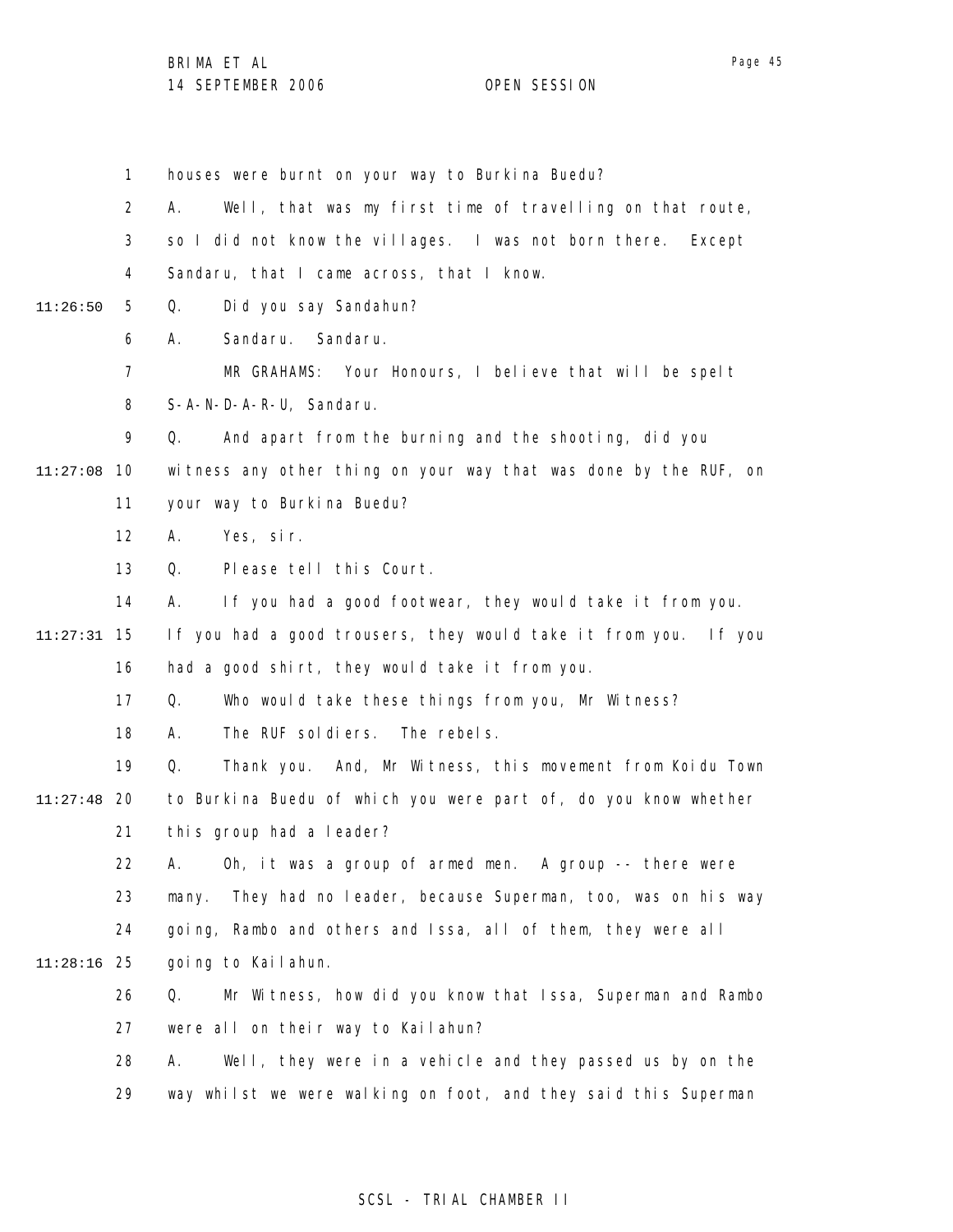houses were burnt on your way to Burkina Buedu?

A. Well, that was my first time of travelling on that route, so I did not know the villages. I was not born there. Except Sandaru, that I came across, that I know.

Q. Did you say Sandahun?

A. Sandaru. Sandaru.

MR GRAHAMS: Your Honours, I believe that will be spelt S-A-N-D-A-R-U, Sandaru.

Q. And apart from the burning and the shooting, did you witness any other thing on your way that was done by the RUF, on your way to Burkina Buedu?

A. Yes, sir.

Q. Please tell this Court.

A. If you had a good footwear, they would take it from you. If you had a good trousers, they would take it from you. If you had a good shirt, they would take it from you.

Q. Who would take these things from you, Mr Witness?

A. The RUF soldiers. The rebels.

Q. Thank you. And, Mr Witness, this movement from Koidu Town to Burkina Buedu of which you were part of, do you know whether this group had a leader?

A. Oh, it was a group of armed men. A group -- there were many. They had no leader, because Superman, too, was on his way going, Rambo and others and Issa, all of them, they were all going to Kailahun.

Q. Mr Witness, how did you know that Issa, Superman and Rambo were all on their way to Kailahun?

A. Well, they were in a vehicle and they passed us by on the way whilst we were walking on foot, and they said this Superman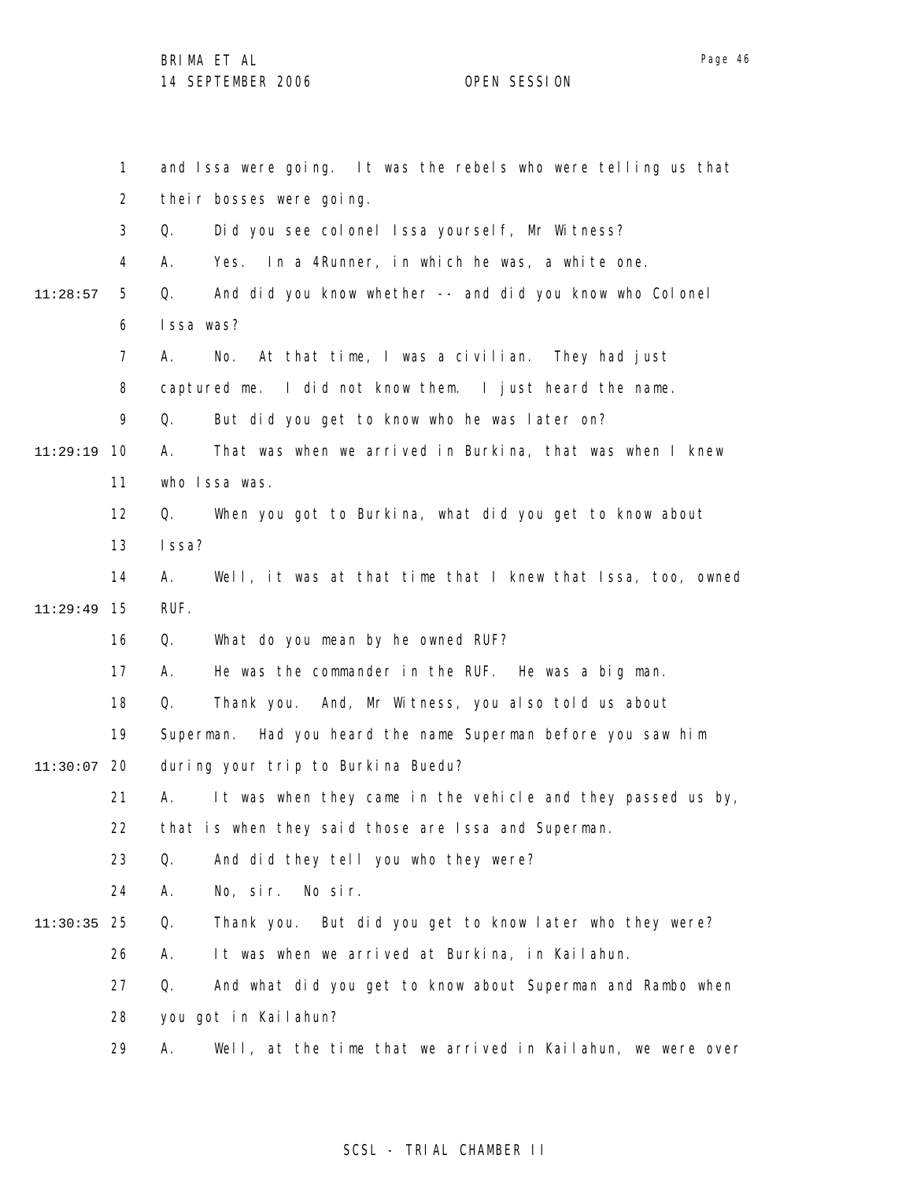1 and Issa were going. It was the rebels who were telling us that
2 their bosses were going.
3 Q. Did you see colonel Issa yourself, Mr Witness?
4 A. Yes. In a 4Runner, in which he was, a white one.
11:28:57 5 Q. And did you know whether -- and did you know who Colonel
6 Issa was?
7 A. No. At that time, I was a civilian. They had just
8 captured me. I did not know them. I just heard the name.
9 Q. But did you get to know who he was later on?
11:29:19 10 A. That was when we arrived in Burkina, that was when I knew
11 who Issa was.
12 Q. When you got to Burkina, what did you get to know about
13 Issa?
14 A. Well, it was at that time that I knew that Issa, too, owned
11:29:49 15 RUF.
16 Q. What do you mean by he owned RUF?
17 A. He was the commander in the RUF. He was a big man.
18 Q. Thank you. And, Mr Witness, you also told us about
19 Superman. Had you heard the name Superman before you saw him
11:30:07 20 during your trip to Burkina Buedu?
21 A. It was when they came in the vehicle and they passed us by,
22 that is when they said those are Issa and Superman.
23 Q. And did they tell you who they were?
24 A. No, sir. No sir.
11:30:35 25 Q. Thank you. But did you get to know later who they were?
26 A. It was when we arrived at Burkina, in Kailahun.
27 Q. And what did you get to know about Superman and Rambo when
28 you got in Kailahun?
29 A. Well, at the time that we arrived in Kailahun, we were over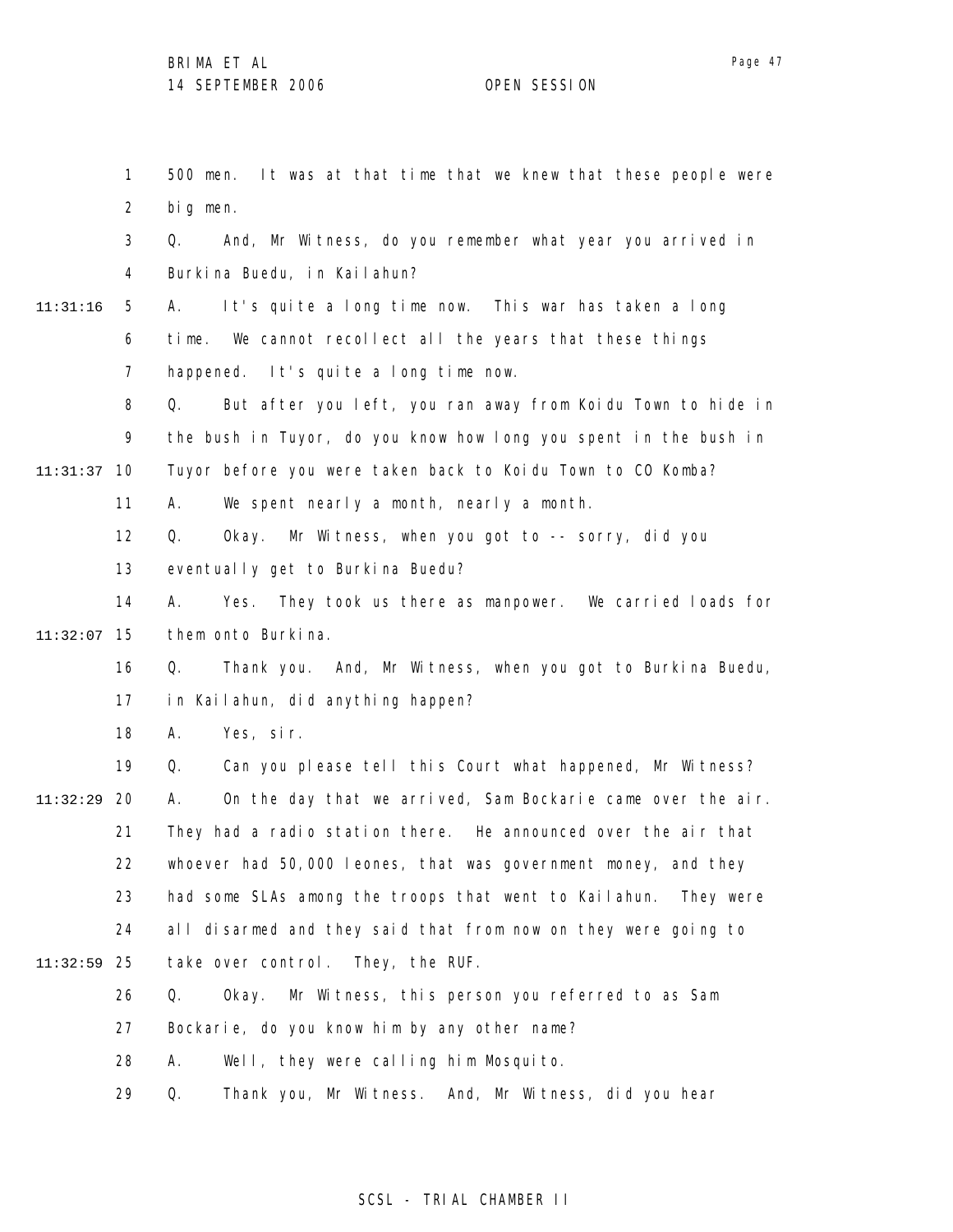500 men. It was at that time that we knew that these people were big men.

Q. And, Mr Witness, do you remember what year you arrived in Burkina Buedu, in Kailahun?

A. It's quite a long time now. This war has taken a long time. We cannot recollect all the years that these things happened. It's quite a long time now.

Q. But after you left, you ran away from Koidu Town to hide in the bush in Tuyor, do you know how long you spent in the bush in Tuyor before you were taken back to Koidu Town to CO Komba?

A. We spent nearly a month, nearly a month.

Q. Okay. Mr Witness, when you got to -- sorry, did you eventually get to Burkina Buedu?

A. Yes. They took us there as manpower. We carried loads for them onto Burkina.

Q. Thank you. And, Mr Witness, when you got to Burkina Buedu, in Kailahun, did anything happen?

A. Yes, sir.

Q. Can you please tell this Court what happened, Mr Witness?

A. On the day that we arrived, Sam Bockarie came over the air. They had a radio station there. He announced over the air that whoever had 50,000 leones, that was government money, and they had some SLAs among the troops that went to Kailahun. They were all disarmed and they said that from now on they were going to take over control. They, the RUF.

Q. Okay. Mr Witness, this person you referred to as Sam Bockarie, do you know him by any other name?

A. Well, they were calling him Mosquito.

Q. Thank you, Mr Witness. And, Mr Witness, did you hear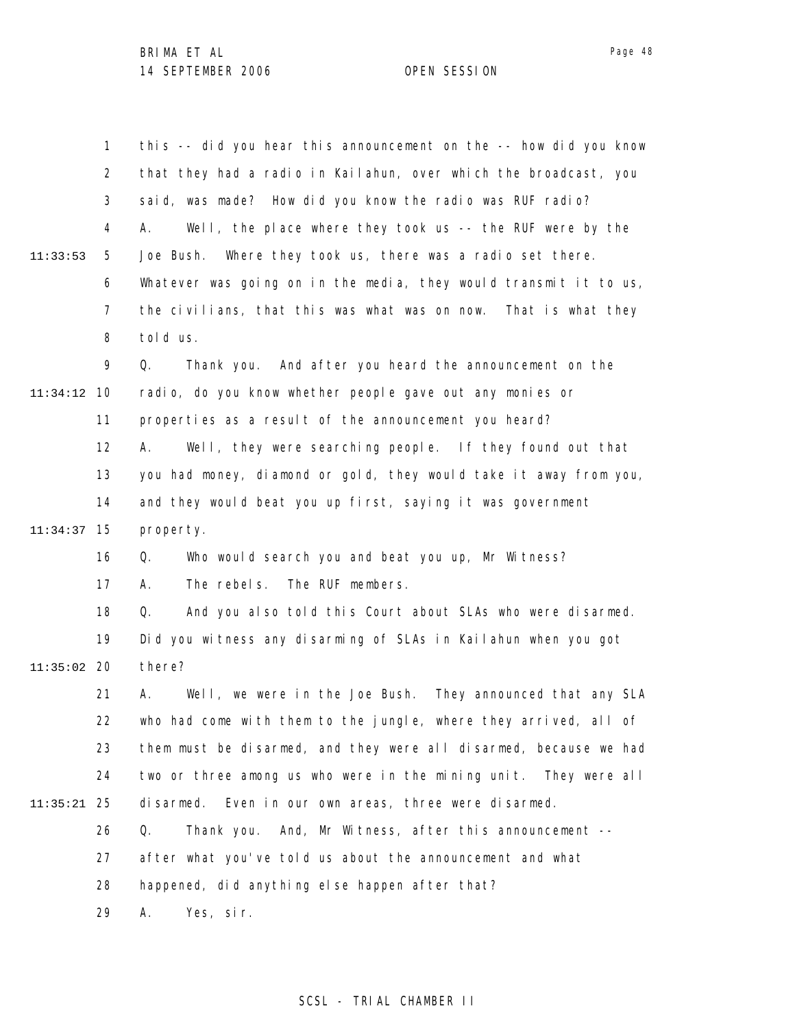this -- did you hear this announcement on the -- how did you know that they had a radio in Kailahun, over which the broadcast, you said, was made? How did you know the radio was RUF radio?

A. Well, the place where they took us -- the RUF were by the Joe Bush. Where they took us, there was a radio set there. Whatever was going on in the media, they would transmit it to us, the civilians, that this was what was on now. That is what they told us.

Q. Thank you. And after you heard the announcement on the radio, do you know whether people gave out any monies or properties as a result of the announcement you heard?

A. Well, they were searching people. If they found out that you had money, diamond or gold, they would take it away from you, and they would beat you up first, saying it was government property.

Q. Who would search you and beat you up, Mr Witness?

A. The rebels. The RUF members.

Q. And you also told this Court about SLAs who were disarmed. Did you witness any disarming of SLAs in Kailahun when you got there?

A. Well, we were in the Joe Bush. They announced that any SLA who had come with them to the jungle, where they arrived, all of them must be disarmed, and they were all disarmed, because we had two or three among us who were in the mining unit. They were all disarmed. Even in our own areas, three were disarmed.

Q. Thank you. And, Mr Witness, after this announcement -- after what you've told us about the announcement and what happened, did anything else happen after that?

A. Yes, sir.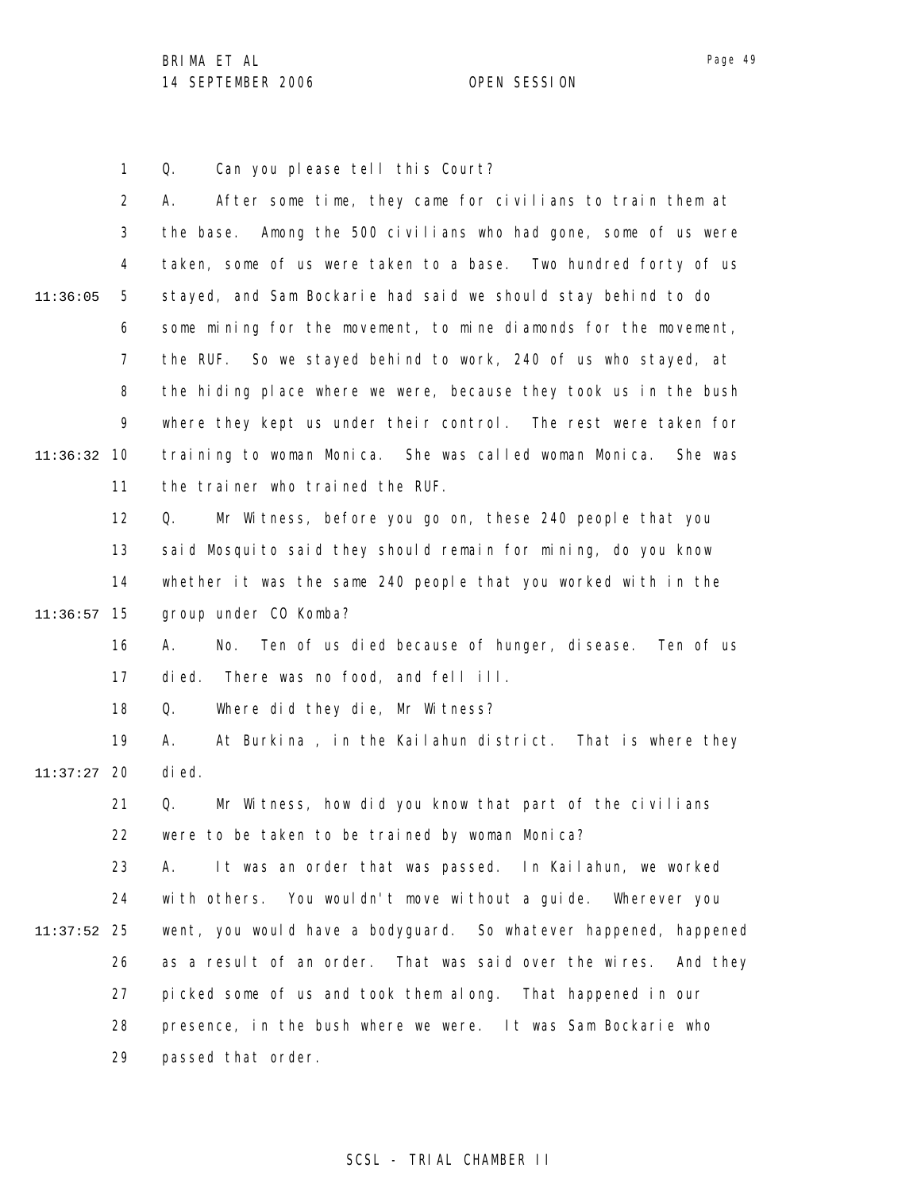Q. Can you please tell this Court?

A. After some time, they came for civilians to train them at the base. Among the 500 civilians who had gone, some of us were taken, some of us were taken to a base. Two hundred forty of us stayed, and Sam Bockarie had said we should stay behind to do some mining for the movement, to mine diamonds for the movement, the RUF. So we stayed behind to work, 240 of us who stayed, at the hiding place where we were, because they took us in the bush where they kept us under their control. The rest were taken for training to woman Monica. She was called woman Monica. She was the trainer who trained the RUF.

Q. Mr Witness, before you go on, these 240 people that you said Mosquito said they should remain for mining, do you know whether it was the same 240 people that you worked with in the group under CO Komba?

A. No. Ten of us died because of hunger, disease. Ten of us died. There was no food, and fell ill.

Q. Where did they die, Mr Witness?

A. At Burkina , in the Kailahun district. That is where they died.

Q. Mr Witness, how did you know that part of the civilians were to be taken to be trained by woman Monica?

A. It was an order that was passed. In Kailahun, we worked with others. You wouldn't move without a guide. Wherever you went, you would have a bodyguard. So whatever happened, happened as a result of an order. That was said over the wires. And they picked some of us and took them along. That happened in our presence, in the bush where we were. It was Sam Bockarie who passed that order.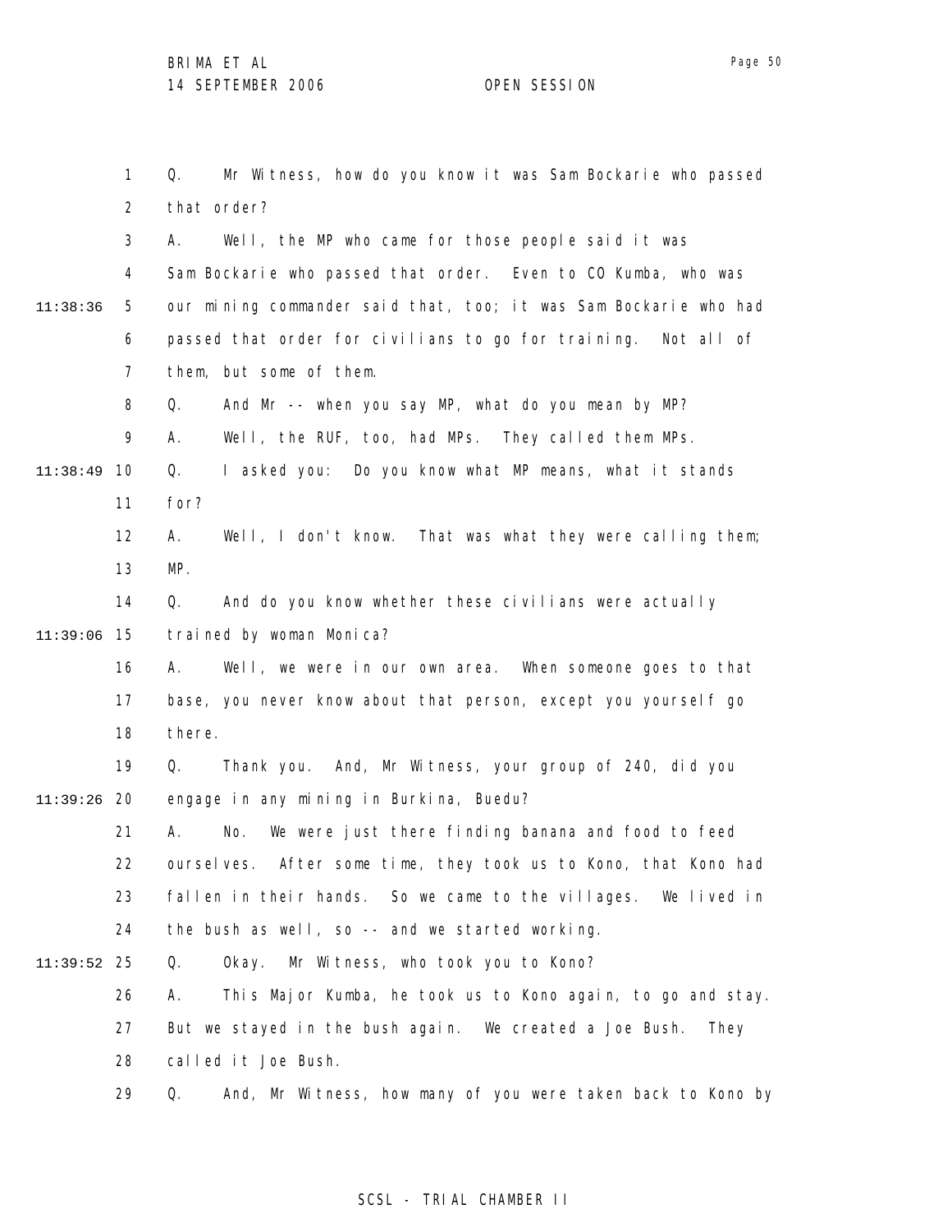Q. Mr Witness, how do you know it was Sam Bockarie who passed that order?

A. Well, the MP who came for those people said it was Sam Bockarie who passed that order. Even to CO Kumba, who was our mining commander said that, too; it was Sam Bockarie who had passed that order for civilians to go for training. Not all of them, but some of them.

Q. And Mr -- when you say MP, what do you mean by MP?

A. Well, the RUF, too, had MPs. They called them MPs.

Q. I asked you: Do you know what MP means, what it stands for?

A. Well, I don't know. That was what they were calling them; MP.

Q. And do you know whether these civilians were actually trained by woman Monica?

A. Well, we were in our own area. When someone goes to that base, you never know about that person, except you yourself go there.

Q. Thank you. And, Mr Witness, your group of 240, did you engage in any mining in Burkina, Buedu?

A. No. We were just there finding banana and food to feed ourselves. After some time, they took us to Kono, that Kono had fallen in their hands. So we came to the villages. We lived in the bush as well, so -- and we started working.

Q. Okay. Mr Witness, who took you to Kono?

A. This Major Kumba, he took us to Kono again, to go and stay. But we stayed in the bush again. We created a Joe Bush. They called it Joe Bush.

Q. And, Mr Witness, how many of you were taken back to Kono by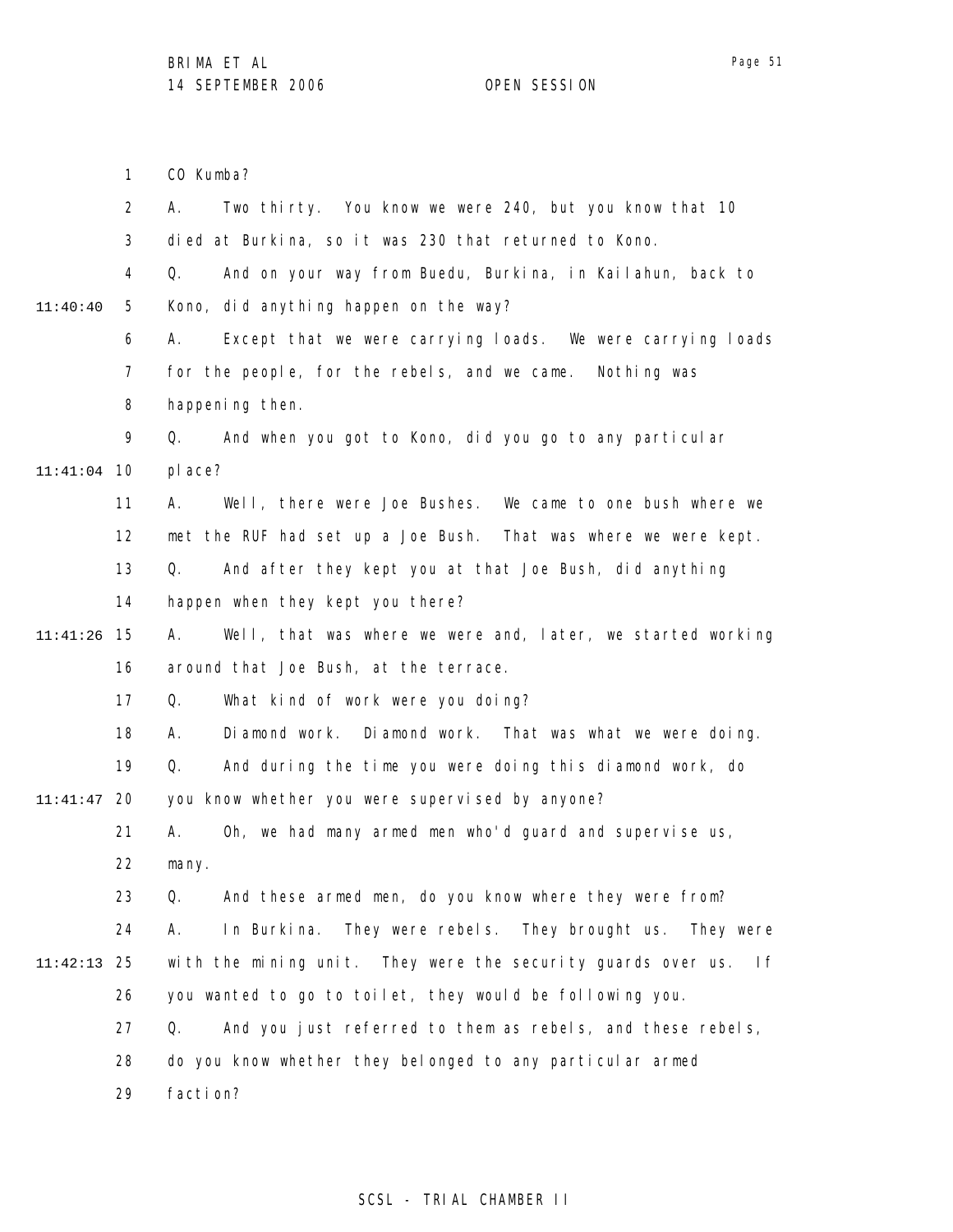CO Kumba?

A. Two thirty. You know we were 240, but you know that 10 died at Burkina, so it was 230 that returned to Kono.

Q. And on your way from Buedu, Burkina, in Kailahun, back to Kono, did anything happen on the way?

A. Except that we were carrying loads. We were carrying loads for the people, for the rebels, and we came. Nothing was happening then.

Q. And when you got to Kono, did you go to any particular place?

A. Well, there were Joe Bushes. We came to one bush where we met the RUF had set up a Joe Bush. That was where we were kept.

Q. And after they kept you at that Joe Bush, did anything happen when they kept you there?

A. Well, that was where we were and, later, we started working around that Joe Bush, at the terrace.

Q. What kind of work were you doing?

A. Diamond work. Diamond work. That was what we were doing.

Q. And during the time you were doing this diamond work, do you know whether you were supervised by anyone?

A. Oh, we had many armed men who'd guard and supervise us, many.

Q. And these armed men, do you know where they were from?

A. In Burkina. They were rebels. They brought us. They were with the mining unit. They were the security guards over us. If you wanted to go to toilet, they would be following you.

Q. And you just referred to them as rebels, and these rebels, do you know whether they belonged to any particular armed faction?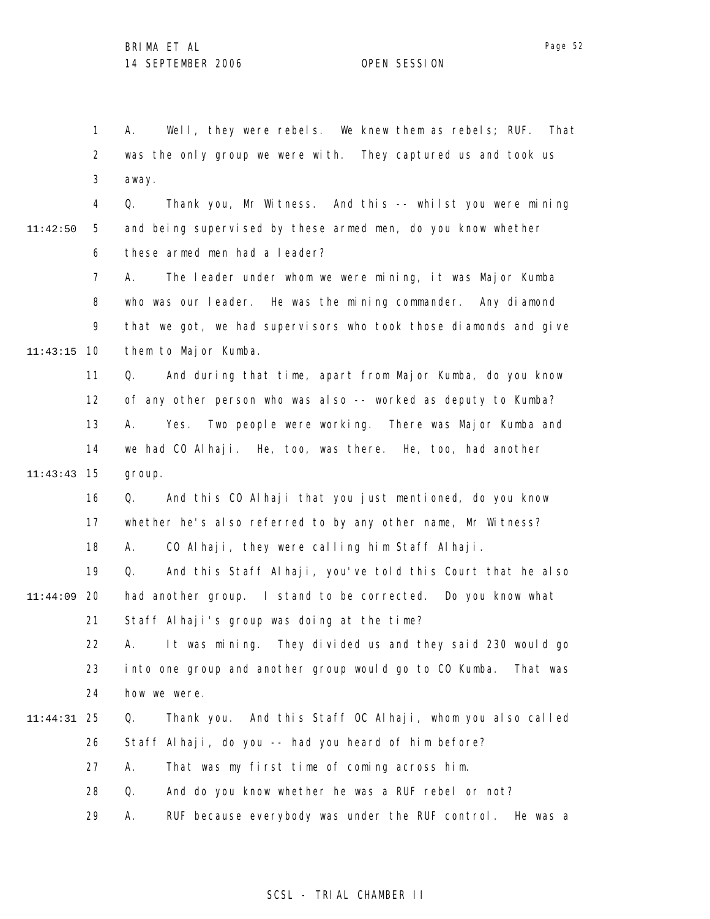A. Well, they were rebels. We knew them as rebels; RUF. That was the only group we were with. They captured us and took us away.

Q. Thank you, Mr Witness. And this -- whilst you were mining and being supervised by these armed men, do you know whether these armed men had a leader?

A. The leader under whom we were mining, it was Major Kumba who was our leader. He was the mining commander. Any diamond that we got, we had supervisors who took those diamonds and give them to Major Kumba.

Q. And during that time, apart from Major Kumba, do you know of any other person who was also -- worked as deputy to Kumba?

A. Yes. Two people were working. There was Major Kumba and we had CO Alhaji. He, too, was there. He, too, had another group.

Q. And this CO Alhaji that you just mentioned, do you know whether he's also referred to by any other name, Mr Witness?

A. CO Alhaji, they were calling him Staff Alhaji.

Q. And this Staff Alhaji, you've told this Court that he also had another group. I stand to be corrected. Do you know what Staff Alhaji's group was doing at the time?

A. It was mining. They divided us and they said 230 would go into one group and another group would go to CO Kumba. That was how we were.

Q. Thank you. And this Staff OC Alhaji, whom you also called Staff Alhaji, do you -- had you heard of him before?

A. That was my first time of coming across him.

Q. And do you know whether he was a RUF rebel or not?

A. RUF because everybody was under the RUF control. He was a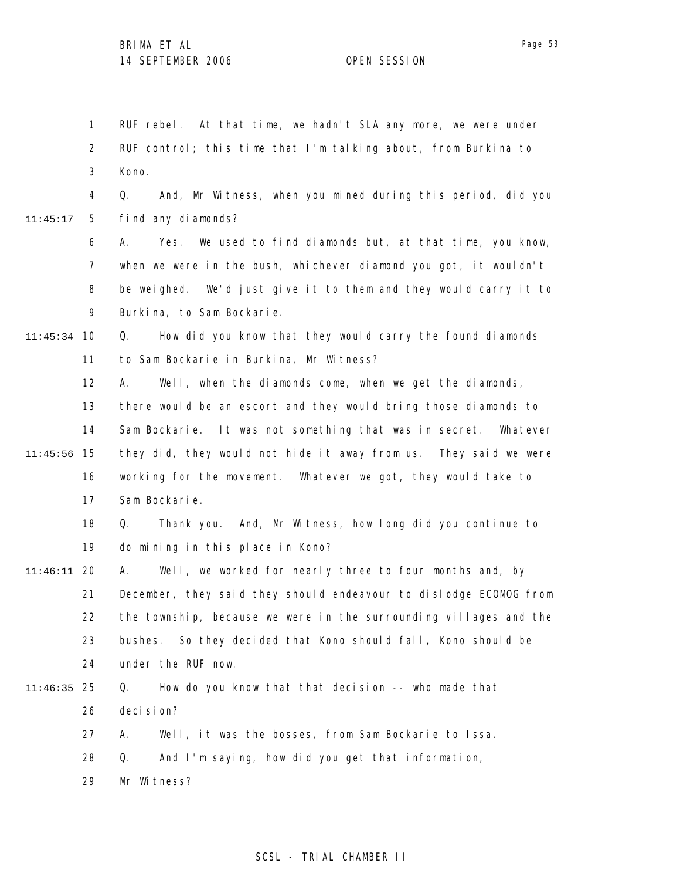RUF rebel. At that time, we hadn't SLA any more, we were under RUF control; this time that I'm talking about, from Burkina to Kono.

Q. And, Mr Witness, when you mined during this period, did you find any diamonds?

A. Yes. We used to find diamonds but, at that time, you know, when we were in the bush, whichever diamond you got, it wouldn't be weighed. We'd just give it to them and they would carry it to Burkina, to Sam Bockarie.

Q. How did you know that they would carry the found diamonds to Sam Bockarie in Burkina, Mr Witness?

A. Well, when the diamonds come, when we get the diamonds, there would be an escort and they would bring those diamonds to Sam Bockarie. It was not something that was in secret. Whatever they did, they would not hide it away from us. They said we were working for the movement. Whatever we got, they would take to Sam Bockarie.

Q. Thank you. And, Mr Witness, how long did you continue to do mining in this place in Kono?

A. Well, we worked for nearly three to four months and, by December, they said they should endeavour to dislodge ECOMOG from the township, because we were in the surrounding villages and the bushes. So they decided that Kono should fall, Kono should be under the RUF now.

Q. How do you know that that decision -- who made that decision?

A. Well, it was the bosses, from Sam Bockarie to Issa.

Q. And I'm saying, how did you get that information, Mr Witness?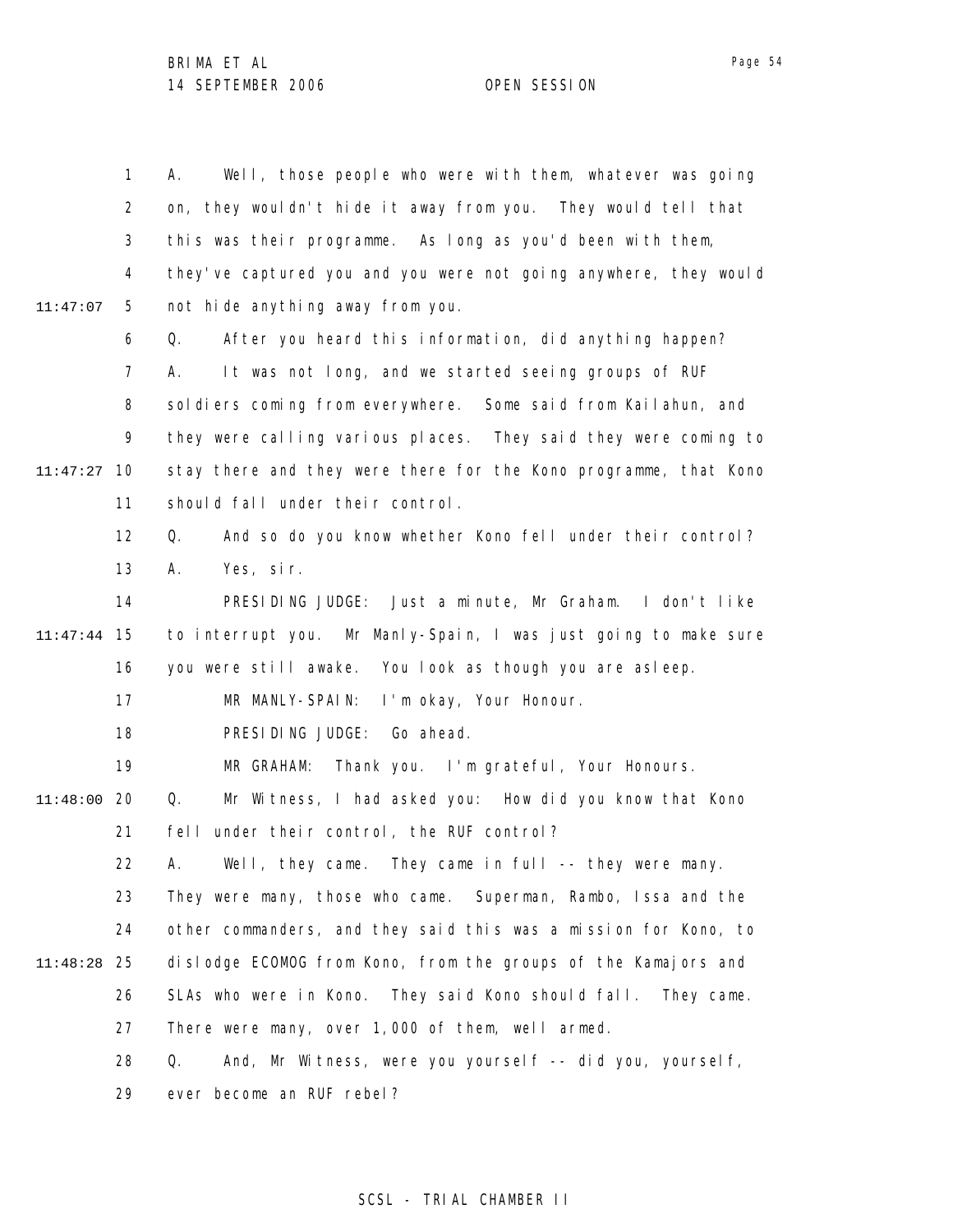A. Well, those people who were with them, whatever was going on, they wouldn't hide it away from you. They would tell that this was their programme. As long as you'd been with them, they've captured you and you were not going anywhere, they would not hide anything away from you.

Q. After you heard this information, did anything happen?

A. It was not long, and we started seeing groups of RUF soldiers coming from everywhere. Some said from Kailahun, and they were calling various places. They said they were coming to stay there and they were there for the Kono programme, that Kono should fall under their control.

Q. And so do you know whether Kono fell under their control?

A. Yes, sir.

PRESIDING JUDGE: Just a minute, Mr Graham. I don't like to interrupt you. Mr Manly-Spain, I was just going to make sure you were still awake. You look as though you are asleep.

MR MANLY-SPAIN: I'm okay, Your Honour.

PRESIDING JUDGE: Go ahead.

MR GRAHAM: Thank you. I'm grateful, Your Honours.

Q. Mr Witness, I had asked you: How did you know that Kono fell under their control, the RUF control?

A. Well, they came. They came in full -- they were many. They were many, those who came. Superman, Rambo, Issa and the other commanders, and they said this was a mission for Kono, to dislodge ECOMOG from Kono, from the groups of the Kamajors and SLAs who were in Kono. They said Kono should fall. They came. There were many, over 1,000 of them, well armed.

Q. And, Mr Witness, were you yourself -- did you, yourself, ever become an RUF rebel?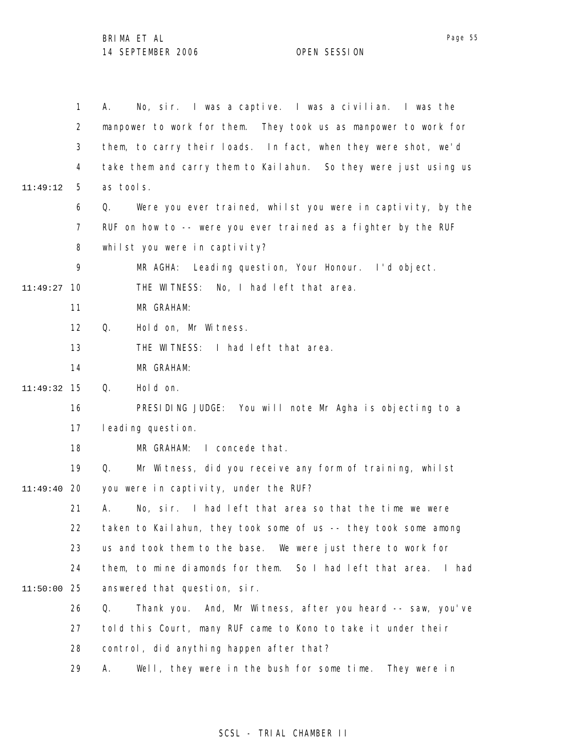A. No, sir. I was a captive. I was a civilian. I was the manpower to work for them. They took us as manpower to work for them, to carry their loads. In fact, when they were shot, we'd take them and carry them to Kailahun. So they were just using us as tools.

Q. Were you ever trained, whilst you were in captivity, by the RUF on how to -- were you ever trained as a fighter by the RUF whilst you were in captivity?

MR AGHA: Leading question, Your Honour. I'd object.

THE WITNESS: No, I had left that area.

MR GRAHAM:

Q. Hold on, Mr Witness.

THE WITNESS: I had left that area.

MR GRAHAM:

Q. Hold on.

PRESIDING JUDGE: You will note Mr Agha is objecting to a leading question.

MR GRAHAM: I concede that.

Q. Mr Witness, did you receive any form of training, whilst you were in captivity, under the RUF?

A. No, sir. I had left that area so that the time we were taken to Kailahun, they took some of us -- they took some among us and took them to the base. We were just there to work for them, to mine diamonds for them. So I had left that area. I had answered that question, sir.

Q. Thank you. And, Mr Witness, after you heard -- saw, you've told this Court, many RUF came to Kono to take it under their control, did anything happen after that?

A. Well, they were in the bush for some time. They were in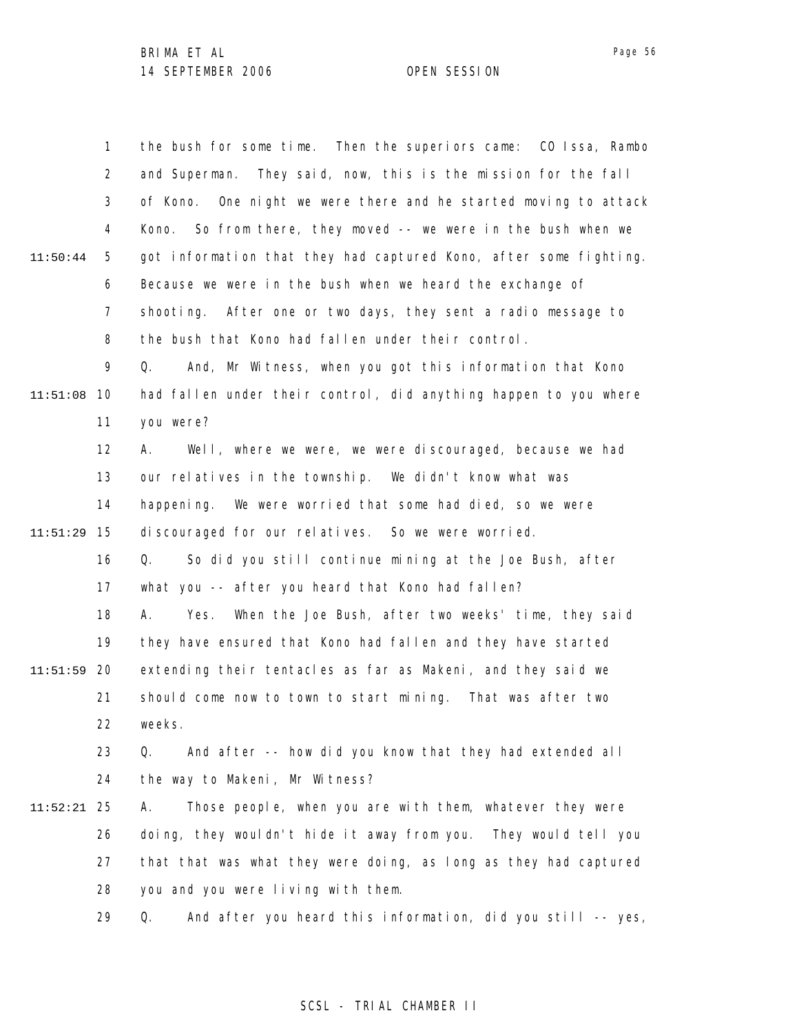the bush for some time. Then the superiors came: CO Issa, Rambo and Superman. They said, now, this is the mission for the fall of Kono. One night we were there and he started moving to attack Kono. So from there, they moved -- we were in the bush when we got information that they had captured Kono, after some fighting. Because we were in the bush when we heard the exchange of shooting. After one or two days, they sent a radio message to the bush that Kono had fallen under their control.

Q. And, Mr Witness, when you got this information that Kono had fallen under their control, did anything happen to you where you were?

A. Well, where we were, we were discouraged, because we had our relatives in the township. We didn't know what was happening. We were worried that some had died, so we were discouraged for our relatives. So we were worried.

Q. So did you still continue mining at the Joe Bush, after what you -- after you heard that Kono had fallen?

A. Yes. When the Joe Bush, after two weeks' time, they said they have ensured that Kono had fallen and they have started extending their tentacles as far as Makeni, and they said we should come now to town to start mining. That was after two weeks.

Q. And after -- how did you know that they had extended all the way to Makeni, Mr Witness?

A. Those people, when you are with them, whatever they were doing, they wouldn't hide it away from you. They would tell you that that was what they were doing, as long as they had captured you and you were living with them.

Q. And after you heard this information, did you still -- yes,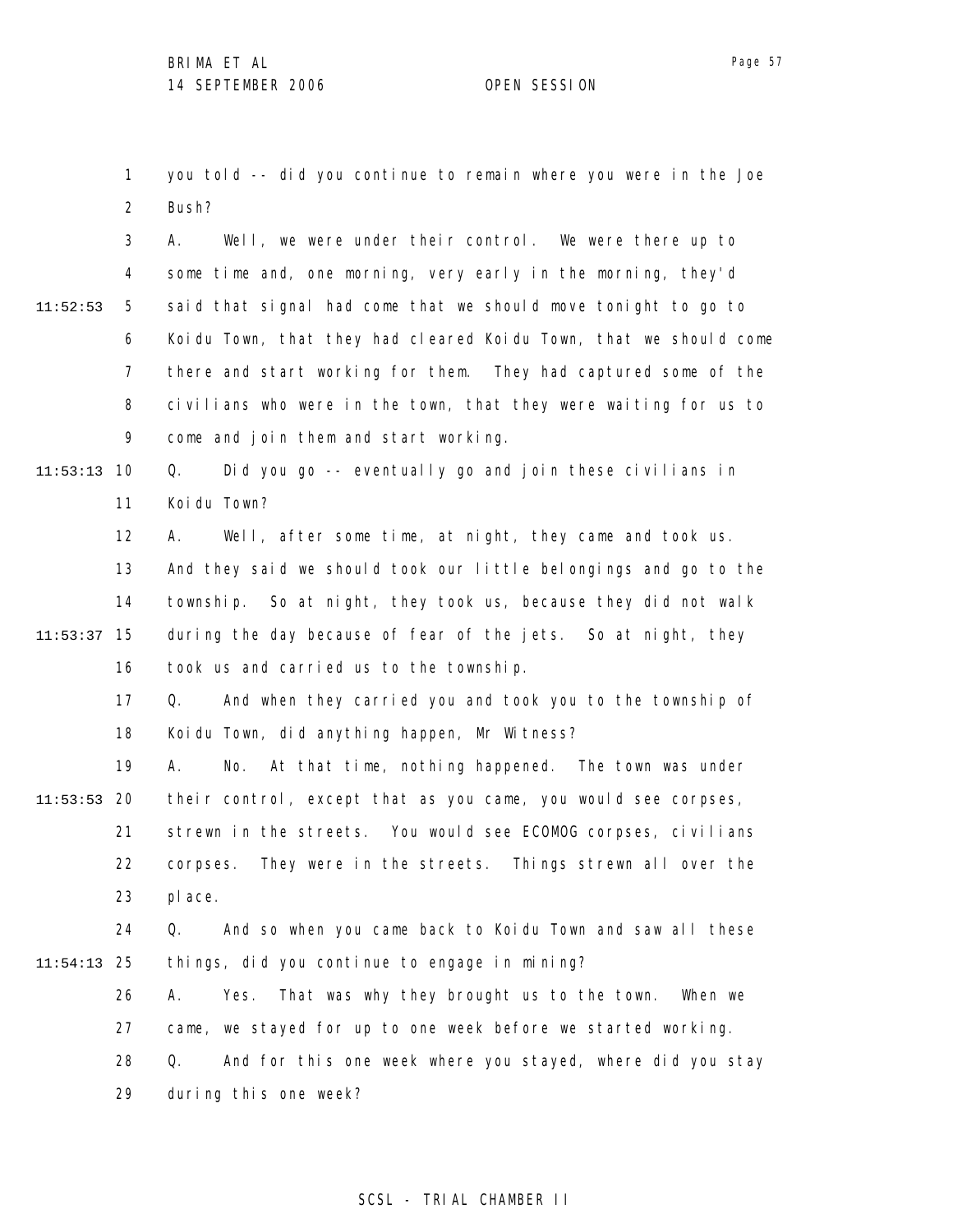you told -- did you continue to remain where you were in the Joe Bush?

A. Well, we were under their control. We were there up to some time and, one morning, very early in the morning, they'd said that signal had come that we should move tonight to go to Koidu Town, that they had cleared Koidu Town, that we should come there and start working for them. They had captured some of the civilians who were in the town, that they were waiting for us to come and join them and start working.

Q. Did you go -- eventually go and join these civilians in Koidu Town?

A. Well, after some time, at night, they came and took us. And they said we should took our little belongings and go to the township. So at night, they took us, because they did not walk during the day because of fear of the jets. So at night, they took us and carried us to the township.

Q. And when they carried you and took you to the township of Koidu Town, did anything happen, Mr Witness?

A. No. At that time, nothing happened. The town was under their control, except that as you came, you would see corpses, strewn in the streets. You would see ECOMOG corpses, civilians corpses. They were in the streets. Things strewn all over the place.

Q. And so when you came back to Koidu Town and saw all these things, did you continue to engage in mining?

A. Yes. That was why they brought us to the town. When we came, we stayed for up to one week before we started working.

Q. And for this one week where you stayed, where did you stay during this one week?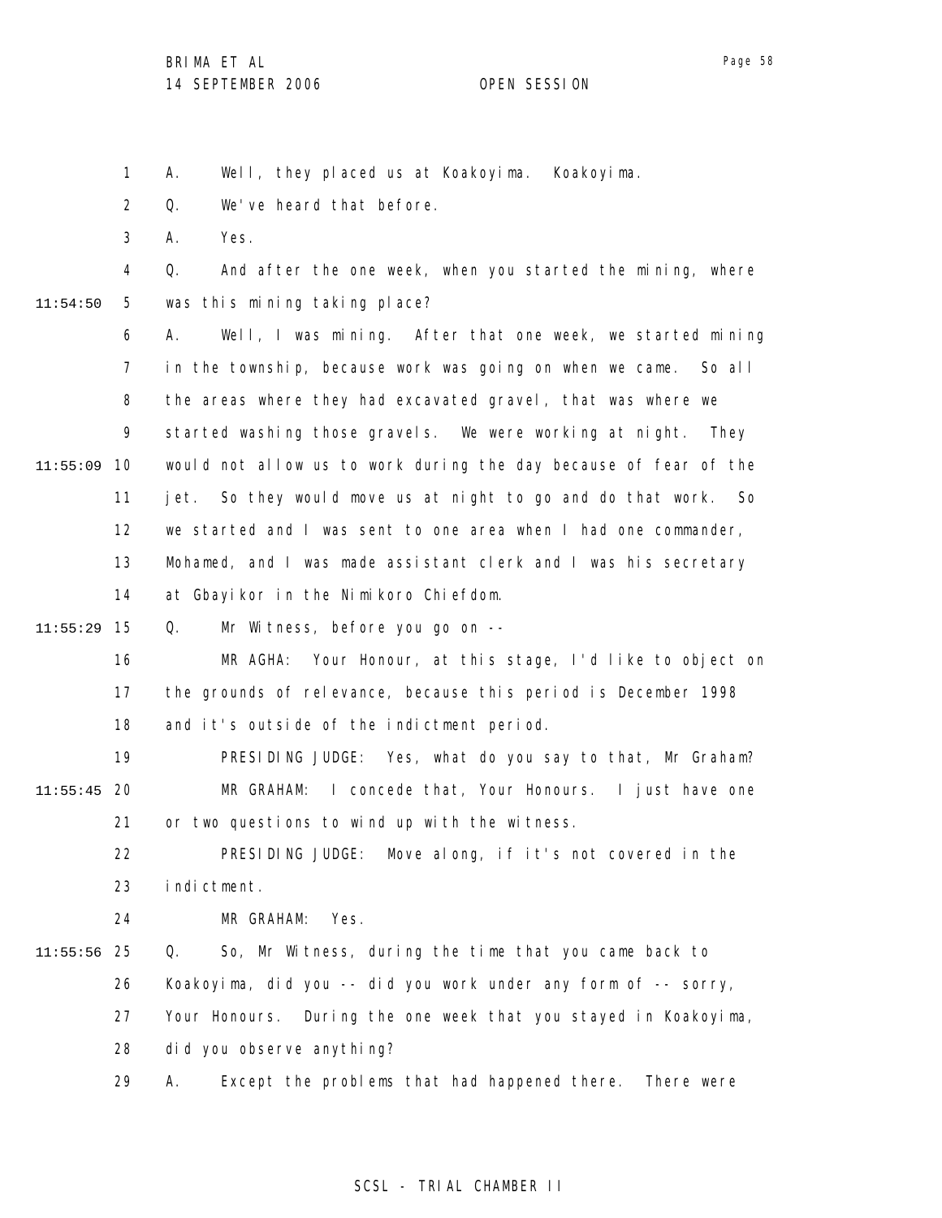A. Well, they placed us at Koakoyima. Koakoyima.

Q. We've heard that before.

A. Yes.

Q. And after the one week, when you started the mining, where was this mining taking place?

A. Well, I was mining. After that one week, we started mining in the township, because work was going on when we came. So all the areas where they had excavated gravel, that was where we started washing those gravels. We were working at night. They would not allow us to work during the day because of fear of the jet. So they would move us at night to go and do that work. So we started and I was sent to one area when I had one commander, Mohamed, and I was made assistant clerk and I was his secretary at Gbayikor in the Nimikoro Chiefdom.

Q. Mr Witness, before you go on --

MR AGHA: Your Honour, at this stage, I'd like to object on the grounds of relevance, because this period is December 1998 and it's outside of the indictment period.

PRESIDING JUDGE: Yes, what do you say to that, Mr Graham?

MR GRAHAM: I concede that, Your Honours. I just have one or two questions to wind up with the witness.

PRESIDING JUDGE: Move along, if it's not covered in the indictment.

MR GRAHAM: Yes.

Q. So, Mr Witness, during the time that you came back to Koakoyima, did you -- did you work under any form of -- sorry, Your Honours. During the one week that you stayed in Koakoyima, did you observe anything?

A. Except the problems that had happened there. There were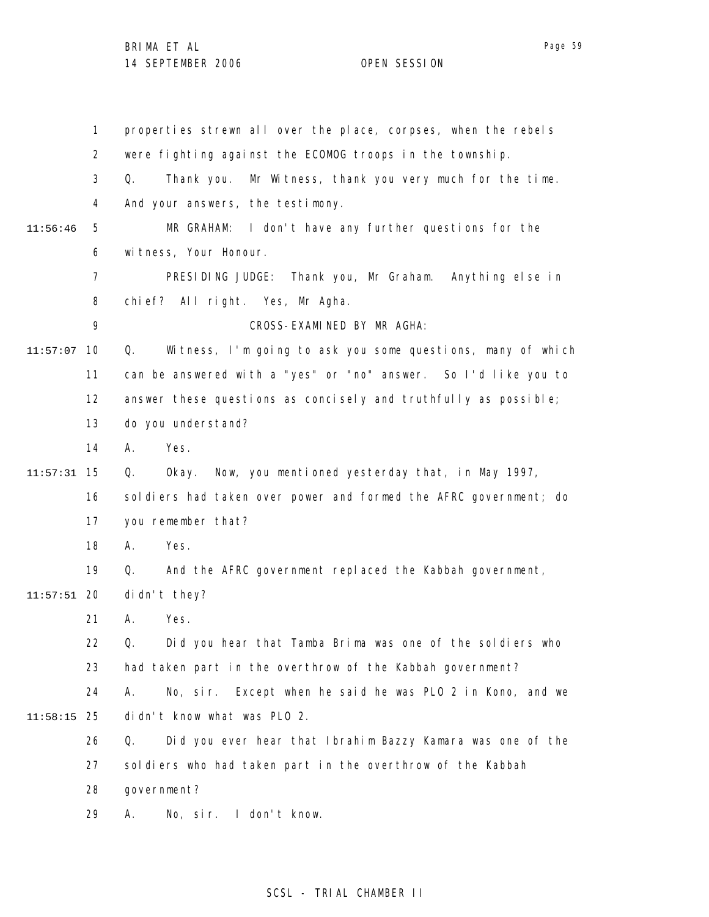properties strewn all over the place, corpses, when the rebels were fighting against the ECOMOG troops in the township.

Q. Thank you. Mr Witness, thank you very much for the time. And your answers, the testimony.

MR GRAHAM: I don't have any further questions for the witness, Your Honour.

PRESIDING JUDGE: Thank you, Mr Graham. Anything else in chief? All right. Yes, Mr Agha.

CROSS-EXAMINED BY MR AGHA:

Q. Witness, I'm going to ask you some questions, many of which can be answered with a "yes" or "no" answer. So I'd like you to answer these questions as concisely and truthfully as possible; do you understand?

A. Yes.

Q. Okay. Now, you mentioned yesterday that, in May 1997, soldiers had taken over power and formed the AFRC government; do you remember that?

A. Yes.

Q. And the AFRC government replaced the Kabbah government, didn't they?

A. Yes.

Q. Did you hear that Tamba Brima was one of the soldiers who had taken part in the overthrow of the Kabbah government?

A. No, sir. Except when he said he was PLO 2 in Kono, and we didn't know what was PLO 2.

Q. Did you ever hear that Ibrahim Bazzy Kamara was one of the soldiers who had taken part in the overthrow of the Kabbah government?

A. No, sir. I don't know.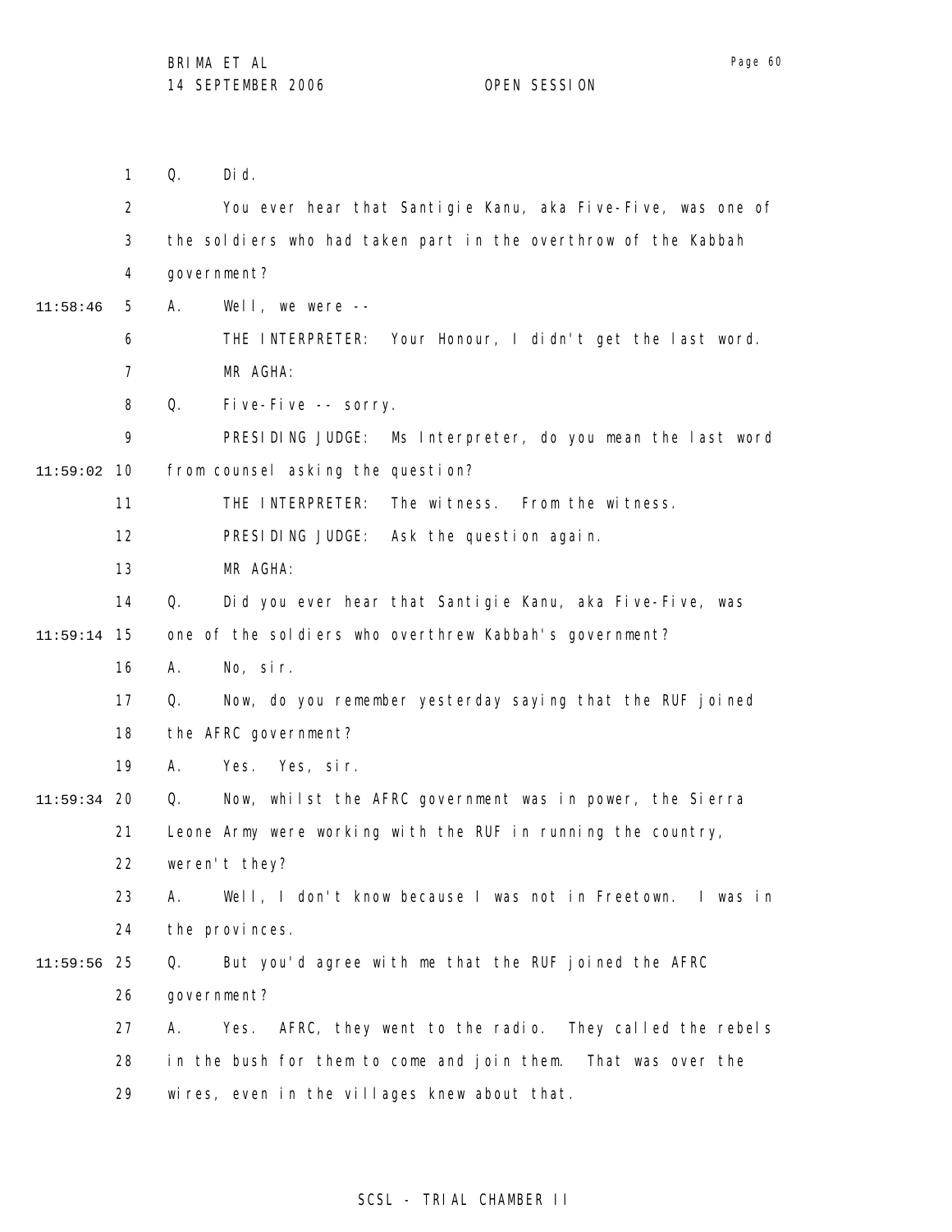Q. Did.

You ever hear that Santigie Kanu, aka Five-Five, was one of the soldiers who had taken part in the overthrow of the Kabbah government?

A. Well, we were --

THE INTERPRETER: Your Honour, I didn't get the last word.

MR AGHA:

Q. Five-Five -- sorry.

PRESIDING JUDGE: Ms Interpreter, do you mean the last word from counsel asking the question?

THE INTERPRETER: The witness. From the witness.

PRESIDING JUDGE: Ask the question again.

MR AGHA:

Q. Did you ever hear that Santigie Kanu, aka Five-Five, was one of the soldiers who overthrew Kabbah's government?

A. No, sir.

Q. Now, do you remember yesterday saying that the RUF joined the AFRC government?

A. Yes. Yes, sir.

Q. Now, whilst the AFRC government was in power, the Sierra Leone Army were working with the RUF in running the country, weren't they?

A. Well, I don't know because I was not in Freetown. I was in the provinces.

Q. But you'd agree with me that the RUF joined the AFRC government?

A. Yes. AFRC, they went to the radio. They called the rebels in the bush for them to come and join them. That was over the wires, even in the villages knew about that.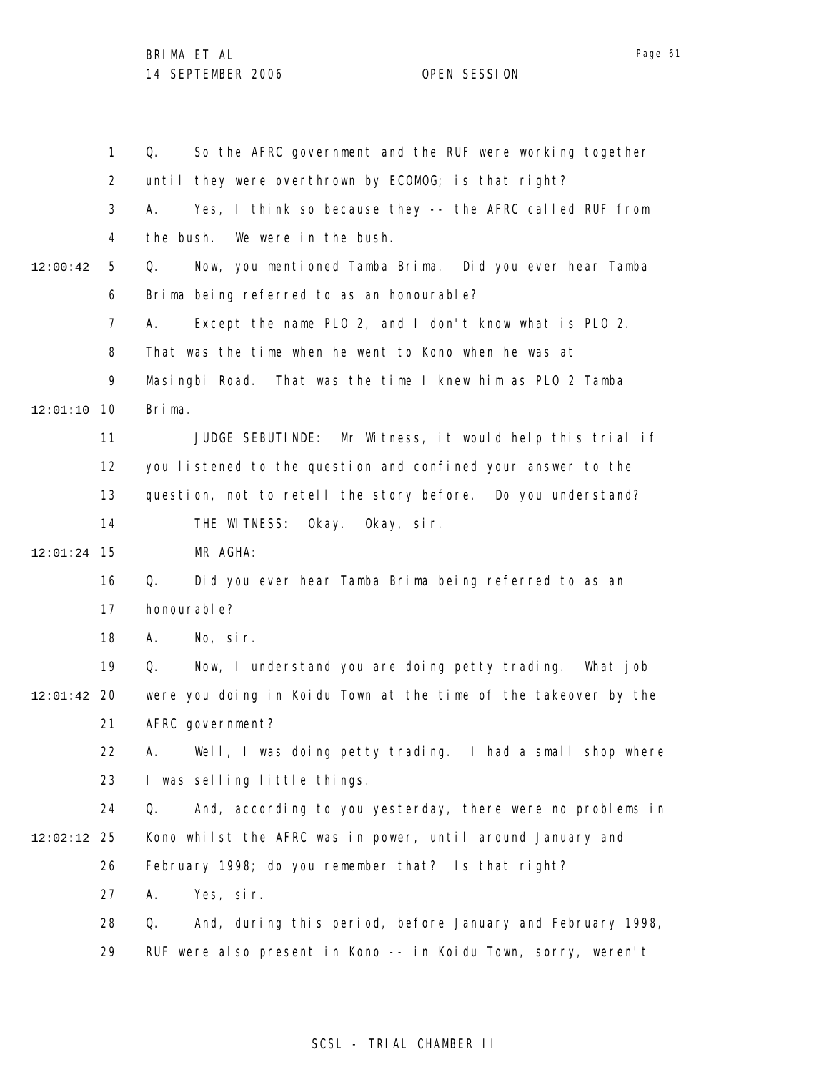Q. So the AFRC government and the RUF were working together until they were overthrown by ECOMOG; is that right?

A. Yes, I think so because they -- the AFRC called RUF from the bush. We were in the bush.

Q. Now, you mentioned Tamba Brima. Did you ever hear Tamba Brima being referred to as an honourable?

A. Except the name PLO 2, and I don't know what is PLO 2. That was the time when he went to Kono when he was at Masingbi Road. That was the time I knew him as PLO 2 Tamba Brima.

JUDGE SEBUTINDE: Mr Witness, it would help this trial if you listened to the question and confined your answer to the question, not to retell the story before. Do you understand?

THE WITNESS: Okay. Okay, sir.

MR AGHA:

Q. Did you ever hear Tamba Brima being referred to as an honourable?

A. No, sir.

Q. Now, I understand you are doing petty trading. What job were you doing in Koidu Town at the time of the takeover by the AFRC government?

A. Well, I was doing petty trading. I had a small shop where I was selling little things.

Q. And, according to you yesterday, there were no problems in Kono whilst the AFRC was in power, until around January and February 1998; do you remember that? Is that right?

A. Yes, sir.

Q. And, during this period, before January and February 1998, RUF were also present in Kono -- in Koidu Town, sorry, weren't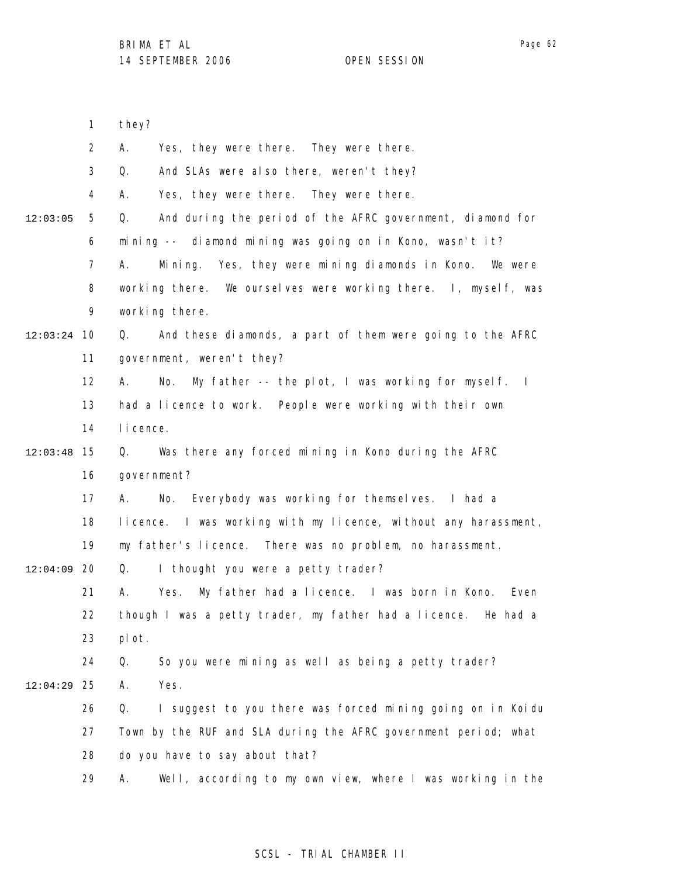they?

A. Yes, they were there. They were there.

Q. And SLAs were also there, weren't they?

A. Yes, they were there. They were there.

Q. And during the period of the AFRC government, diamond for mining -- diamond mining was going on in Kono, wasn't it?

A. Mining. Yes, they were mining diamonds in Kono. We were working there. We ourselves were working there. I, myself, was working there.

Q. And these diamonds, a part of them were going to the AFRC government, weren't they?

A. No. My father -- the plot, I was working for myself. I had a licence to work. People were working with their own licence.

Q. Was there any forced mining in Kono during the AFRC government?

A. No. Everybody was working for themselves. I had a licence. I was working with my licence, without any harassment, my father's licence. There was no problem, no harassment.

Q. I thought you were a petty trader?

A. Yes. My father had a licence. I was born in Kono. Even though I was a petty trader, my father had a licence. He had a plot.

Q. So you were mining as well as being a petty trader?

A. Yes.

Q. I suggest to you there was forced mining going on in Koidu Town by the RUF and SLA during the AFRC government period; what do you have to say about that?

A. Well, according to my own view, where I was working in the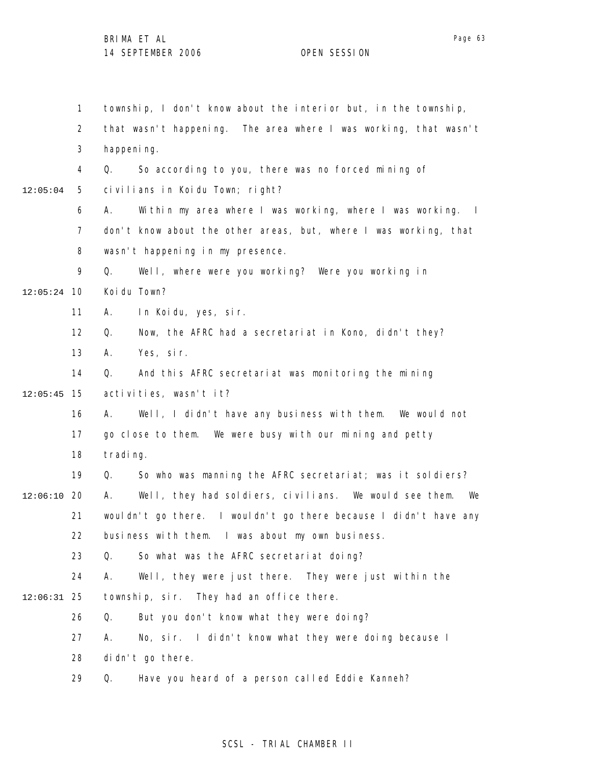township, I don't know about the interior but, in the township, that wasn't happening. The area where I was working, that wasn't happening.

Q. So according to you, there was no forced mining of civilians in Koidu Town; right?

A. Within my area where I was working, where I was working. I don't know about the other areas, but, where I was working, that wasn't happening in my presence.

Q. Well, where were you working? Were you working in Koidu Town?

A. In Koidu, yes, sir.

Q. Now, the AFRC had a secretariat in Kono, didn't they?

A. Yes, sir.

Q. And this AFRC secretariat was monitoring the mining activities, wasn't it?

A. Well, I didn't have any business with them. We would not go close to them. We were busy with our mining and petty trading.

Q. So who was manning the AFRC secretariat; was it soldiers?

A. Well, they had soldiers, civilians. We would see them. We wouldn't go there. I wouldn't go there because I didn't have any business with them. I was about my own business.

Q. So what was the AFRC secretariat doing?

A. Well, they were just there. They were just within the township, sir. They had an office there.

Q. But you don't know what they were doing?

A. No, sir. I didn't know what they were doing because I didn't go there.

Q. Have you heard of a person called Eddie Kanneh?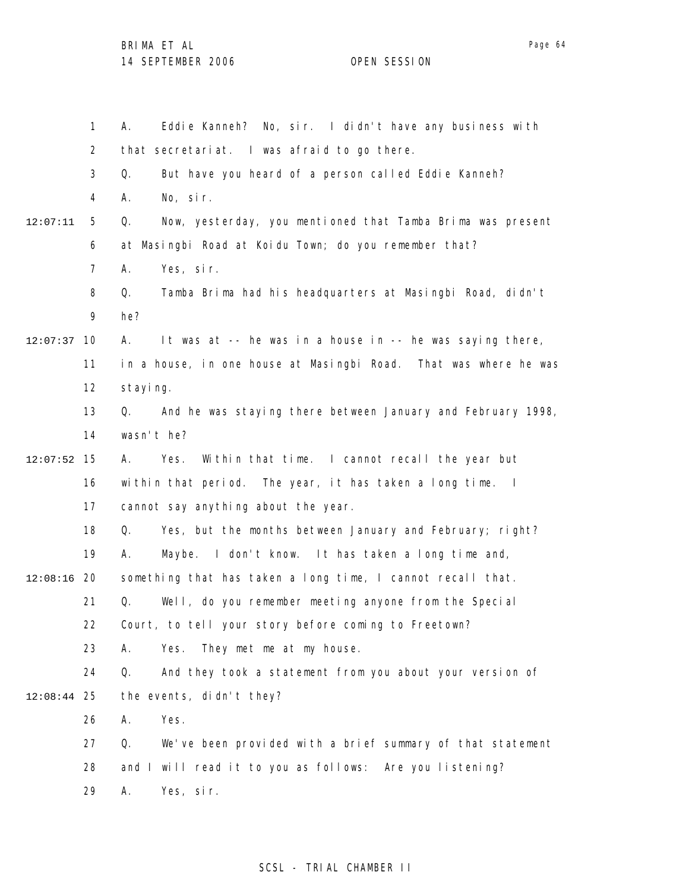A. Eddie Kanneh? No, sir. I didn't have any business with that secretariat. I was afraid to go there.

Q. But have you heard of a person called Eddie Kanneh?

A. No, sir.

12:07:11 Q. Now, yesterday, you mentioned that Tamba Brima was present at Masingbi Road at Koidu Town; do you remember that?

A. Yes, sir.

Q. Tamba Brima had his headquarters at Masingbi Road, didn't he?

12:07:37 A. It was at -- he was in a house in -- he was saying there, in a house, in one house at Masingbi Road. That was where he was staying.

Q. And he was staying there between January and February 1998, wasn't he?

12:07:52 A. Yes. Within that time. I cannot recall the year but within that period. The year, it has taken a long time. I cannot say anything about the year.

Q. Yes, but the months between January and February; right?

A. Maybe. I don't know. It has taken a long time and, 12:08:16 something that has taken a long time, I cannot recall that.

Q. Well, do you remember meeting anyone from the Special Court, to tell your story before coming to Freetown?

A. Yes. They met me at my house.

Q. And they took a statement from you about your version of 12:08:44 the events, didn't they?

A. Yes.

Q. We've been provided with a brief summary of that statement and I will read it to you as follows: Are you listening?

A. Yes, sir.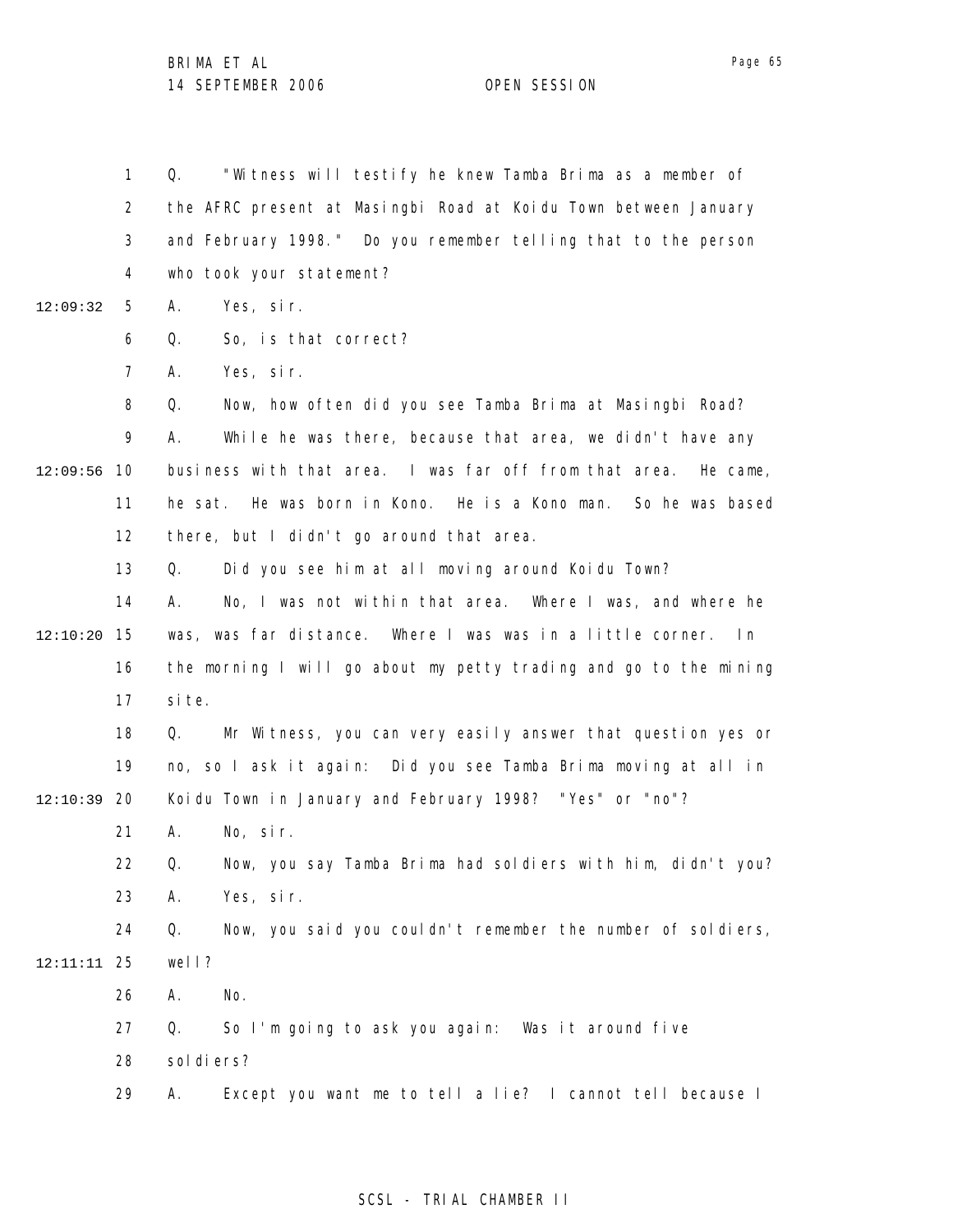Q. "Witness will testify he knew Tamba Brima as a member of the AFRC present at Masingbi Road at Koidu Town between January and February 1998." Do you remember telling that to the person who took your statement?

A. Yes, sir.

Q. So, is that correct?

A. Yes, sir.

Q. Now, how often did you see Tamba Brima at Masingbi Road?

A. While he was there, because that area, we didn't have any business with that area. I was far off from that area. He came, he sat. He was born in Kono. He is a Kono man. So he was based there, but I didn't go around that area.

Q. Did you see him at all moving around Koidu Town?

A. No, I was not within that area. Where I was, and where he was, was far distance. Where I was was in a little corner. In the morning I will go about my petty trading and go to the mining site.

Q. Mr Witness, you can very easily answer that question yes or no, so I ask it again: Did you see Tamba Brima moving at all in Koidu Town in January and February 1998? "Yes" or "no"?

A. No, sir.

Q. Now, you say Tamba Brima had soldiers with him, didn't you?

A. Yes, sir.

Q. Now, you said you couldn't remember the number of soldiers, well?

A. No.

Q. So I'm going to ask you again: Was it around five soldiers?

A. Except you want me to tell a lie? I cannot tell because I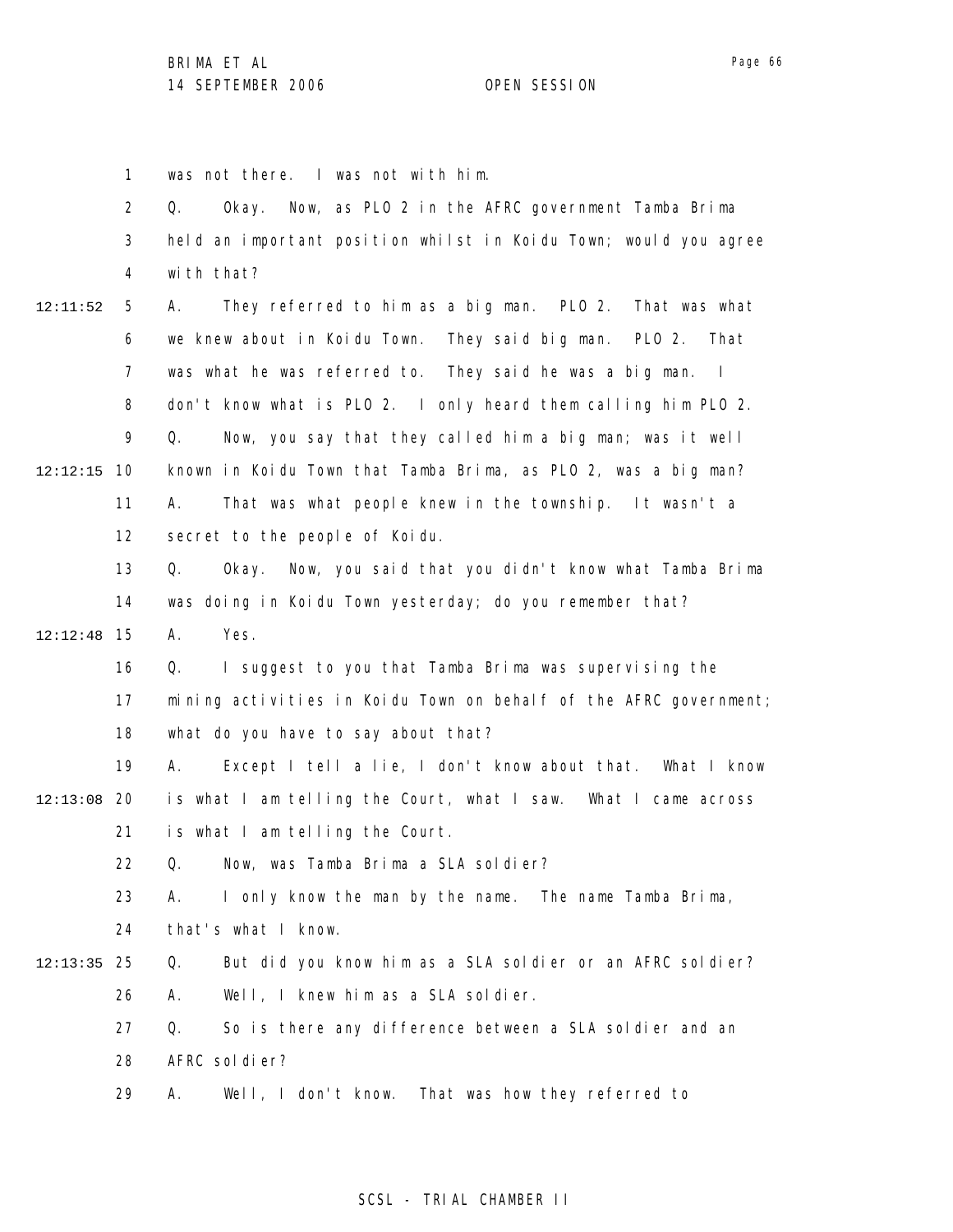was not there. I was not with him.

Q. Okay. Now, as PLO 2 in the AFRC government Tamba Brima held an important position whilst in Koidu Town; would you agree with that?

A. They referred to him as a big man. PLO 2. That was what we knew about in Koidu Town. They said big man. PLO 2. That was what he was referred to. They said he was a big man. I don't know what is PLO 2. I only heard them calling him PLO 2.

Q. Now, you say that they called him a big man; was it well known in Koidu Town that Tamba Brima, as PLO 2, was a big man?

A. That was what people knew in the township. It wasn't a secret to the people of Koidu.

Q. Okay. Now, you said that you didn't know what Tamba Brima was doing in Koidu Town yesterday; do you remember that?

A. Yes.

Q. I suggest to you that Tamba Brima was supervising the mining activities in Koidu Town on behalf of the AFRC government; what do you have to say about that?

A. Except I tell a lie, I don't know about that. What I know is what I am telling the Court, what I saw. What I came across is what I am telling the Court.

Q. Now, was Tamba Brima a SLA soldier?

A. I only know the man by the name. The name Tamba Brima, that's what I know.

Q. But did you know him as a SLA soldier or an AFRC soldier?

A. Well, I knew him as a SLA soldier.

Q. So is there any difference between a SLA soldier and an AFRC soldier?

A. Well, I don't know. That was how they referred to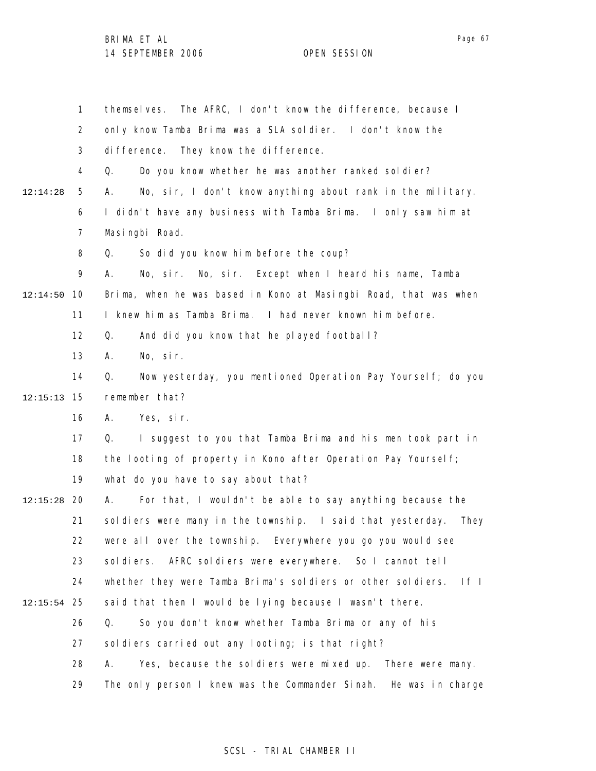themselves. The AFRC, I don't know the difference, because I only know Tamba Brima was a SLA soldier. I don't know the difference. They know the difference.

Q. Do you know whether he was another ranked soldier?

A. No, sir, I don't know anything about rank in the military. I didn't have any business with Tamba Brima. I only saw him at Masingbi Road.

Q. So did you know him before the coup?

A. No, sir. No, sir. Except when I heard his name, Tamba Brima, when he was based in Kono at Masingbi Road, that was when I knew him as Tamba Brima. I had never known him before.

Q. And did you know that he played football?

A. No, sir.

Q. Now yesterday, you mentioned Operation Pay Yourself; do you remember that?

A. Yes, sir.

Q. I suggest to you that Tamba Brima and his men took part in the looting of property in Kono after Operation Pay Yourself; what do you have to say about that?

A. For that, I wouldn't be able to say anything because the soldiers were many in the township. I said that yesterday. They were all over the township. Everywhere you go you would see soldiers. AFRC soldiers were everywhere. So I cannot tell whether they were Tamba Brima's soldiers or other soldiers. If I said that then I would be lying because I wasn't there.

Q. So you don't know whether Tamba Brima or any of his soldiers carried out any looting; is that right?

A. Yes, because the soldiers were mixed up. There were many. The only person I knew was the Commander Sinah. He was in charge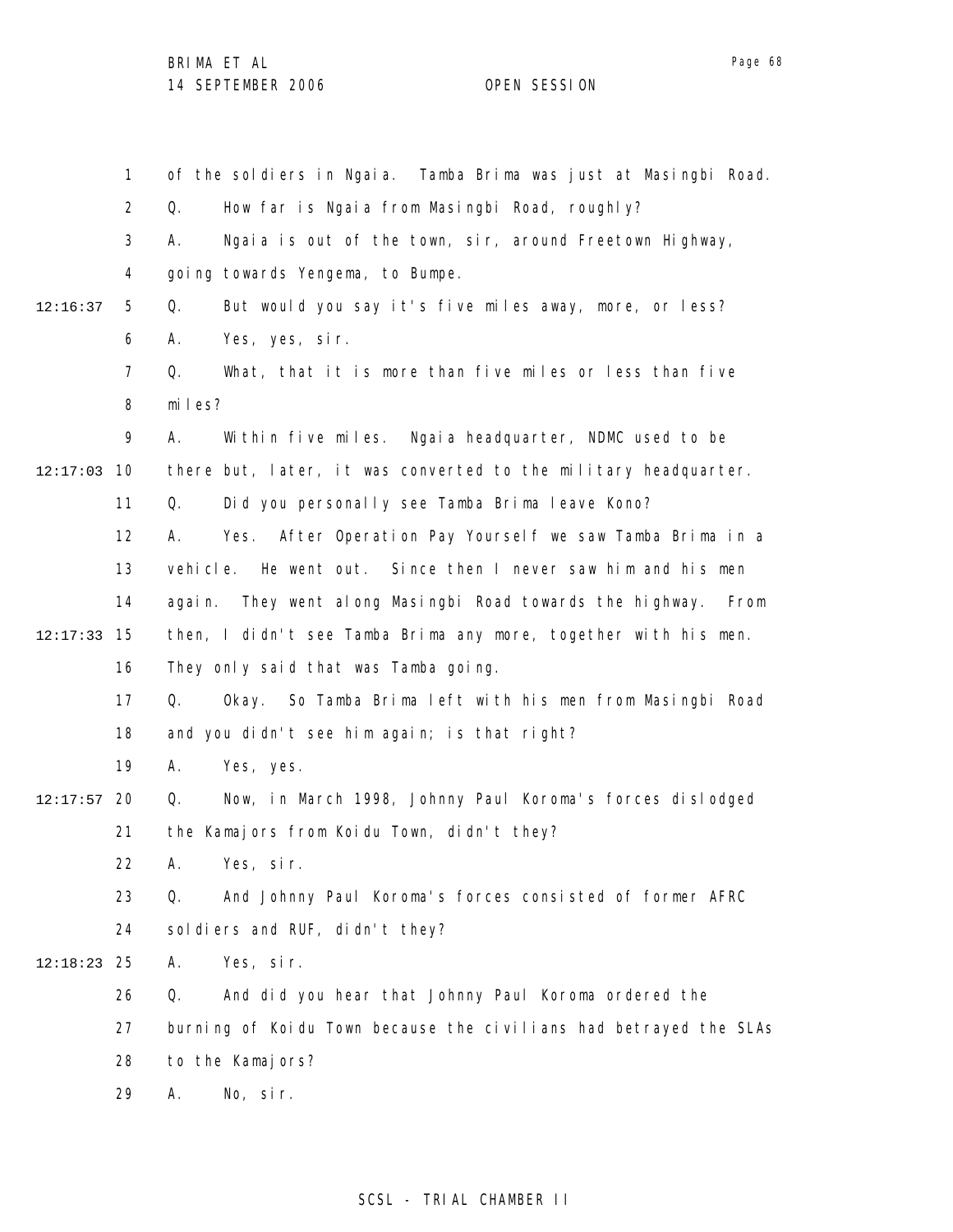of the soldiers in Ngaia. Tamba Brima was just at Masingbi Road.

Q. How far is Ngaia from Masingbi Road, roughly?

A. Ngaia is out of the town, sir, around Freetown Highway, going towards Yengema, to Bumpe.

Q. But would you say it's five miles away, more, or less?

A. Yes, yes, sir.

Q. What, that it is more than five miles or less than five miles?

A. Within five miles. Ngaia headquarter, NDMC used to be there but, later, it was converted to the military headquarter.

Q. Did you personally see Tamba Brima leave Kono?

A. Yes. After Operation Pay Yourself we saw Tamba Brima in a vehicle. He went out. Since then I never saw him and his men again. They went along Masingbi Road towards the highway. From then, I didn't see Tamba Brima any more, together with his men. They only said that was Tamba going.

Q. Okay. So Tamba Brima left with his men from Masingbi Road and you didn't see him again; is that right?

A. Yes, yes.

Q. Now, in March 1998, Johnny Paul Koroma's forces dislodged the Kamajors from Koidu Town, didn't they?

A. Yes, sir.

Q. And Johnny Paul Koroma's forces consisted of former AFRC soldiers and RUF, didn't they?

A. Yes, sir.

Q. And did you hear that Johnny Paul Koroma ordered the burning of Koidu Town because the civilians had betrayed the SLAs to the Kamajors?

A. No, sir.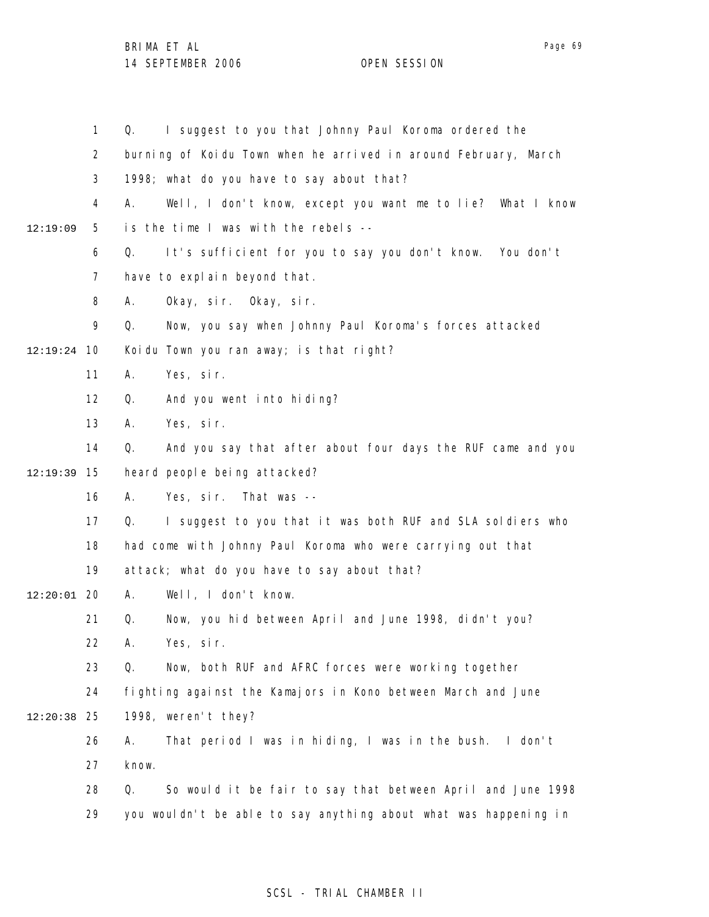1 Q. I suggest to you that Johnny Paul Koroma ordered the
2 burning of Koidu Town when he arrived in around February, March
3 1998; what do you have to say about that?
4 A. Well, I don't know, except you want me to lie? What I know
12:19:09 5 is the time I was with the rebels --
6 Q. It's sufficient for you to say you don't know. You don't
7 have to explain beyond that.
8 A. Okay, sir. Okay, sir.
9 Q. Now, you say when Johnny Paul Koroma's forces attacked
12:19:24 10 Koidu Town you ran away; is that right?
11 A. Yes, sir.
12 Q. And you went into hiding?
13 A. Yes, sir.
14 Q. And you say that after about four days the RUF came and you
12:19:39 15 heard people being attacked?
16 A. Yes, sir. That was --
17 Q. I suggest to you that it was both RUF and SLA soldiers who
18 had come with Johnny Paul Koroma who were carrying out that
19 attack; what do you have to say about that?
12:20:01 20 A. Well, I don't know.
21 Q. Now, you hid between April and June 1998, didn't you?
22 A. Yes, sir.
23 Q. Now, both RUF and AFRC forces were working together
24 fighting against the Kamajors in Kono between March and June
12:20:38 25 1998, weren't they?
26 A. That period I was in hiding, I was in the bush. I don't
27 know.
28 Q. So would it be fair to say that between April and June 1998
29 you wouldn't be able to say anything about what was happening in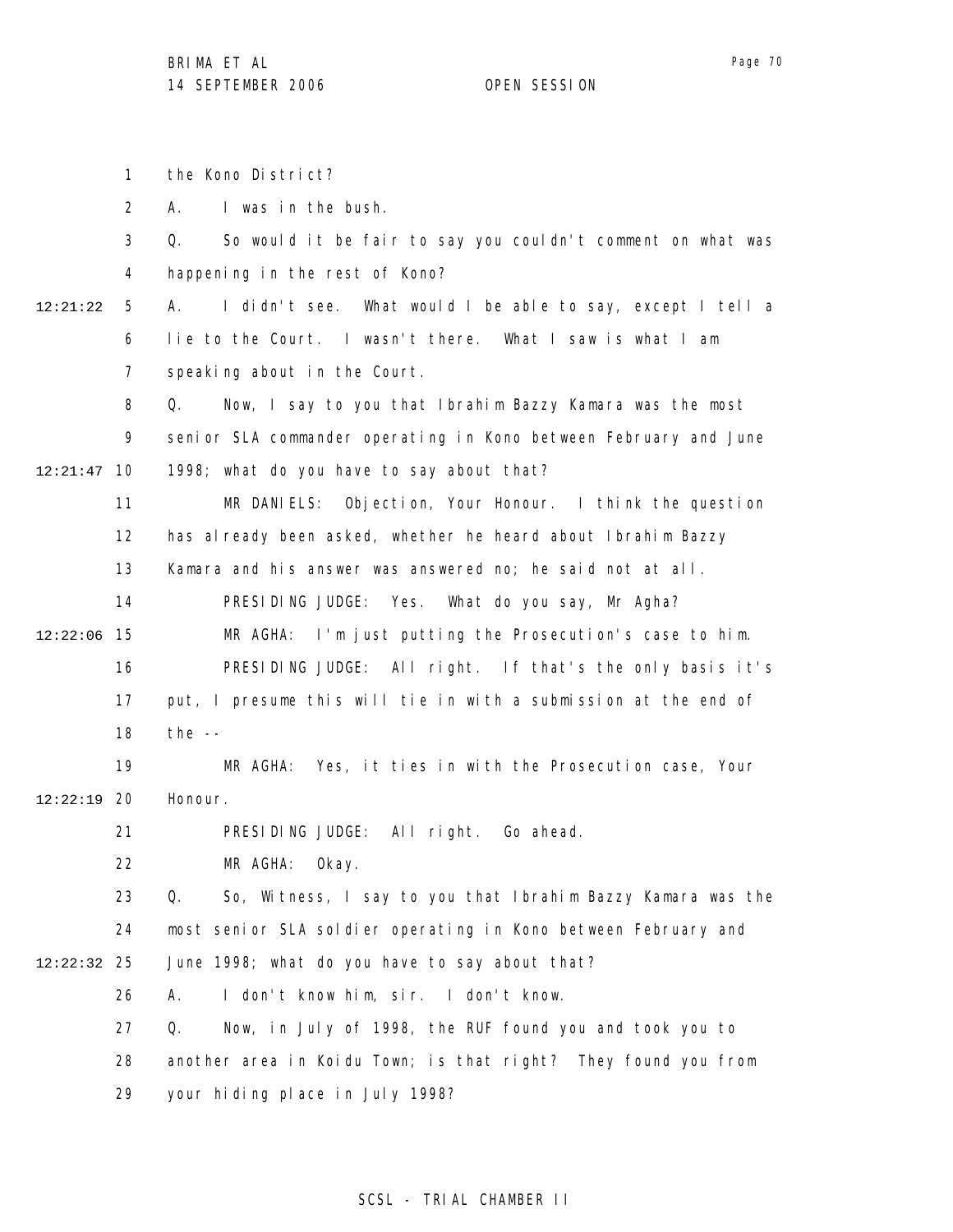the Kono District?

A. I was in the bush.

Q. So would it be fair to say you couldn't comment on what was happening in the rest of Kono?

A. I didn't see. What would I be able to say, except I tell a lie to the Court. I wasn't there. What I saw is what I am speaking about in the Court.

Q. Now, I say to you that Ibrahim Bazzy Kamara was the most senior SLA commander operating in Kono between February and June 1998; what do you have to say about that?

MR DANIELS: Objection, Your Honour. I think the question has already been asked, whether he heard about Ibrahim Bazzy Kamara and his answer was answered no; he said not at all.

PRESIDING JUDGE: Yes. What do you say, Mr Agha?

MR AGHA: I'm just putting the Prosecution's case to him.

PRESIDING JUDGE: All right. If that's the only basis it's put, I presume this will tie in with a submission at the end of the --

MR AGHA: Yes, it ties in with the Prosecution case, Your Honour.

PRESIDING JUDGE: All right. Go ahead.

MR AGHA: Okay.

Q. So, Witness, I say to you that Ibrahim Bazzy Kamara was the most senior SLA soldier operating in Kono between February and June 1998; what do you have to say about that?

A. I don't know him, sir. I don't know.

Q. Now, in July of 1998, the RUF found you and took you to another area in Koidu Town; is that right? They found you from your hiding place in July 1998?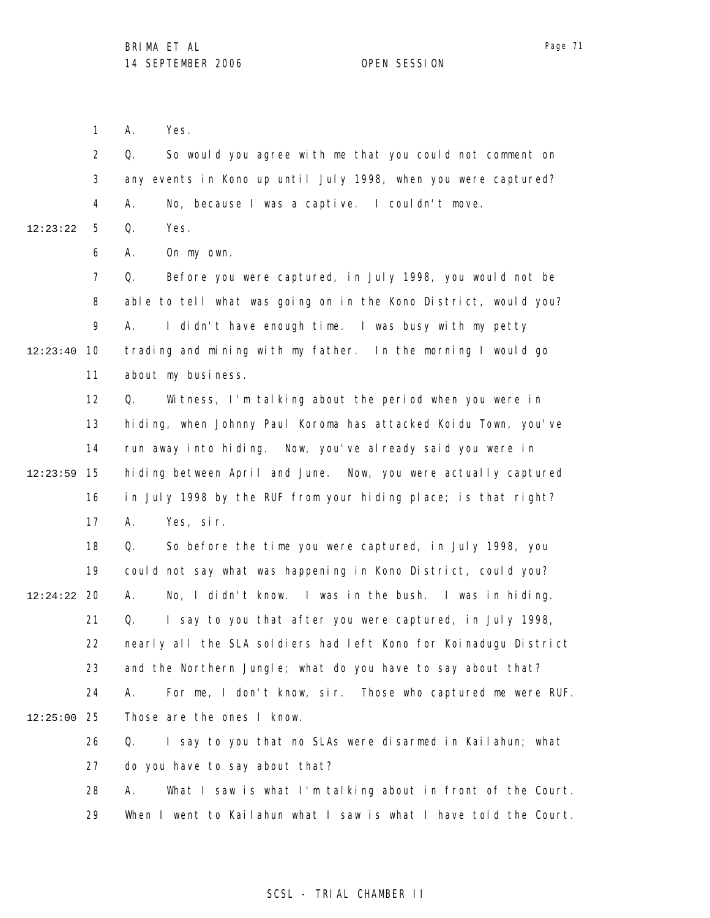A. Yes.

Q. So would you agree with me that you could not comment on any events in Kono up until July 1998, when you were captured?

A. No, because I was a captive. I couldn't move.

Q. Yes.

A. On my own.

Q. Before you were captured, in July 1998, you would not be able to tell what was going on in the Kono District, would you?

A. I didn't have enough time. I was busy with my petty trading and mining with my father. In the morning I would go about my business.

Q. Witness, I'm talking about the period when you were in hiding, when Johnny Paul Koroma has attacked Koidu Town, you've run away into hiding. Now, you've already said you were in hiding between April and June. Now, you were actually captured in July 1998 by the RUF from your hiding place; is that right?

A. Yes, sir.

Q. So before the time you were captured, in July 1998, you could not say what was happening in Kono District, could you?

A. No, I didn't know. I was in the bush. I was in hiding.

Q. I say to you that after you were captured, in July 1998, nearly all the SLA soldiers had left Kono for Koinadugu District and the Northern Jungle; what do you have to say about that?

A. For me, I don't know, sir. Those who captured me were RUF. Those are the ones I know.

Q. I say to you that no SLAs were disarmed in Kailahun; what do you have to say about that?

A. What I saw is what I'm talking about in front of the Court. When I went to Kailahun what I saw is what I have told the Court.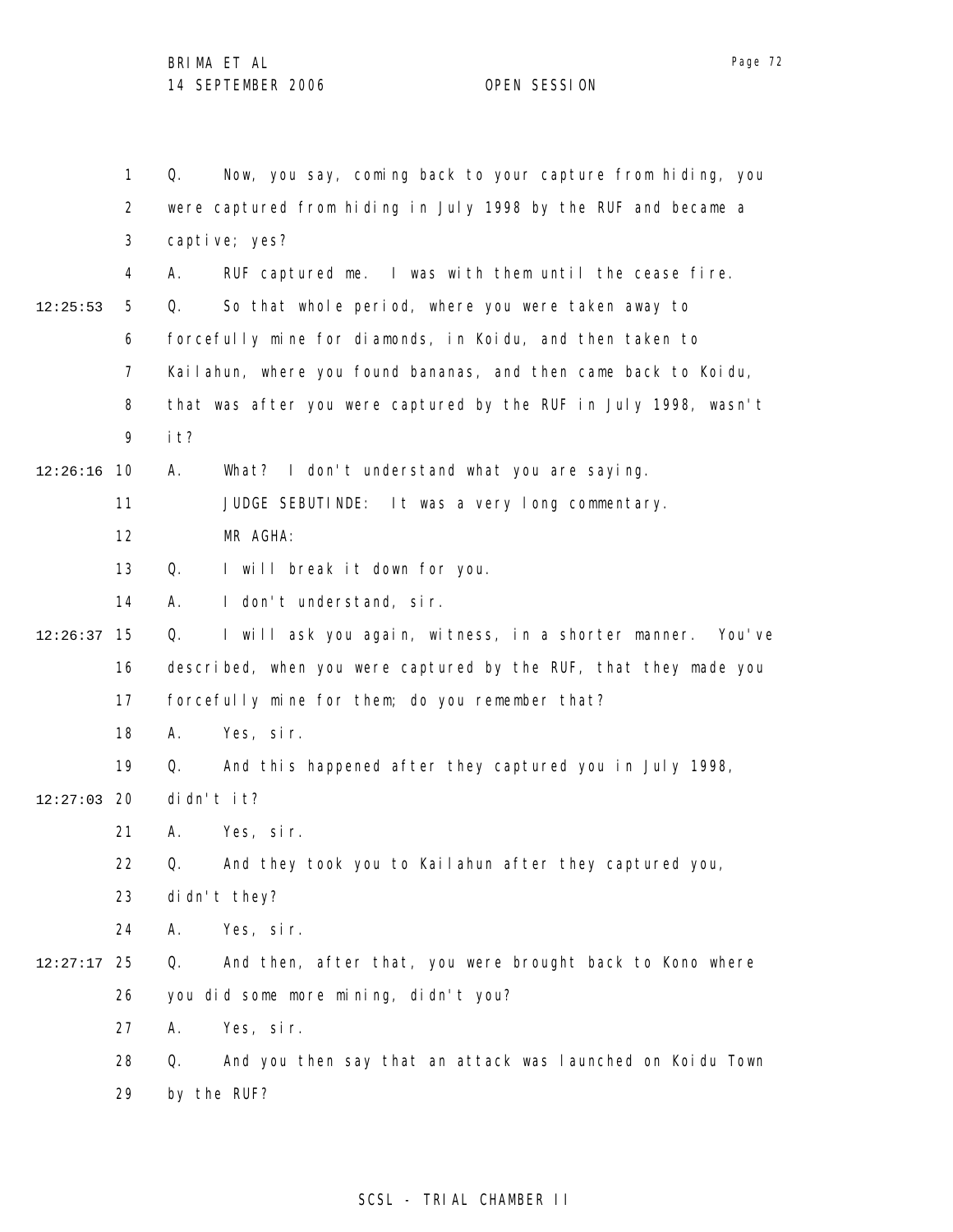Q. Now, you say, coming back to your capture from hiding, you were captured from hiding in July 1998 by the RUF and became a captive; yes?

A. RUF captured me. I was with them until the cease fire.

Q. So that whole period, where you were taken away to forcefully mine for diamonds, in Koidu, and then taken to Kailahun, where you found bananas, and then came back to Koidu, that was after you were captured by the RUF in July 1998, wasn't it?

A. What? I don't understand what you are saying.

JUDGE SEBUTINDE: It was a very long commentary.

MR AGHA:

Q. I will break it down for you.

A. I don't understand, sir.

Q. I will ask you again, witness, in a shorter manner. You've described, when you were captured by the RUF, that they made you forcefully mine for them; do you remember that?

A. Yes, sir.

Q. And this happened after they captured you in July 1998, didn't it?

A. Yes, sir.

Q. And they took you to Kailahun after they captured you, didn't they?

A. Yes, sir.

Q. And then, after that, you were brought back to Kono where you did some more mining, didn't you?

A. Yes, sir.

Q. And you then say that an attack was launched on Koidu Town by the RUF?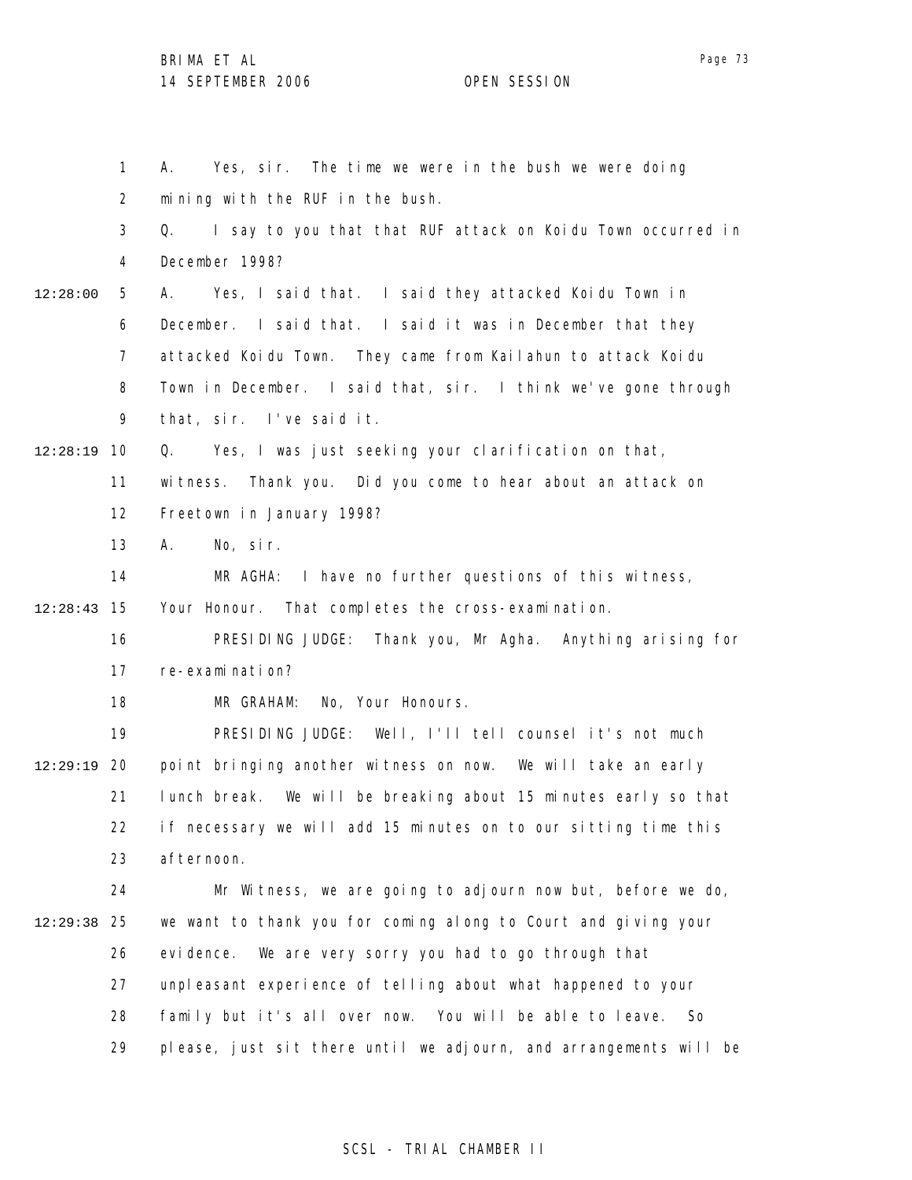A. Yes, sir. The time we were in the bush we were doing mining with the RUF in the bush.

Q. I say to you that that RUF attack on Koidu Town occurred in December 1998?

A. Yes, I said that. I said they attacked Koidu Town in December. I said that. I said it was in December that they attacked Koidu Town. They came from Kailahun to attack Koidu Town in December. I said that, sir. I think we've gone through that, sir. I've said it.

Q. Yes, I was just seeking your clarification on that, witness. Thank you. Did you come to hear about an attack on Freetown in January 1998?

A. No, sir.

MR AGHA: I have no further questions of this witness, Your Honour. That completes the cross-examination.

PRESIDING JUDGE: Thank you, Mr Agha. Anything arising for re-examination?

MR GRAHAM: No, Your Honours.

PRESIDING JUDGE: Well, I'll tell counsel it's not much point bringing another witness on now. We will take an early lunch break. We will be breaking about 15 minutes early so that if necessary we will add 15 minutes on to our sitting time this afternoon.

Mr Witness, we are going to adjourn now but, before we do, we want to thank you for coming along to Court and giving your evidence. We are very sorry you had to go through that unpleasant experience of telling about what happened to your family but it's all over now. You will be able to leave. So please, just sit there until we adjourn, and arrangements will be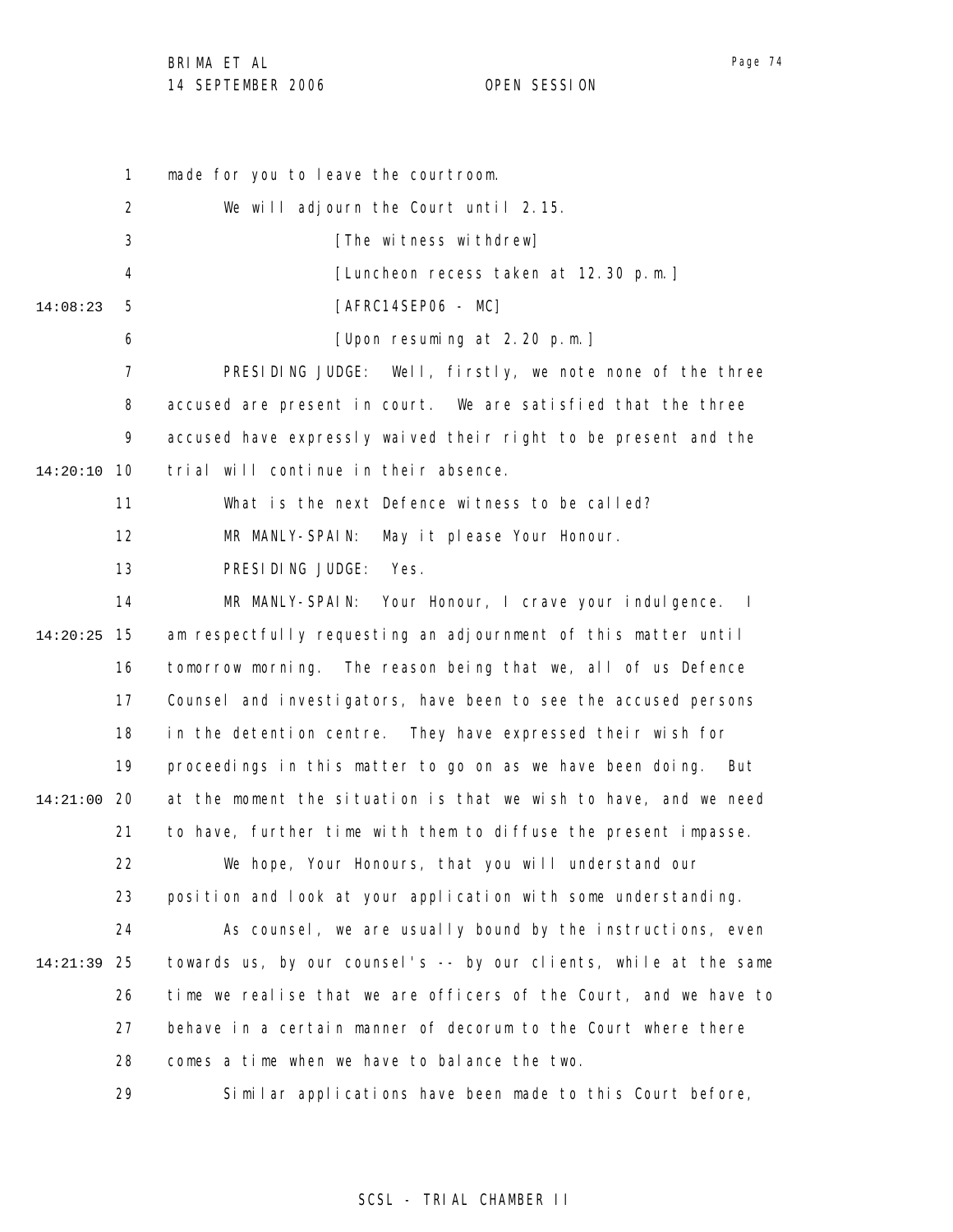made for you to leave the courtroom.

We will adjourn the Court until 2.15.

[The witness withdrew]

[Luncheon recess taken at 12.30 p.m.]

[AFRC14SEP06 - MC]

[Upon resuming at 2.20 p.m.]

PRESIDING JUDGE: Well, firstly, we note none of the three accused are present in court. We are satisfied that the three accused have expressly waived their right to be present and the trial will continue in their absence.

What is the next Defence witness to be called?

MR MANLY-SPAIN: May it please Your Honour.

PRESIDING JUDGE: Yes.

MR MANLY-SPAIN: Your Honour, I crave your indulgence. I am respectfully requesting an adjournment of this matter until tomorrow morning. The reason being that we, all of us Defence Counsel and investigators, have been to see the accused persons in the detention centre. They have expressed their wish for proceedings in this matter to go on as we have been doing. But at the moment the situation is that we wish to have, and we need to have, further time with them to diffuse the present impasse.

We hope, Your Honours, that you will understand our position and look at your application with some understanding.

As counsel, we are usually bound by the instructions, even towards us, by our counsel's -- by our clients, while at the same time we realise that we are officers of the Court, and we have to behave in a certain manner of decorum to the Court where there comes a time when we have to balance the two.

Similar applications have been made to this Court before,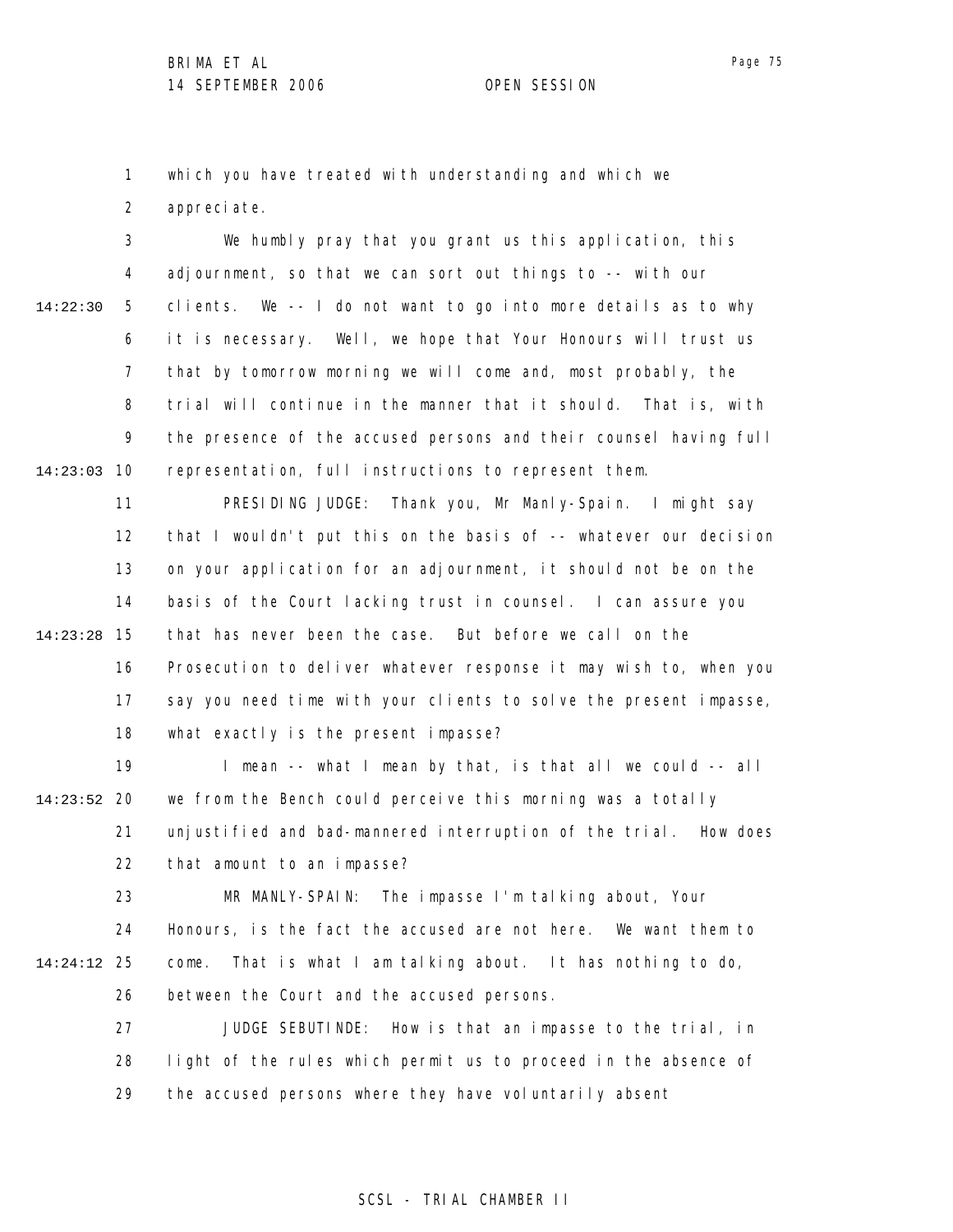which you have treated with understanding and which we appreciate.

We humbly pray that you grant us this application, this adjournment, so that we can sort out things to -- with our clients. We -- I do not want to go into more details as to why it is necessary. Well, we hope that Your Honours will trust us that by tomorrow morning we will come and, most probably, the trial will continue in the manner that it should. That is, with the presence of the accused persons and their counsel having full representation, full instructions to represent them.

PRESIDING JUDGE: Thank you, Mr Manly-Spain. I might say that I wouldn't put this on the basis of -- whatever our decision on your application for an adjournment, it should not be on the basis of the Court lacking trust in counsel. I can assure you that has never been the case. But before we call on the Prosecution to deliver whatever response it may wish to, when you say you need time with your clients to solve the present impasse, what exactly is the present impasse?

I mean -- what I mean by that, is that all we could -- all we from the Bench could perceive this morning was a totally unjustified and bad-mannered interruption of the trial. How does that amount to an impasse?

MR MANLY-SPAIN: The impasse I'm talking about, Your Honours, is the fact the accused are not here. We want them to come. That is what I am talking about. It has nothing to do, between the Court and the accused persons.

JUDGE SEBUTINDE: How is that an impasse to the trial, in light of the rules which permit us to proceed in the absence of the accused persons where they have voluntarily absent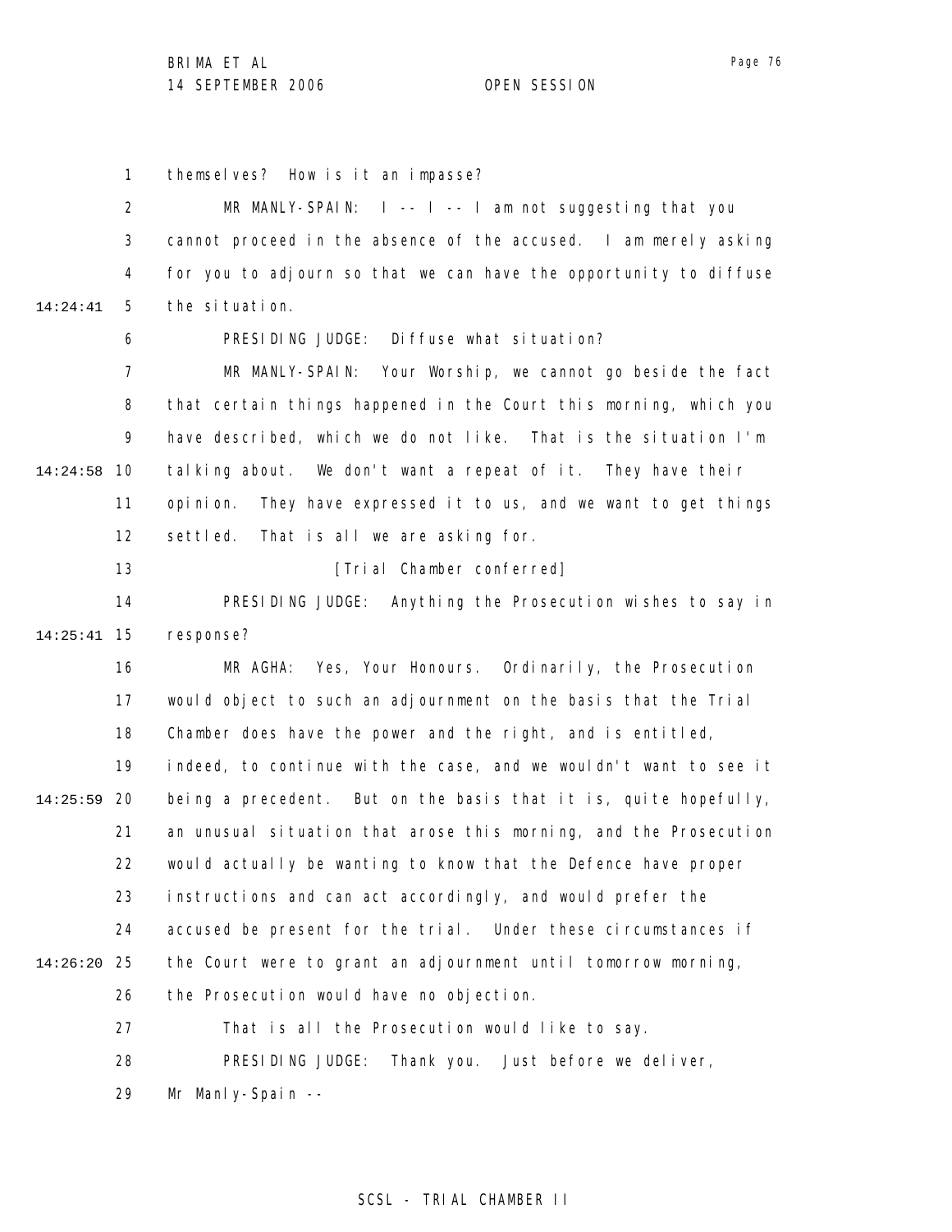themselves? How is it an impasse?

MR MANLY-SPAIN: I -- I -- I am not suggesting that you cannot proceed in the absence of the accused. I am merely asking for you to adjourn so that we can have the opportunity to diffuse the situation.

PRESIDING JUDGE: Diffuse what situation?

MR MANLY-SPAIN: Your Worship, we cannot go beside the fact that certain things happened in the Court this morning, which you have described, which we do not like. That is the situation I'm talking about. We don't want a repeat of it. They have their opinion. They have expressed it to us, and we want to get things settled. That is all we are asking for.

[Trial Chamber conferred]

PRESIDING JUDGE: Anything the Prosecution wishes to say in response?

MR AGHA: Yes, Your Honours. Ordinarily, the Prosecution would object to such an adjournment on the basis that the Trial Chamber does have the power and the right, and is entitled, indeed, to continue with the case, and we wouldn't want to see it being a precedent. But on the basis that it is, quite hopefully, an unusual situation that arose this morning, and the Prosecution would actually be wanting to know that the Defence have proper instructions and can act accordingly, and would prefer the accused be present for the trial. Under these circumstances if the Court were to grant an adjournment until tomorrow morning, the Prosecution would have no objection.

That is all the Prosecution would like to say.

PRESIDING JUDGE: Thank you. Just before we deliver, Mr Manly-Spain --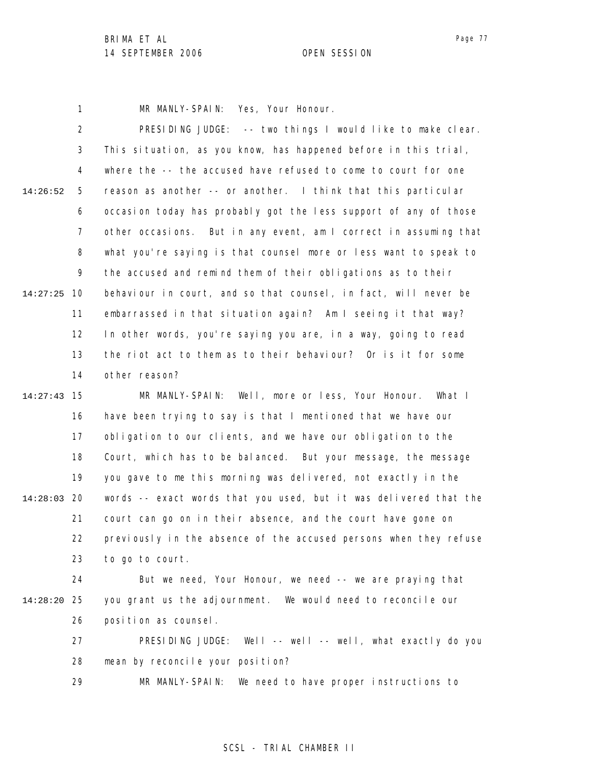MR MANLY-SPAIN: Yes, Your Honour.

PRESIDING JUDGE: -- two things I would like to make clear. This situation, as you know, has happened before in this trial, where the -- the accused have refused to come to court for one reason as another -- or another. I think that this particular occasion today has probably got the less support of any of those other occasions. But in any event, am I correct in assuming that what you're saying is that counsel more or less want to speak to the accused and remind them of their obligations as to their behaviour in court, and so that counsel, in fact, will never be embarrassed in that situation again? Am I seeing it that way? In other words, you're saying you are, in a way, going to read the riot act to them as to their behaviour? Or is it for some other reason?

MR MANLY-SPAIN: Well, more or less, Your Honour. What I have been trying to say is that I mentioned that we have our obligation to our clients, and we have our obligation to the Court, which has to be balanced. But your message, the message you gave to me this morning was delivered, not exactly in the words -- exact words that you used, but it was delivered that the court can go on in their absence, and the court have gone on previously in the absence of the accused persons when they refuse to go to court.

But we need, Your Honour, we need -- we are praying that you grant us the adjournment. We would need to reconcile our position as counsel.

PRESIDING JUDGE: Well -- well -- well, what exactly do you mean by reconcile your position?

MR MANLY-SPAIN: We need to have proper instructions to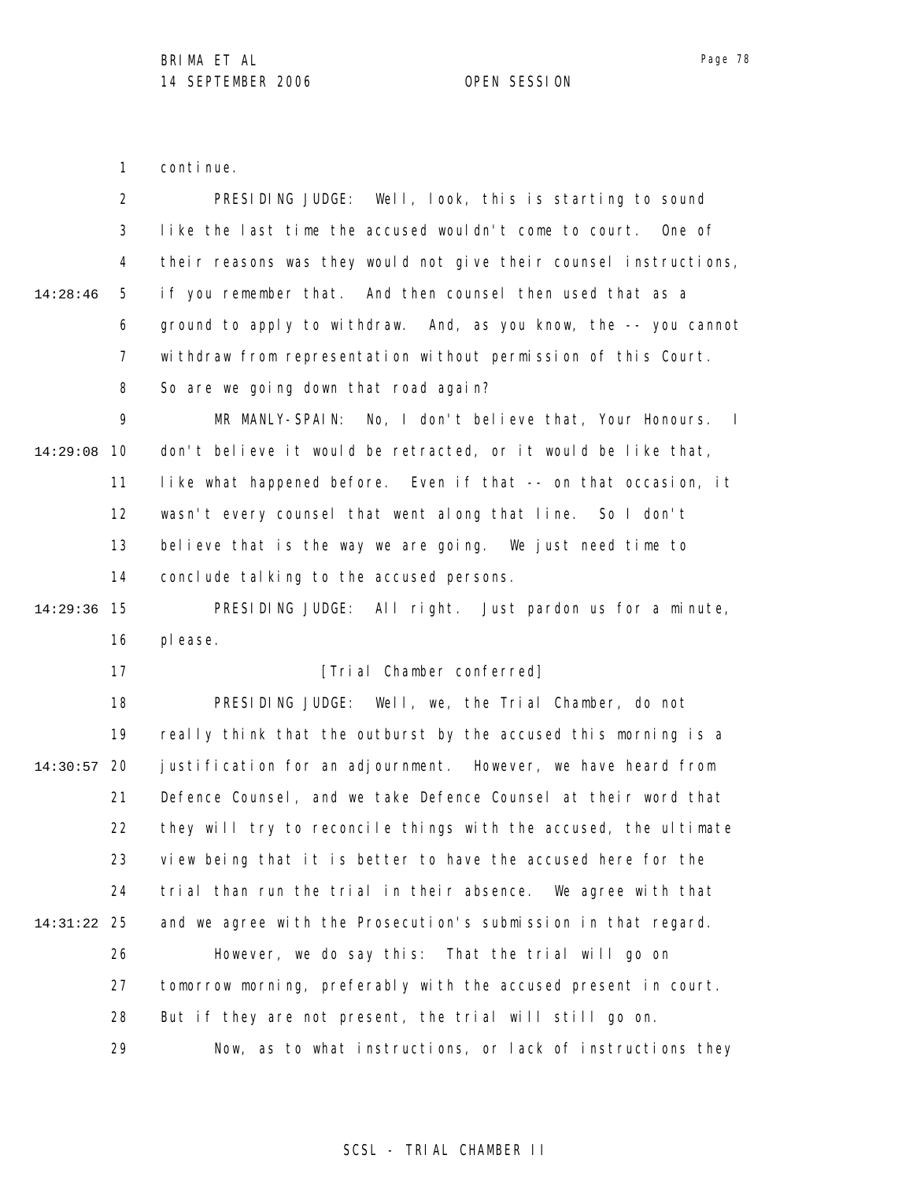continue.

PRESIDING JUDGE: Well, look, this is starting to sound like the last time the accused wouldn't come to court. One of their reasons was they would not give their counsel instructions, if you remember that. And then counsel then used that as a ground to apply to withdraw. And, as you know, the -- you cannot withdraw from representation without permission of this Court. So are we going down that road again?

MR MANLY-SPAIN: No, I don't believe that, Your Honours. I don't believe it would be retracted, or it would be like that, like what happened before. Even if that -- on that occasion, it wasn't every counsel that went along that line. So I don't believe that is the way we are going. We just need time to conclude talking to the accused persons.

PRESIDING JUDGE: All right. Just pardon us for a minute, please.

[Trial Chamber conferred]

PRESIDING JUDGE: Well, we, the Trial Chamber, do not really think that the outburst by the accused this morning is a justification for an adjournment. However, we have heard from Defence Counsel, and we take Defence Counsel at their word that they will try to reconcile things with the accused, the ultimate view being that it is better to have the accused here for the trial than run the trial in their absence. We agree with that and we agree with the Prosecution's submission in that regard.

However, we do say this: That the trial will go on tomorrow morning, preferably with the accused present in court. But if they are not present, the trial will still go on.

Now, as to what instructions, or lack of instructions they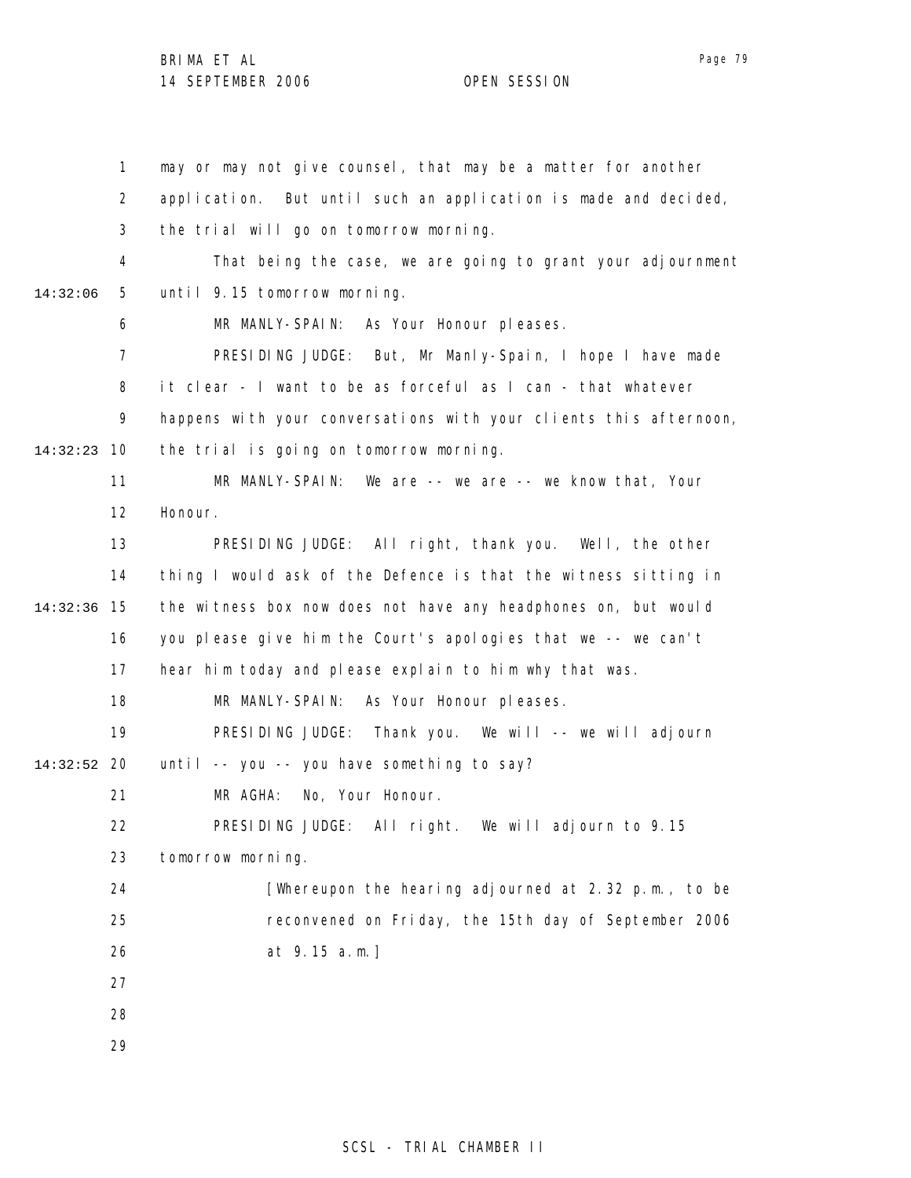may or may not give counsel, that may be a matter for another application. But until such an application is made and decided, the trial will go on tomorrow morning.

That being the case, we are going to grant your adjournment until 9.15 tomorrow morning.

MR MANLY-SPAIN: As Your Honour pleases.

PRESIDING JUDGE: But, Mr Manly-Spain, I hope I have made it clear - I want to be as forceful as I can - that whatever happens with your conversations with your clients this afternoon, the trial is going on tomorrow morning.

MR MANLY-SPAIN: We are -- we are -- we know that, Your Honour.

PRESIDING JUDGE: All right, thank you. Well, the other thing I would ask of the Defence is that the witness sitting in the witness box now does not have any headphones on, but would you please give him the Court's apologies that we -- we can't hear him today and please explain to him why that was.

MR MANLY-SPAIN: As Your Honour pleases.

PRESIDING JUDGE: Thank you. We will -- we will adjourn until -- you -- you have something to say?

MR AGHA: No, Your Honour.

PRESIDING JUDGE: All right. We will adjourn to 9.15 tomorrow morning.

[Whereupon the hearing adjourned at 2.32 p.m., to be reconvened on Friday, the 15th day of September 2006 at 9.15 a.m.]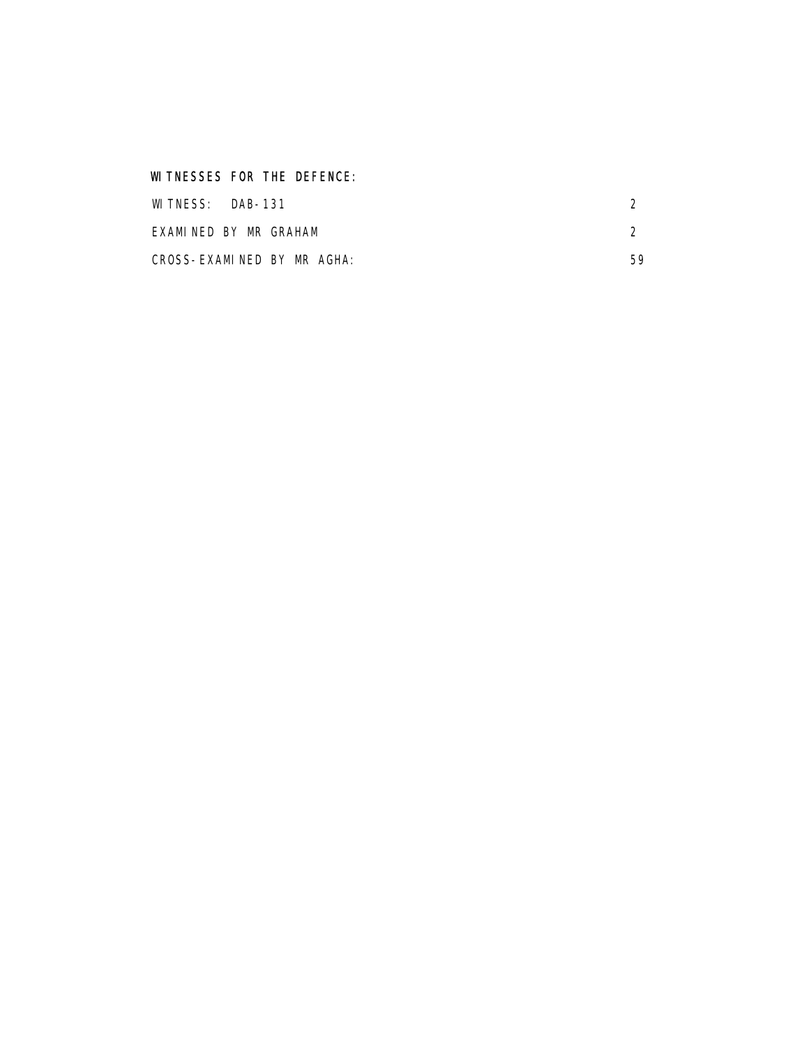**WITNESSES FOR THE DEFENCE:**

| | |
|---|---|
| WITNESS: DAB-131 | 2 |
| EXAMINED BY MR GRAHAM | 2 |
| CROSS-EXAMINED BY MR AGHA: | 59 |